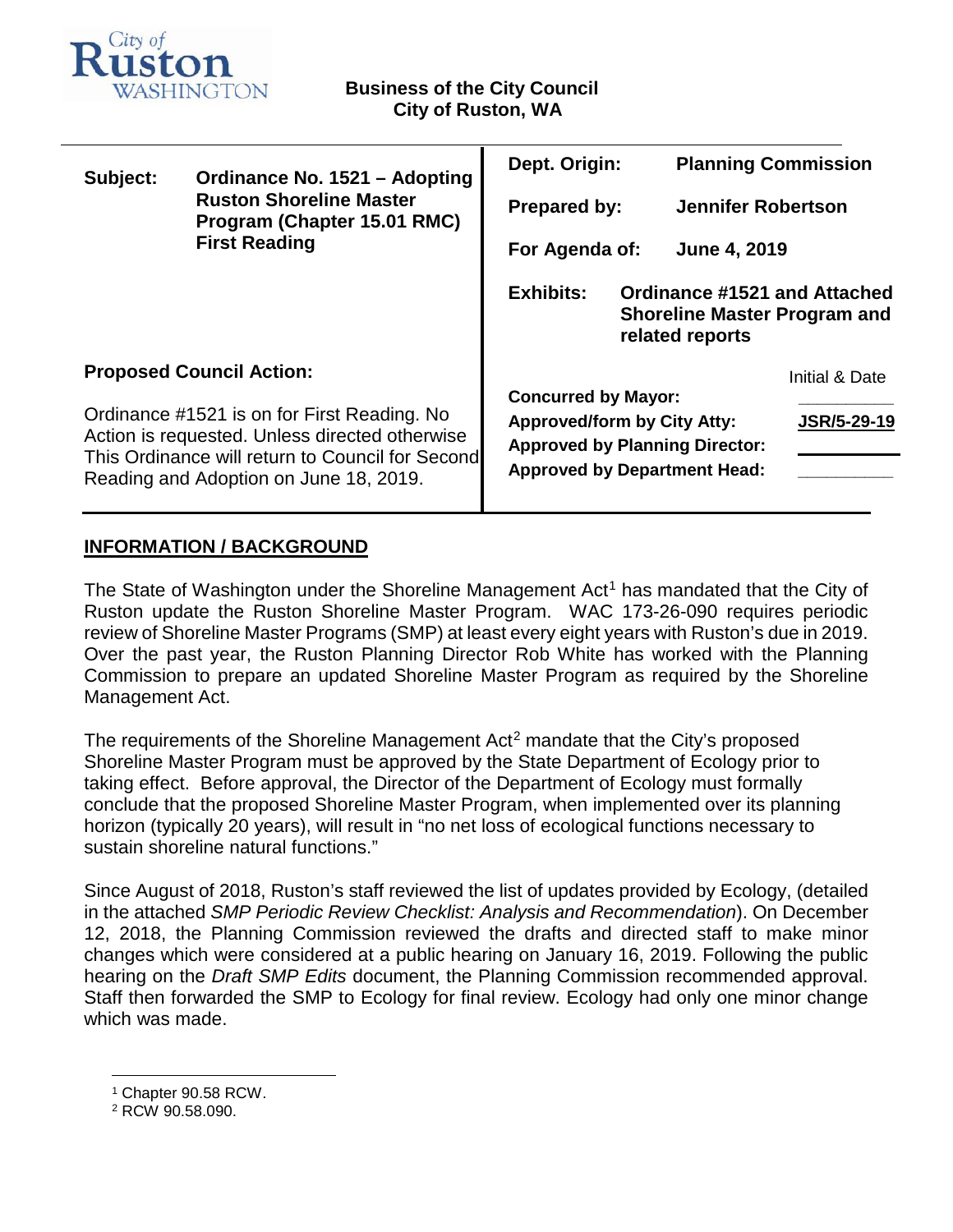City of Ruston WASHINGTON

**Business of the City Council**
**City of Ruston, WA**

| | | | |
|---|---|---|---|
| **Subject:** | **Ordinance No. 1521 – Adopting Ruston Shoreline Master Program (Chapter 15.01 RMC) First Reading** | **Dept. Origin:** | **Planning Commission** |
| | | **Prepared by:** | **Jennifer Robertson** |
| | | **For Agenda of:** | **June 4, 2019** |
| | | **Exhibits:** | **Ordinance #1521 and Attached Shoreline Master Program and related reports** |

**Proposed Council Action:**

Ordinance #1521 is on for First Reading. No Action is requested. Unless directed otherwise This Ordinance will return to Council for Second Reading and Adoption on June 18, 2019.

| | Initial & Date |
|---|---|
| **Concurred by Mayor:** | ________ |
| **Approved/form by City Atty:** | **JSR/5-29-19** |
| **Approved by Planning Director:** | ________ |
| **Approved by Department Head:** | ________ |

## INFORMATION / BACKGROUND

The State of Washington under the Shoreline Management Act[1] has mandated that the City of Ruston update the Ruston Shoreline Master Program. WAC 173-26-090 requires periodic review of Shoreline Master Programs (SMP) at least every eight years with Ruston's due in 2019. Over the past year, the Ruston Planning Director Rob White has worked with the Planning Commission to prepare an updated Shoreline Master Program as required by the Shoreline Management Act.

The requirements of the Shoreline Management Act[2] mandate that the City's proposed Shoreline Master Program must be approved by the State Department of Ecology prior to taking effect. Before approval, the Director of the Department of Ecology must formally conclude that the proposed Shoreline Master Program, when implemented over its planning horizon (typically 20 years), will result in "no net loss of ecological functions necessary to sustain shoreline natural functions."

Since August of 2018, Ruston's staff reviewed the list of updates provided by Ecology, (detailed in the attached *SMP Periodic Review Checklist: Analysis and Recommendation*). On December 12, 2018, the Planning Commission reviewed the drafts and directed staff to make minor changes which were considered at a public hearing on January 16, 2019. Following the public hearing on the *Draft SMP Edits* document, the Planning Commission recommended approval. Staff then forwarded the SMP to Ecology for final review. Ecology had only one minor change which was made.

---

[1] Chapter 90.58 RCW.

[2] RCW 90.58.090.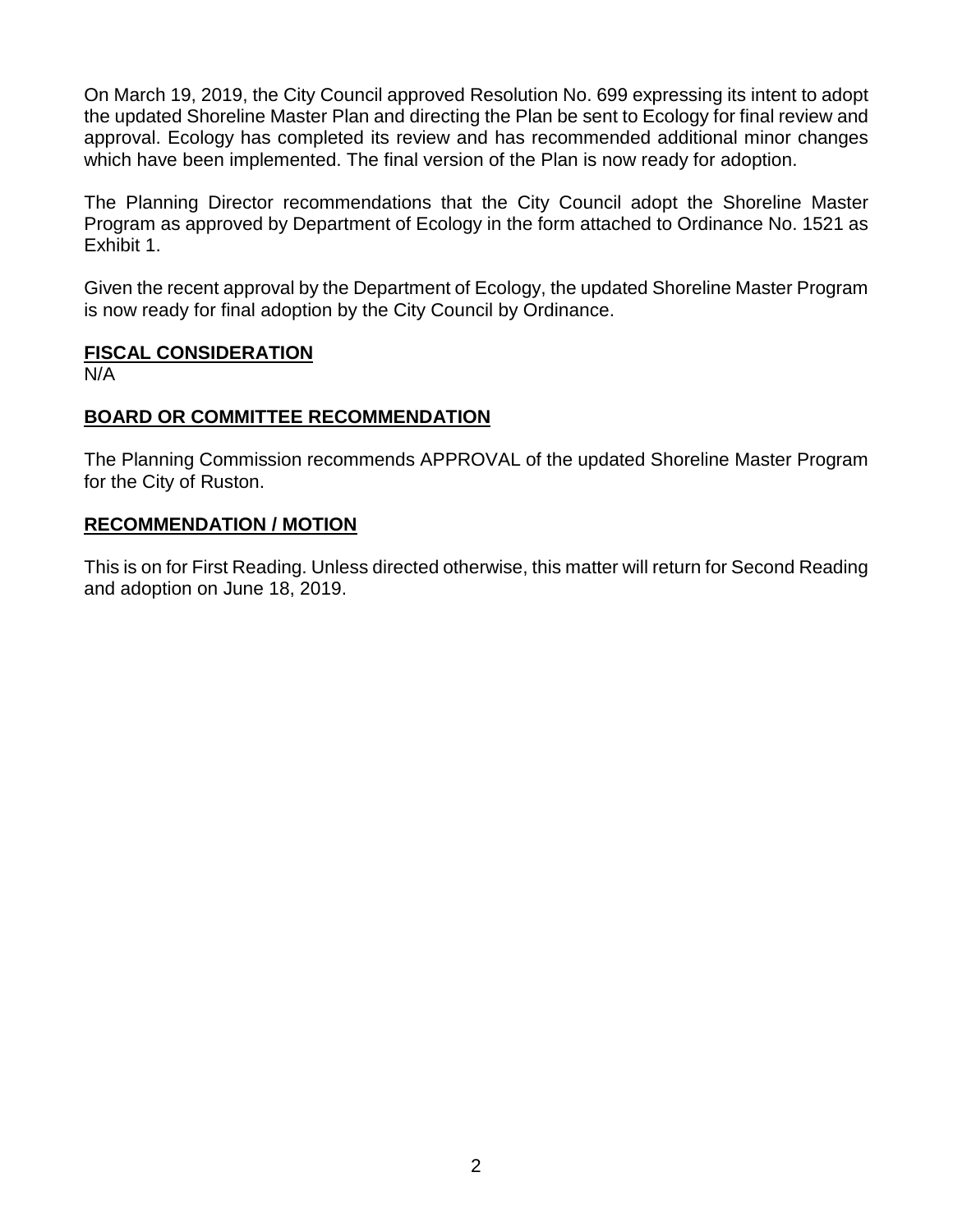On March 19, 2019, the City Council approved Resolution No. 699 expressing its intent to adopt the updated Shoreline Master Plan and directing the Plan be sent to Ecology for final review and approval. Ecology has completed its review and has recommended additional minor changes which have been implemented. The final version of the Plan is now ready for adoption.

The Planning Director recommendations that the City Council adopt the Shoreline Master Program as approved by Department of Ecology in the form attached to Ordinance No. 1521 as Exhibit 1.

Given the recent approval by the Department of Ecology, the updated Shoreline Master Program is now ready for final adoption by the City Council by Ordinance.

## FISCAL CONSIDERATION

N/A

## BOARD OR COMMITTEE RECOMMENDATION

The Planning Commission recommends APPROVAL of the updated Shoreline Master Program for the City of Ruston.

## RECOMMENDATION / MOTION

This is on for First Reading. Unless directed otherwise, this matter will return for Second Reading and adoption on June 18, 2019.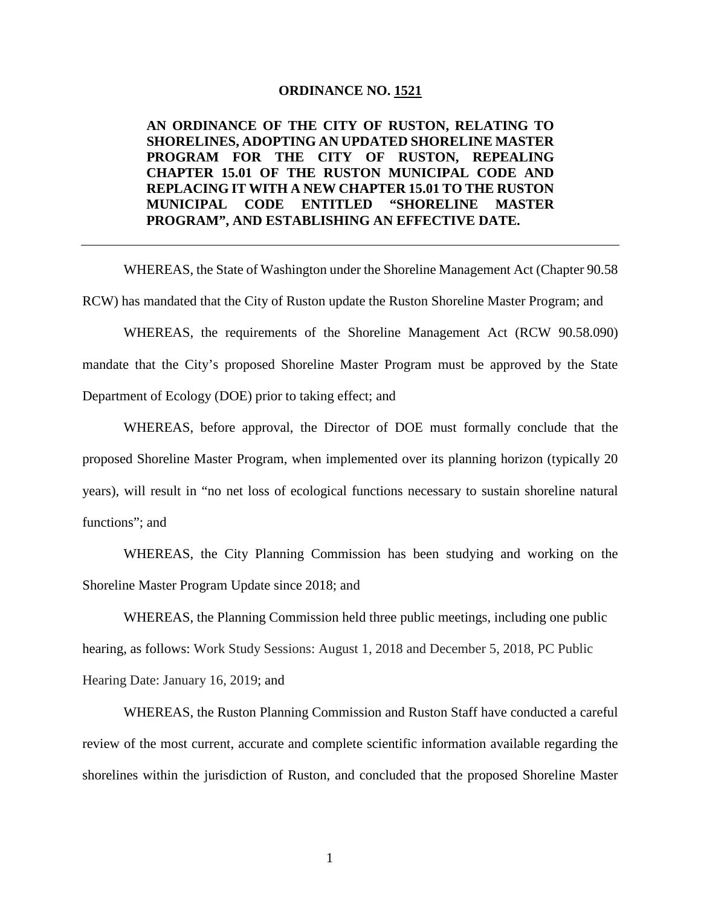**ORDINANCE NO. 1521**

**AN ORDINANCE OF THE CITY OF RUSTON, RELATING TO SHORELINES, ADOPTING AN UPDATED SHORELINE MASTER PROGRAM FOR THE CITY OF RUSTON, REPEALING CHAPTER 15.01 OF THE RUSTON MUNICIPAL CODE AND REPLACING IT WITH A NEW CHAPTER 15.01 TO THE RUSTON MUNICIPAL CODE ENTITLED "SHORELINE MASTER PROGRAM", AND ESTABLISHING AN EFFECTIVE DATE.**

---

WHEREAS, the State of Washington under the Shoreline Management Act (Chapter 90.58 RCW) has mandated that the City of Ruston update the Ruston Shoreline Master Program; and

WHEREAS, the requirements of the Shoreline Management Act (RCW 90.58.090) mandate that the City's proposed Shoreline Master Program must be approved by the State Department of Ecology (DOE) prior to taking effect; and

WHEREAS, before approval, the Director of DOE must formally conclude that the proposed Shoreline Master Program, when implemented over its planning horizon (typically 20 years), will result in "no net loss of ecological functions necessary to sustain shoreline natural functions"; and

WHEREAS, the City Planning Commission has been studying and working on the Shoreline Master Program Update since 2018; and

WHEREAS, the Planning Commission held three public meetings, including one public hearing, as follows: Work Study Sessions: August 1, 2018 and December 5, 2018, PC Public Hearing Date: January 16, 2019; and

WHEREAS, the Ruston Planning Commission and Ruston Staff have conducted a careful review of the most current, accurate and complete scientific information available regarding the shorelines within the jurisdiction of Ruston, and concluded that the proposed Shoreline Master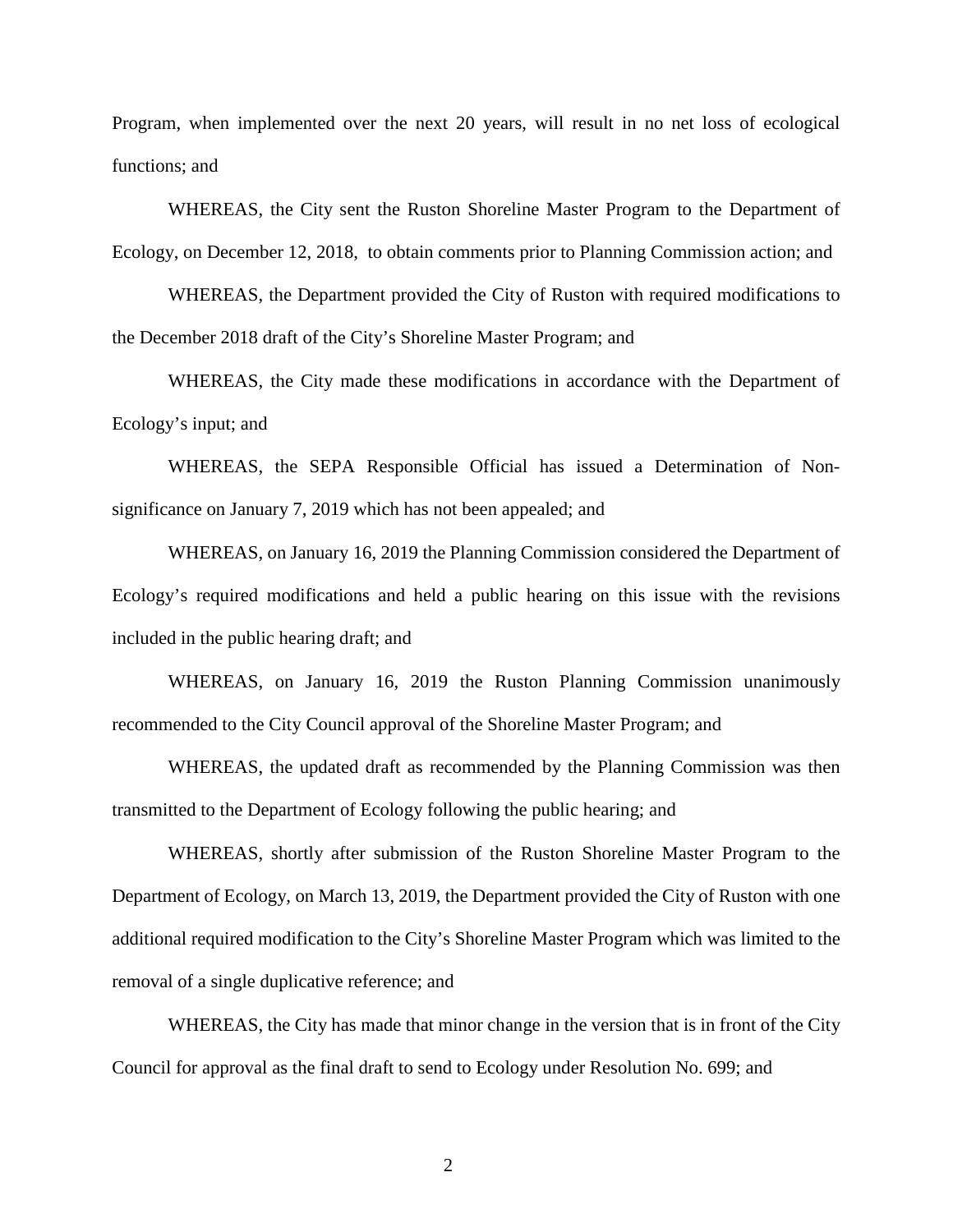Program, when implemented over the next 20 years, will result in no net loss of ecological functions; and

WHEREAS, the City sent the Ruston Shoreline Master Program to the Department of Ecology, on December 12, 2018, to obtain comments prior to Planning Commission action; and

WHEREAS, the Department provided the City of Ruston with required modifications to the December 2018 draft of the City's Shoreline Master Program; and

WHEREAS, the City made these modifications in accordance with the Department of Ecology's input; and

WHEREAS, the SEPA Responsible Official has issued a Determination of Non-significance on January 7, 2019 which has not been appealed; and

WHEREAS, on January 16, 2019 the Planning Commission considered the Department of Ecology's required modifications and held a public hearing on this issue with the revisions included in the public hearing draft; and

WHEREAS, on January 16, 2019 the Ruston Planning Commission unanimously recommended to the City Council approval of the Shoreline Master Program; and

WHEREAS, the updated draft as recommended by the Planning Commission was then transmitted to the Department of Ecology following the public hearing; and

WHEREAS, shortly after submission of the Ruston Shoreline Master Program to the Department of Ecology, on March 13, 2019, the Department provided the City of Ruston with one additional required modification to the City's Shoreline Master Program which was limited to the removal of a single duplicative reference; and

WHEREAS, the City has made that minor change in the version that is in front of the City Council for approval as the final draft to send to Ecology under Resolution No. 699; and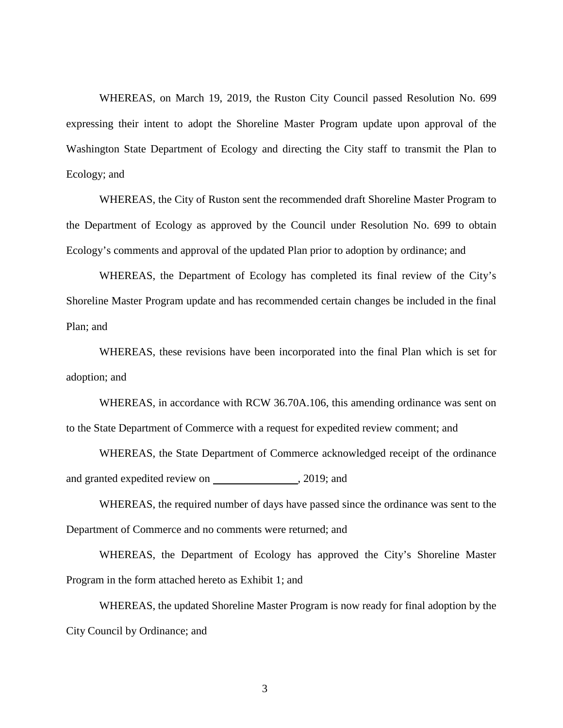WHEREAS, on March 19, 2019, the Ruston City Council passed Resolution No. 699 expressing their intent to adopt the Shoreline Master Program update upon approval of the Washington State Department of Ecology and directing the City staff to transmit the Plan to Ecology; and

WHEREAS, the City of Ruston sent the recommended draft Shoreline Master Program to the Department of Ecology as approved by the Council under Resolution No. 699 to obtain Ecology's comments and approval of the updated Plan prior to adoption by ordinance; and

WHEREAS, the Department of Ecology has completed its final review of the City's Shoreline Master Program update and has recommended certain changes be included in the final Plan; and

WHEREAS, these revisions have been incorporated into the final Plan which is set for adoption; and

WHEREAS, in accordance with RCW 36.70A.106, this amending ordinance was sent on to the State Department of Commerce with a request for expedited review comment; and

WHEREAS, the State Department of Commerce acknowledged receipt of the ordinance and granted expedited review on \_\_\_\_\_\_\_\_\_\_\_\_\_\_\_\_, 2019; and

WHEREAS, the required number of days have passed since the ordinance was sent to the Department of Commerce and no comments were returned; and

WHEREAS, the Department of Ecology has approved the City's Shoreline Master Program in the form attached hereto as Exhibit 1; and

WHEREAS, the updated Shoreline Master Program is now ready for final adoption by the City Council by Ordinance; and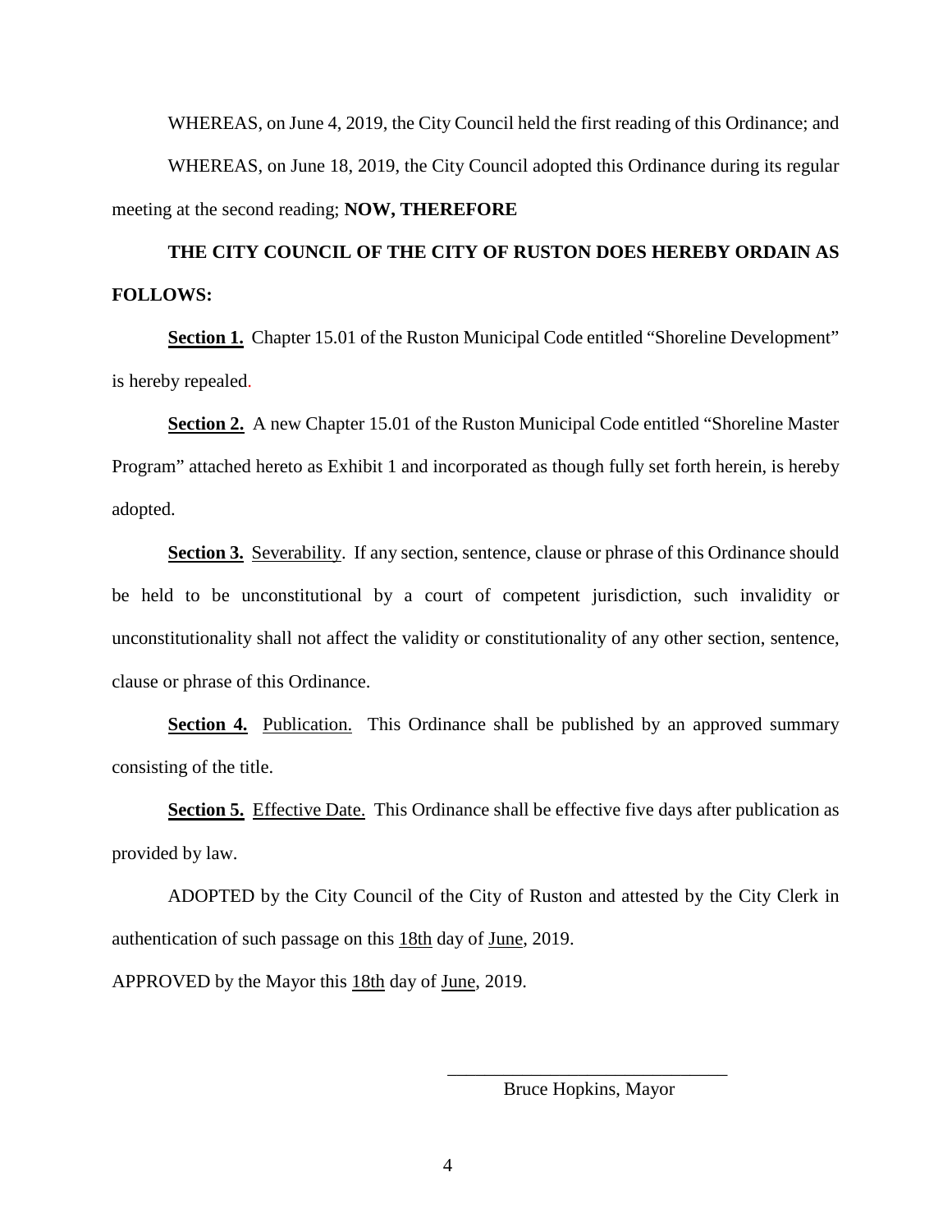WHEREAS, on June 4, 2019, the City Council held the first reading of this Ordinance; and

WHEREAS, on June 18, 2019, the City Council adopted this Ordinance during its regular meeting at the second reading; **NOW, THEREFORE**

**THE CITY COUNCIL OF THE CITY OF RUSTON DOES HEREBY ORDAIN AS FOLLOWS:**

**Section 1.** Chapter 15.01 of the Ruston Municipal Code entitled "Shoreline Development" is hereby repealed.

**Section 2.** A new Chapter 15.01 of the Ruston Municipal Code entitled "Shoreline Master Program" attached hereto as Exhibit 1 and incorporated as though fully set forth herein, is hereby adopted.

**Section 3.** Severability. If any section, sentence, clause or phrase of this Ordinance should be held to be unconstitutional by a court of competent jurisdiction, such invalidity or unconstitutionality shall not affect the validity or constitutionality of any other section, sentence, clause or phrase of this Ordinance.

**Section 4.** Publication. This Ordinance shall be published by an approved summary consisting of the title.

**Section 5.** Effective Date. This Ordinance shall be effective five days after publication as provided by law.

ADOPTED by the City Council of the City of Ruston and attested by the City Clerk in authentication of such passage on this 18th day of June, 2019.

APPROVED by the Mayor this 18th day of June, 2019.

\_\_\_\_\_\_\_\_\_\_\_\_\_\_\_\_\_\_\_\_\_\_\_\_\_\_\_\_\_\_

Bruce Hopkins, Mayor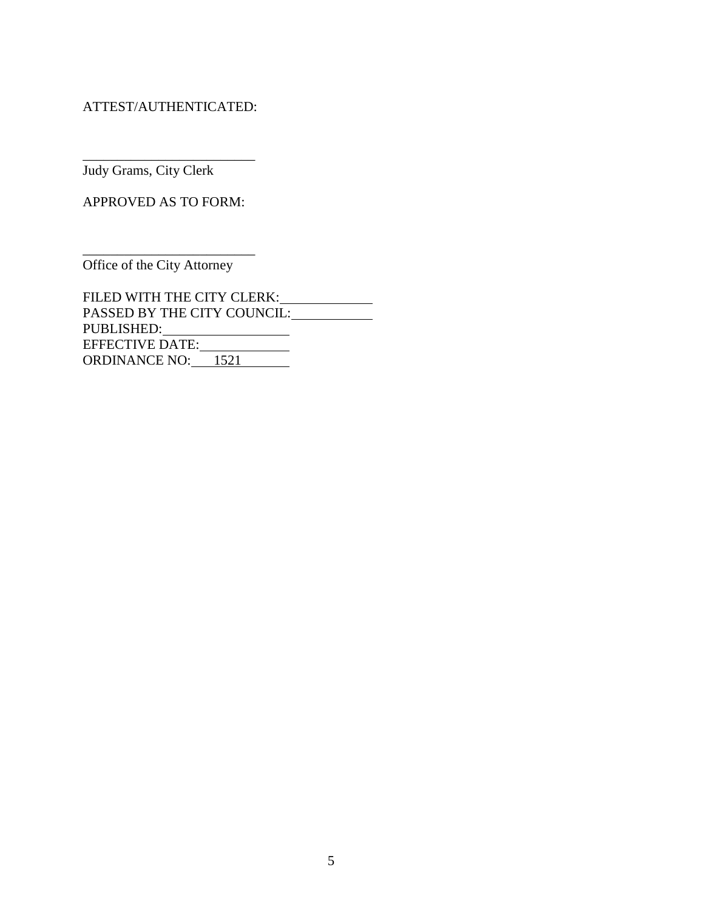ATTEST/AUTHENTICATED:

_________________________
Judy Grams, City Clerk

APPROVED AS TO FORM:

_________________________
Office of the City Attorney

FILED WITH THE CITY CLERK: ____________
PASSED BY THE CITY COUNCIL: ____________
PUBLISHED: ____________
EFFECTIVE DATE: ____________
ORDINANCE NO: 1521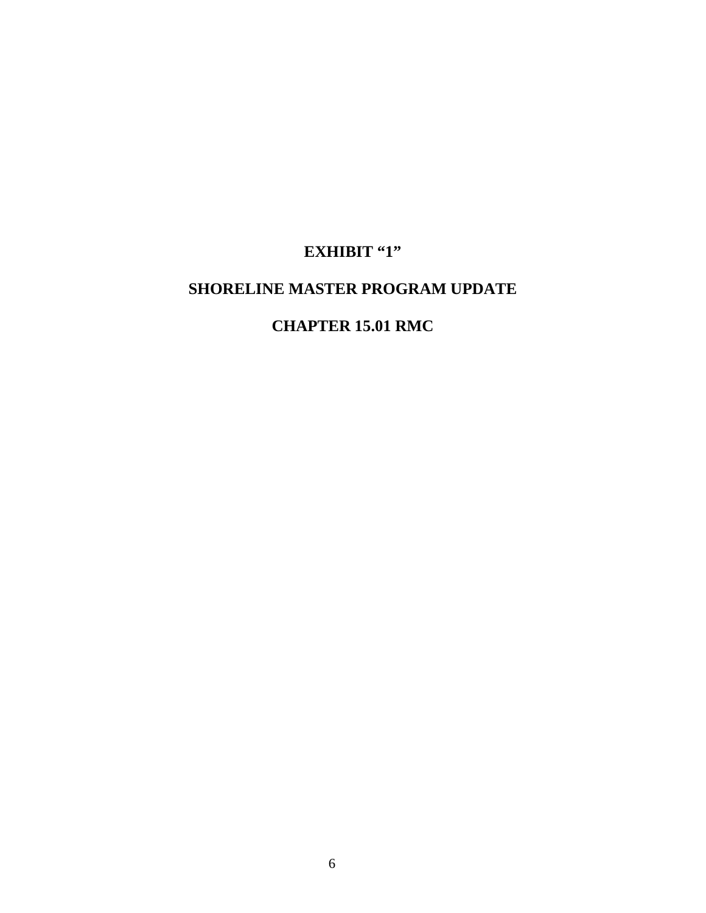# EXHIBIT "1"

# SHORELINE MASTER PROGRAM UPDATE

# CHAPTER 15.01 RMC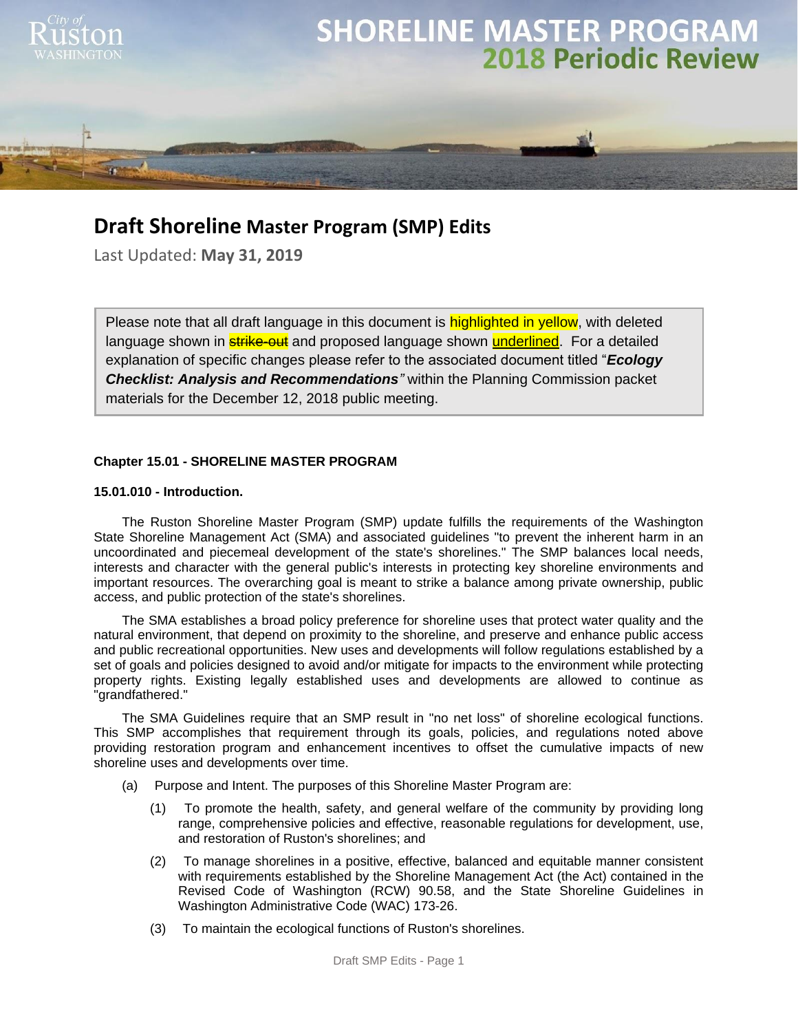# SHORELINE MASTER PROGRAM
## 2018 Periodic Review

## Draft Shoreline Master Program (SMP) Edits

Last Updated: **May 31, 2019**

> Please note that all draft language in this document is highlighted in yellow, with deleted language shown in ~~strike-out~~ and proposed language shown <u>underlined</u>. For a detailed explanation of specific changes please refer to the associated document titled "***Ecology Checklist: Analysis and Recommendations***" within the Planning Commission packet materials for the December 12, 2018 public meeting.

**Chapter 15.01 - SHORELINE MASTER PROGRAM**

**15.01.010 - Introduction.**

The Ruston Shoreline Master Program (SMP) update fulfills the requirements of the Washington State Shoreline Management Act (SMA) and associated guidelines "to prevent the inherent harm in an uncoordinated and piecemeal development of the state's shorelines." The SMP balances local needs, interests and character with the general public's interests in protecting key shoreline environments and important resources. The overarching goal is meant to strike a balance among private ownership, public access, and public protection of the state's shorelines.

The SMA establishes a broad policy preference for shoreline uses that protect water quality and the natural environment, that depend on proximity to the shoreline, and preserve and enhance public access and public recreational opportunities. New uses and developments will follow regulations established by a set of goals and policies designed to avoid and/or mitigate for impacts to the environment while protecting property rights. Existing legally established uses and developments are allowed to continue as "grandfathered."

The SMA Guidelines require that an SMP result in "no net loss" of shoreline ecological functions. This SMP accomplishes that requirement through its goals, policies, and regulations noted above providing restoration program and enhancement incentives to offset the cumulative impacts of new shoreline uses and developments over time.

(a) Purpose and Intent. The purposes of this Shoreline Master Program are:

(1) To promote the health, safety, and general welfare of the community by providing long range, comprehensive policies and effective, reasonable regulations for development, use, and restoration of Ruston's shorelines; and

(2) To manage shorelines in a positive, effective, balanced and equitable manner consistent with requirements established by the Shoreline Management Act (the Act) contained in the Revised Code of Washington (RCW) 90.58, and the State Shoreline Guidelines in Washington Administrative Code (WAC) 173-26.

(3) To maintain the ecological functions of Ruston's shorelines.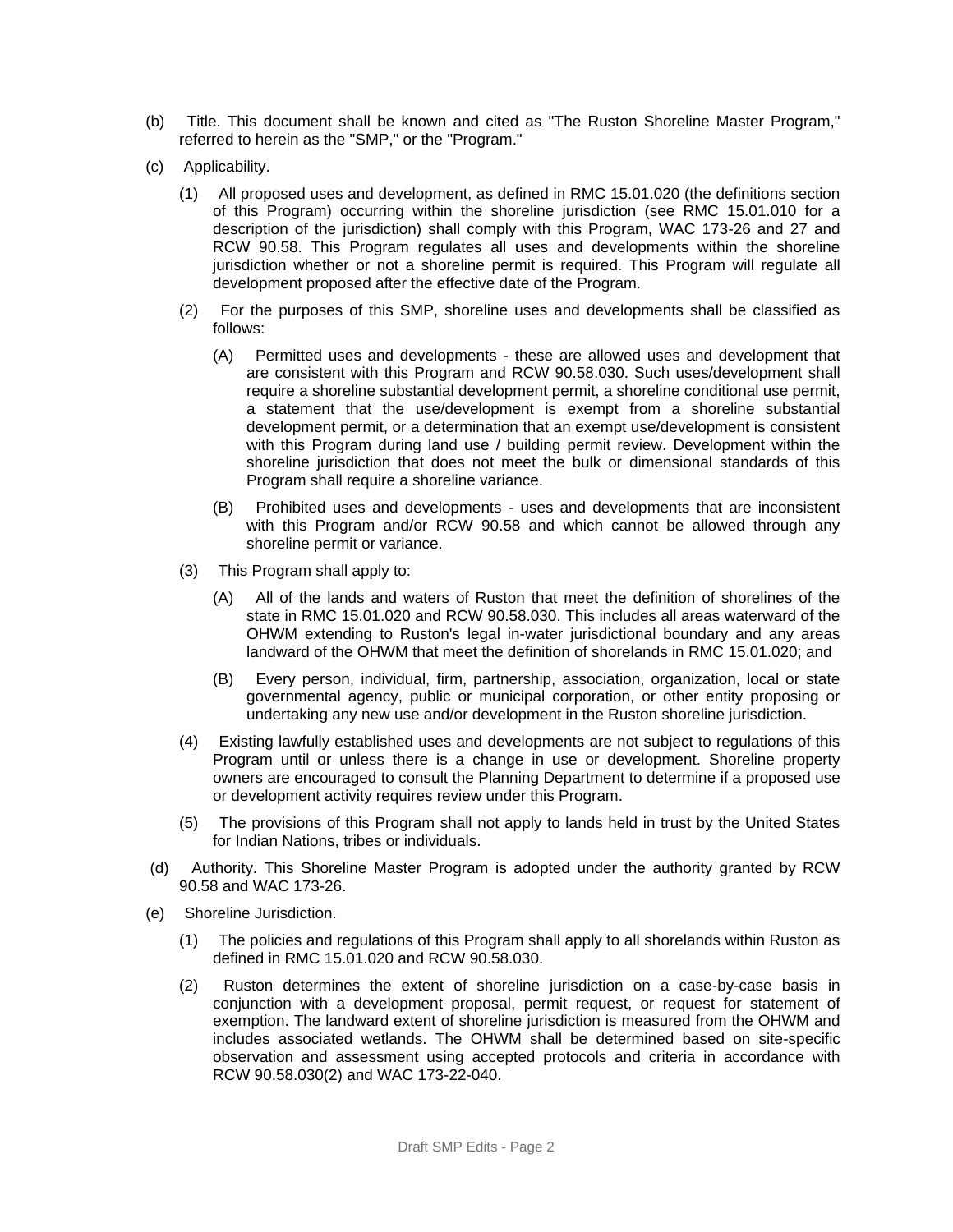(b) Title. This document shall be known and cited as "The Ruston Shoreline Master Program," referred to herein as the "SMP," or the "Program."

(c) Applicability.

(1) All proposed uses and development, as defined in RMC 15.01.020 (the definitions section of this Program) occurring within the shoreline jurisdiction (see RMC 15.01.010 for a description of the jurisdiction) shall comply with this Program, WAC 173-26 and 27 and RCW 90.58. This Program regulates all uses and developments within the shoreline jurisdiction whether or not a shoreline permit is required. This Program will regulate all development proposed after the effective date of the Program.

(2) For the purposes of this SMP, shoreline uses and developments shall be classified as follows:

(A) Permitted uses and developments - these are allowed uses and development that are consistent with this Program and RCW 90.58.030. Such uses/development shall require a shoreline substantial development permit, a shoreline conditional use permit, a statement that the use/development is exempt from a shoreline substantial development permit, or a determination that an exempt use/development is consistent with this Program during land use / building permit review. Development within the shoreline jurisdiction that does not meet the bulk or dimensional standards of this Program shall require a shoreline variance.

(B) Prohibited uses and developments - uses and developments that are inconsistent with this Program and/or RCW 90.58 and which cannot be allowed through any shoreline permit or variance.

(3) This Program shall apply to:

(A) All of the lands and waters of Ruston that meet the definition of shorelines of the state in RMC 15.01.020 and RCW 90.58.030. This includes all areas waterward of the OHWM extending to Ruston's legal in-water jurisdictional boundary and any areas landward of the OHWM that meet the definition of shorelands in RMC 15.01.020; and

(B) Every person, individual, firm, partnership, association, organization, local or state governmental agency, public or municipal corporation, or other entity proposing or undertaking any new use and/or development in the Ruston shoreline jurisdiction.

(4) Existing lawfully established uses and developments are not subject to regulations of this Program until or unless there is a change in use or development. Shoreline property owners are encouraged to consult the Planning Department to determine if a proposed use or development activity requires review under this Program.

(5) The provisions of this Program shall not apply to lands held in trust by the United States for Indian Nations, tribes or individuals.

(d) Authority. This Shoreline Master Program is adopted under the authority granted by RCW 90.58 and WAC 173-26.

(e) Shoreline Jurisdiction.

(1) The policies and regulations of this Program shall apply to all shorelands within Ruston as defined in RMC 15.01.020 and RCW 90.58.030.

(2) Ruston determines the extent of shoreline jurisdiction on a case-by-case basis in conjunction with a development proposal, permit request, or request for statement of exemption. The landward extent of shoreline jurisdiction is measured from the OHWM and includes associated wetlands. The OHWM shall be determined based on site-specific observation and assessment using accepted protocols and criteria in accordance with RCW 90.58.030(2) and WAC 173-22-040.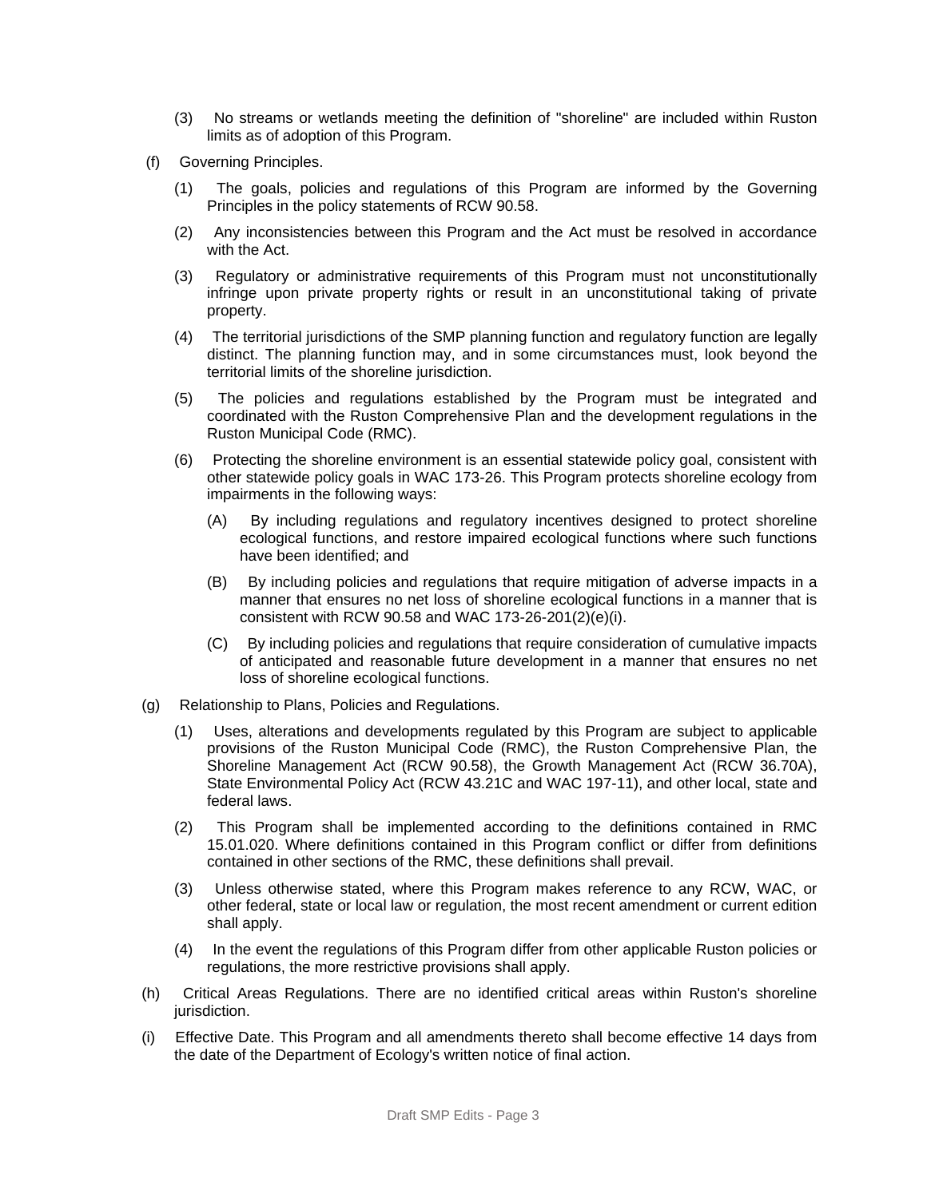(3) No streams or wetlands meeting the definition of "shoreline" are included within Ruston limits as of adoption of this Program.

(f) Governing Principles.

(1) The goals, policies and regulations of this Program are informed by the Governing Principles in the policy statements of RCW 90.58.

(2) Any inconsistencies between this Program and the Act must be resolved in accordance with the Act.

(3) Regulatory or administrative requirements of this Program must not unconstitutionally infringe upon private property rights or result in an unconstitutional taking of private property.

(4) The territorial jurisdictions of the SMP planning function and regulatory function are legally distinct. The planning function may, and in some circumstances must, look beyond the territorial limits of the shoreline jurisdiction.

(5) The policies and regulations established by the Program must be integrated and coordinated with the Ruston Comprehensive Plan and the development regulations in the Ruston Municipal Code (RMC).

(6) Protecting the shoreline environment is an essential statewide policy goal, consistent with other statewide policy goals in WAC 173-26. This Program protects shoreline ecology from impairments in the following ways:

(A) By including regulations and regulatory incentives designed to protect shoreline ecological functions, and restore impaired ecological functions where such functions have been identified; and

(B) By including policies and regulations that require mitigation of adverse impacts in a manner that ensures no net loss of shoreline ecological functions in a manner that is consistent with RCW 90.58 and WAC 173-26-201(2)(e)(i).

(C) By including policies and regulations that require consideration of cumulative impacts of anticipated and reasonable future development in a manner that ensures no net loss of shoreline ecological functions.

(g) Relationship to Plans, Policies and Regulations.

(1) Uses, alterations and developments regulated by this Program are subject to applicable provisions of the Ruston Municipal Code (RMC), the Ruston Comprehensive Plan, the Shoreline Management Act (RCW 90.58), the Growth Management Act (RCW 36.70A), State Environmental Policy Act (RCW 43.21C and WAC 197-11), and other local, state and federal laws.

(2) This Program shall be implemented according to the definitions contained in RMC 15.01.020. Where definitions contained in this Program conflict or differ from definitions contained in other sections of the RMC, these definitions shall prevail.

(3) Unless otherwise stated, where this Program makes reference to any RCW, WAC, or other federal, state or local law or regulation, the most recent amendment or current edition shall apply.

(4) In the event the regulations of this Program differ from other applicable Ruston policies or regulations, the more restrictive provisions shall apply.

(h) Critical Areas Regulations. There are no identified critical areas within Ruston's shoreline jurisdiction.

(i) Effective Date. This Program and all amendments thereto shall become effective 14 days from the date of the Department of Ecology's written notice of final action.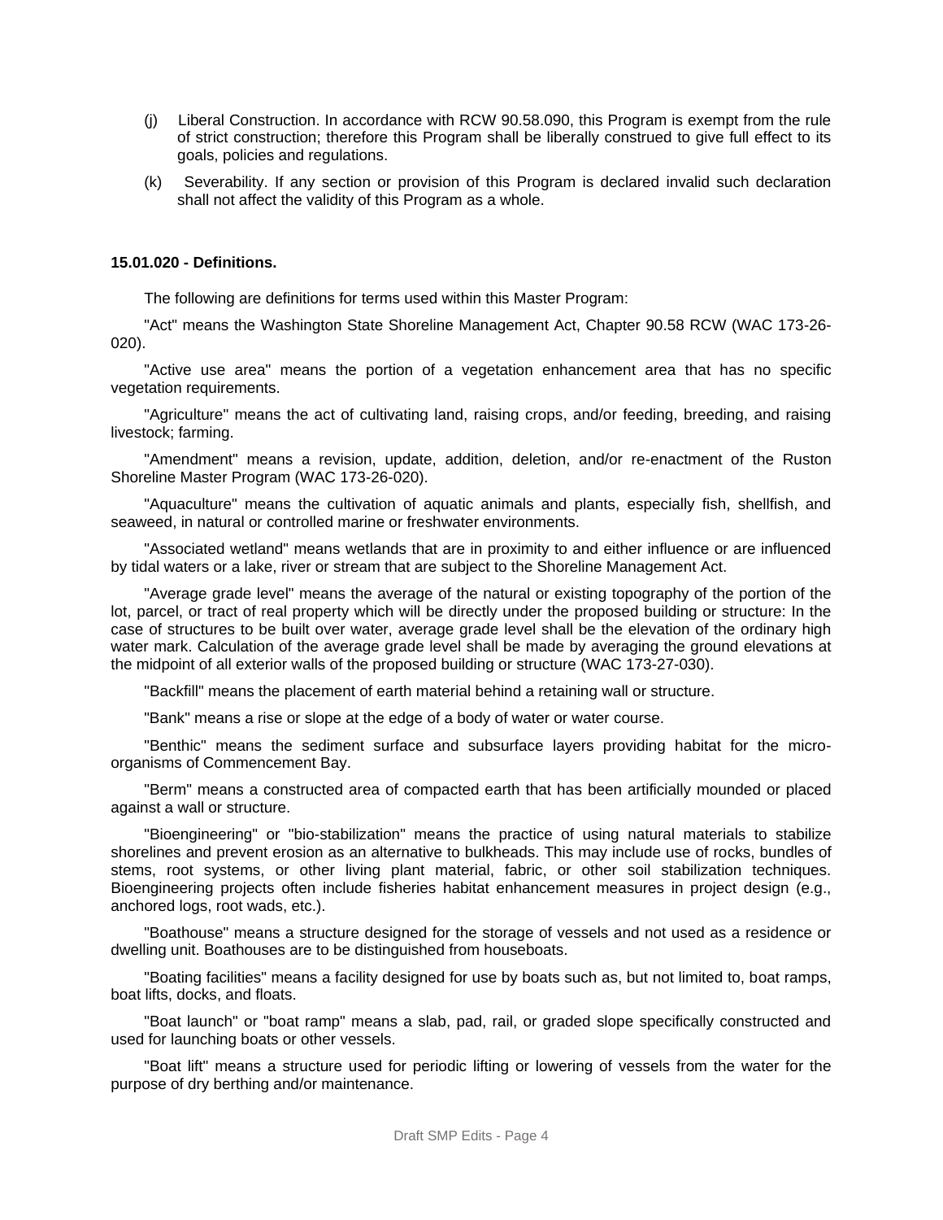(j) Liberal Construction. In accordance with RCW 90.58.090, this Program is exempt from the rule of strict construction; therefore this Program shall be liberally construed to give full effect to its goals, policies and regulations.

(k) Severability. If any section or provision of this Program is declared invalid such declaration shall not affect the validity of this Program as a whole.

**15.01.020 - Definitions.**

The following are definitions for terms used within this Master Program:

"Act" means the Washington State Shoreline Management Act, Chapter 90.58 RCW (WAC 173-26-020).

"Active use area" means the portion of a vegetation enhancement area that has no specific vegetation requirements.

"Agriculture" means the act of cultivating land, raising crops, and/or feeding, breeding, and raising livestock; farming.

"Amendment" means a revision, update, addition, deletion, and/or re-enactment of the Ruston Shoreline Master Program (WAC 173-26-020).

"Aquaculture" means the cultivation of aquatic animals and plants, especially fish, shellfish, and seaweed, in natural or controlled marine or freshwater environments.

"Associated wetland" means wetlands that are in proximity to and either influence or are influenced by tidal waters or a lake, river or stream that are subject to the Shoreline Management Act.

"Average grade level" means the average of the natural or existing topography of the portion of the lot, parcel, or tract of real property which will be directly under the proposed building or structure: In the case of structures to be built over water, average grade level shall be the elevation of the ordinary high water mark. Calculation of the average grade level shall be made by averaging the ground elevations at the midpoint of all exterior walls of the proposed building or structure (WAC 173-27-030).

"Backfill" means the placement of earth material behind a retaining wall or structure.

"Bank" means a rise or slope at the edge of a body of water or water course.

"Benthic" means the sediment surface and subsurface layers providing habitat for the micro-organisms of Commencement Bay.

"Berm" means a constructed area of compacted earth that has been artificially mounded or placed against a wall or structure.

"Bioengineering" or "bio-stabilization" means the practice of using natural materials to stabilize shorelines and prevent erosion as an alternative to bulkheads. This may include use of rocks, bundles of stems, root systems, or other living plant material, fabric, or other soil stabilization techniques. Bioengineering projects often include fisheries habitat enhancement measures in project design (e.g., anchored logs, root wads, etc.).

"Boathouse" means a structure designed for the storage of vessels and not used as a residence or dwelling unit. Boathouses are to be distinguished from houseboats.

"Boating facilities" means a facility designed for use by boats such as, but not limited to, boat ramps, boat lifts, docks, and floats.

"Boat launch" or "boat ramp" means a slab, pad, rail, or graded slope specifically constructed and used for launching boats or other vessels.

"Boat lift" means a structure used for periodic lifting or lowering of vessels from the water for the purpose of dry berthing and/or maintenance.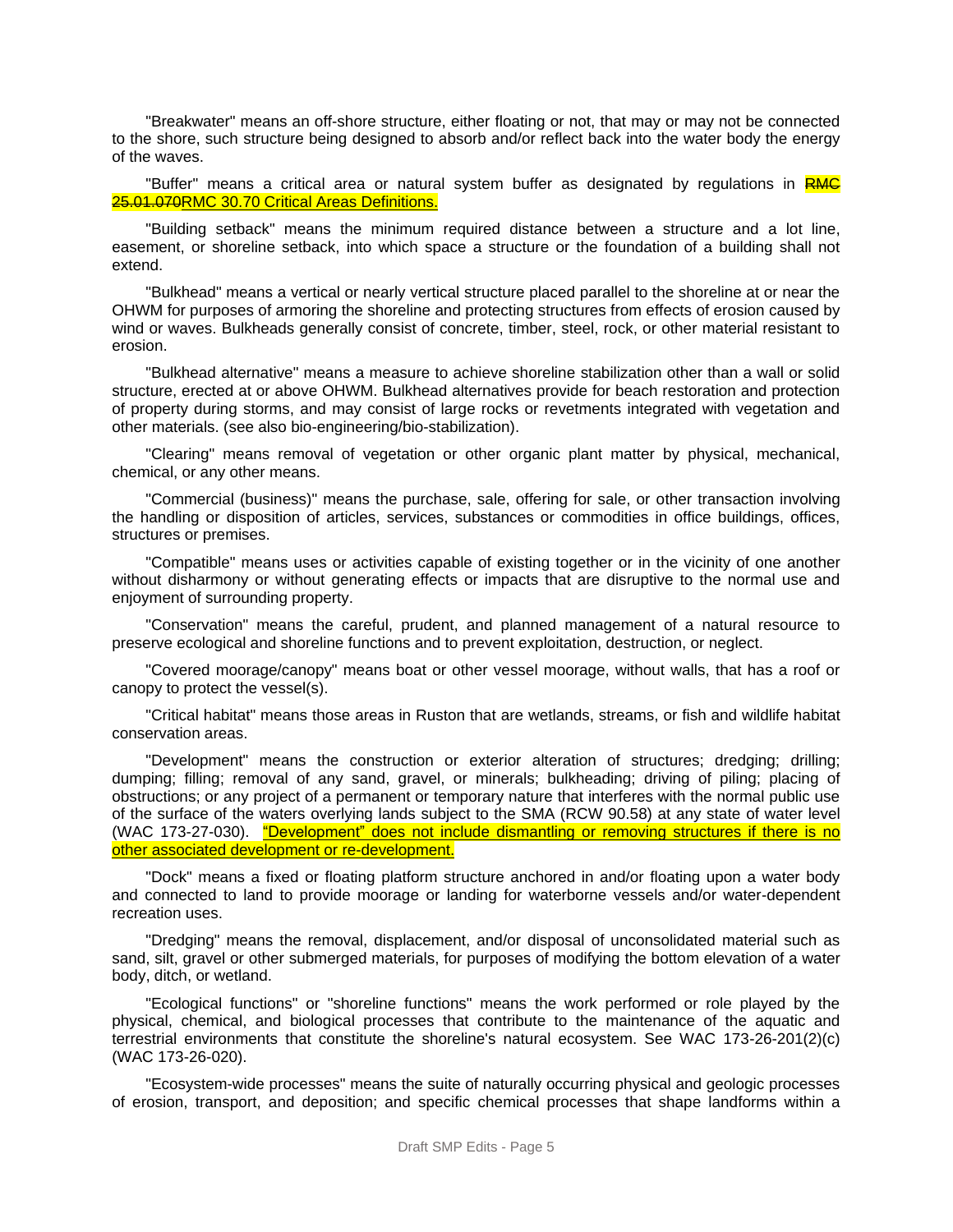"Breakwater" means an off-shore structure, either floating or not, that may or may not be connected to the shore, such structure being designed to absorb and/or reflect back into the water body the energy of the waves.

"Buffer" means a critical area or natural system buffer as designated by regulations in ~~RMC 25.01.070~~RMC 30.70 Critical Areas Definitions.

"Building setback" means the minimum required distance between a structure and a lot line, easement, or shoreline setback, into which space a structure or the foundation of a building shall not extend.

"Bulkhead" means a vertical or nearly vertical structure placed parallel to the shoreline at or near the OHWM for purposes of armoring the shoreline and protecting structures from effects of erosion caused by wind or waves. Bulkheads generally consist of concrete, timber, steel, rock, or other material resistant to erosion.

"Bulkhead alternative" means a measure to achieve shoreline stabilization other than a wall or solid structure, erected at or above OHWM. Bulkhead alternatives provide for beach restoration and protection of property during storms, and may consist of large rocks or revetments integrated with vegetation and other materials. (see also bio-engineering/bio-stabilization).

"Clearing" means removal of vegetation or other organic plant matter by physical, mechanical, chemical, or any other means.

"Commercial (business)" means the purchase, sale, offering for sale, or other transaction involving the handling or disposition of articles, services, substances or commodities in office buildings, offices, structures or premises.

"Compatible" means uses or activities capable of existing together or in the vicinity of one another without disharmony or without generating effects or impacts that are disruptive to the normal use and enjoyment of surrounding property.

"Conservation" means the careful, prudent, and planned management of a natural resource to preserve ecological and shoreline functions and to prevent exploitation, destruction, or neglect.

"Covered moorage/canopy" means boat or other vessel moorage, without walls, that has a roof or canopy to protect the vessel(s).

"Critical habitat" means those areas in Ruston that are wetlands, streams, or fish and wildlife habitat conservation areas.

"Development" means the construction or exterior alteration of structures; dredging; drilling; dumping; filling; removal of any sand, gravel, or minerals; bulkheading; driving of piling; placing of obstructions; or any project of a permanent or temporary nature that interferes with the normal public use of the surface of the waters overlying lands subject to the SMA (RCW 90.58) at any state of water level (WAC 173-27-030). "Development" does not include dismantling or removing structures if there is no other associated development or re-development.

"Dock" means a fixed or floating platform structure anchored in and/or floating upon a water body and connected to land to provide moorage or landing for waterborne vessels and/or water-dependent recreation uses.

"Dredging" means the removal, displacement, and/or disposal of unconsolidated material such as sand, silt, gravel or other submerged materials, for purposes of modifying the bottom elevation of a water body, ditch, or wetland.

"Ecological functions" or "shoreline functions" means the work performed or role played by the physical, chemical, and biological processes that contribute to the maintenance of the aquatic and terrestrial environments that constitute the shoreline's natural ecosystem. See WAC 173-26-201(2)(c) (WAC 173-26-020).

"Ecosystem-wide processes" means the suite of naturally occurring physical and geologic processes of erosion, transport, and deposition; and specific chemical processes that shape landforms within a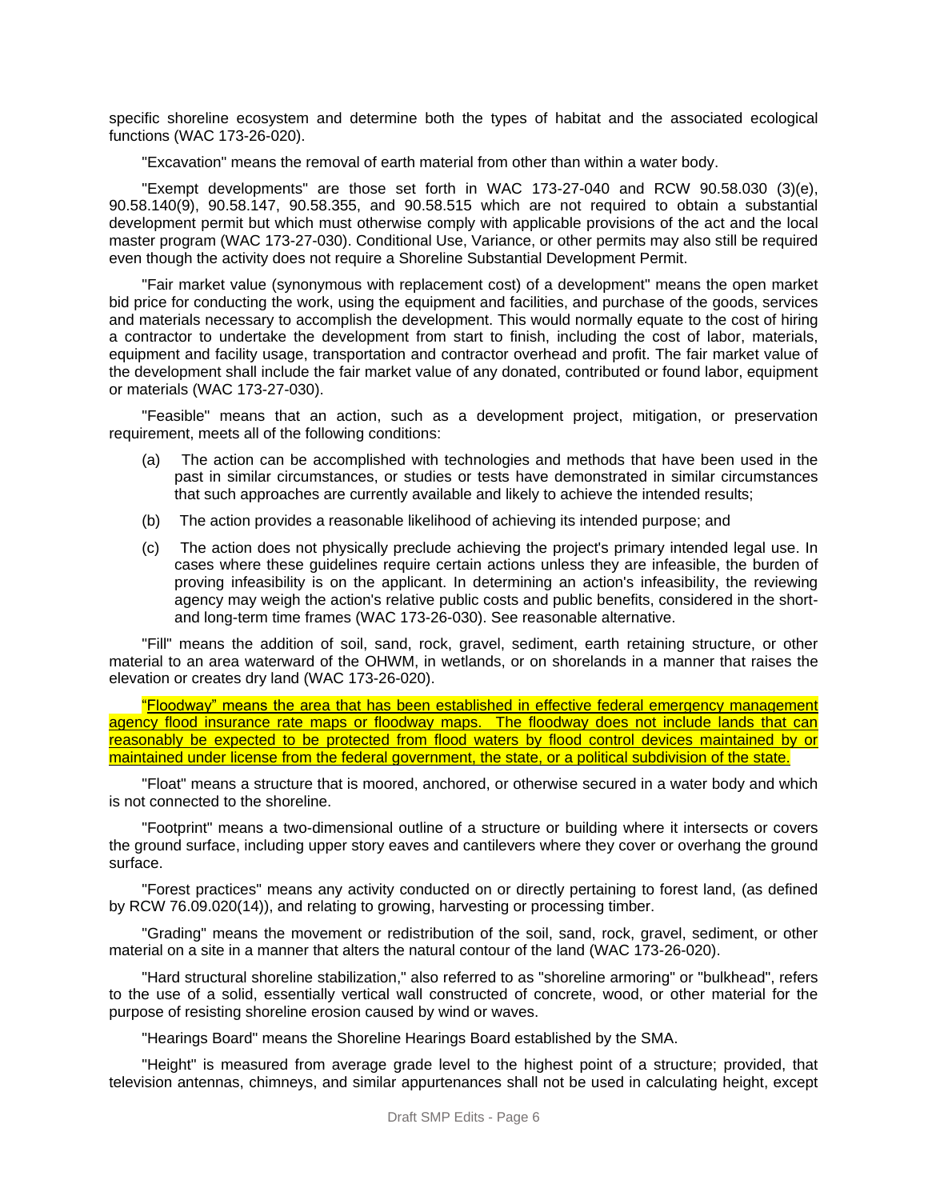specific shoreline ecosystem and determine both the types of habitat and the associated ecological functions (WAC 173-26-020).

"Excavation" means the removal of earth material from other than within a water body.

"Exempt developments" are those set forth in WAC 173-27-040 and RCW 90.58.030 (3)(e), 90.58.140(9), 90.58.147, 90.58.355, and 90.58.515 which are not required to obtain a substantial development permit but which must otherwise comply with applicable provisions of the act and the local master program (WAC 173-27-030). Conditional Use, Variance, or other permits may also still be required even though the activity does not require a Shoreline Substantial Development Permit.

"Fair market value (synonymous with replacement cost) of a development" means the open market bid price for conducting the work, using the equipment and facilities, and purchase of the goods, services and materials necessary to accomplish the development. This would normally equate to the cost of hiring a contractor to undertake the development from start to finish, including the cost of labor, materials, equipment and facility usage, transportation and contractor overhead and profit. The fair market value of the development shall include the fair market value of any donated, contributed or found labor, equipment or materials (WAC 173-27-030).

"Feasible" means that an action, such as a development project, mitigation, or preservation requirement, meets all of the following conditions:

(a) The action can be accomplished with technologies and methods that have been used in the past in similar circumstances, or studies or tests have demonstrated in similar circumstances that such approaches are currently available and likely to achieve the intended results;

(b) The action provides a reasonable likelihood of achieving its intended purpose; and

(c) The action does not physically preclude achieving the project's primary intended legal use. In cases where these guidelines require certain actions unless they are infeasible, the burden of proving infeasibility is on the applicant. In determining an action's infeasibility, the reviewing agency may weigh the action's relative public costs and public benefits, considered in the short- and long-term time frames (WAC 173-26-030). See reasonable alternative.

"Fill" means the addition of soil, sand, rock, gravel, sediment, earth retaining structure, or other material to an area waterward of the OHWM, in wetlands, or on shorelands in a manner that raises the elevation or creates dry land (WAC 173-26-020).

"Floodway" means the area that has been established in effective federal emergency management agency flood insurance rate maps or floodway maps. The floodway does not include lands that can reasonably be expected to be protected from flood waters by flood control devices maintained by or maintained under license from the federal government, the state, or a political subdivision of the state.

"Float" means a structure that is moored, anchored, or otherwise secured in a water body and which is not connected to the shoreline.

"Footprint" means a two-dimensional outline of a structure or building where it intersects or covers the ground surface, including upper story eaves and cantilevers where they cover or overhang the ground surface.

"Forest practices" means any activity conducted on or directly pertaining to forest land, (as defined by RCW 76.09.020(14)), and relating to growing, harvesting or processing timber.

"Grading" means the movement or redistribution of the soil, sand, rock, gravel, sediment, or other material on a site in a manner that alters the natural contour of the land (WAC 173-26-020).

"Hard structural shoreline stabilization," also referred to as "shoreline armoring" or "bulkhead", refers to the use of a solid, essentially vertical wall constructed of concrete, wood, or other material for the purpose of resisting shoreline erosion caused by wind or waves.

"Hearings Board" means the Shoreline Hearings Board established by the SMA.

"Height" is measured from average grade level to the highest point of a structure; provided, that television antennas, chimneys, and similar appurtenances shall not be used in calculating height, except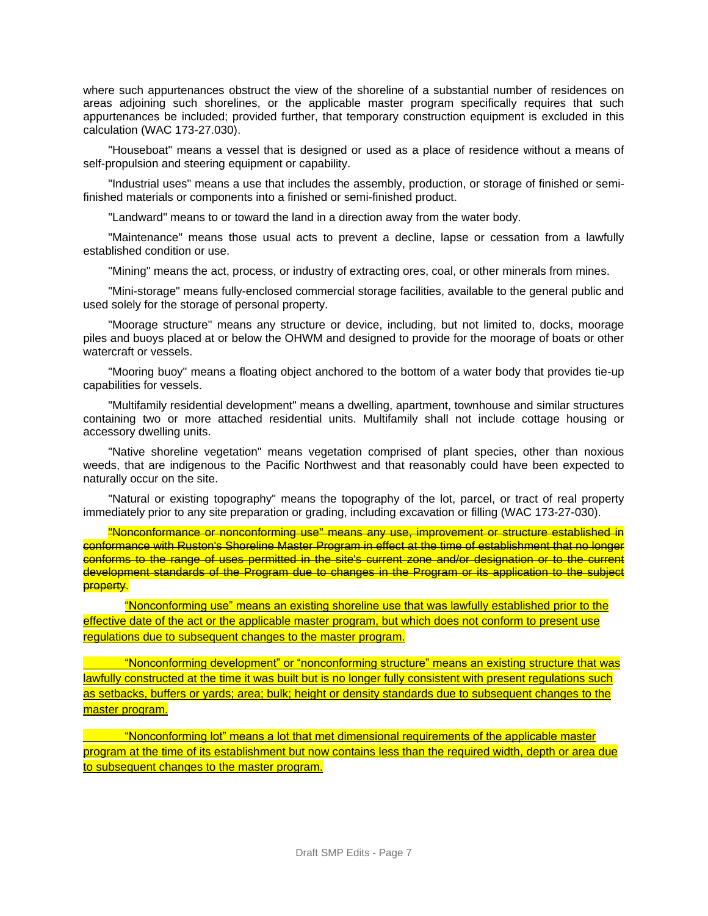where such appurtenances obstruct the view of the shoreline of a substantial number of residences on areas adjoining such shorelines, or the applicable master program specifically requires that such appurtenances be included; provided further, that temporary construction equipment is excluded in this calculation (WAC 173-27.030).

"Houseboat" means a vessel that is designed or used as a place of residence without a means of self-propulsion and steering equipment or capability.

"Industrial uses" means a use that includes the assembly, production, or storage of finished or semi-finished materials or components into a finished or semi-finished product.

"Landward" means to or toward the land in a direction away from the water body.

"Maintenance" means those usual acts to prevent a decline, lapse or cessation from a lawfully established condition or use.

"Mining" means the act, process, or industry of extracting ores, coal, or other minerals from mines.

"Mini-storage" means fully-enclosed commercial storage facilities, available to the general public and used solely for the storage of personal property.

"Moorage structure" means any structure or device, including, but not limited to, docks, moorage piles and buoys placed at or below the OHWM and designed to provide for the moorage of boats or other watercraft or vessels.

"Mooring buoy" means a floating object anchored to the bottom of a water body that provides tie-up capabilities for vessels.

"Multifamily residential development" means a dwelling, apartment, townhouse and similar structures containing two or more attached residential units. Multifamily shall not include cottage housing or accessory dwelling units.

"Native shoreline vegetation" means vegetation comprised of plant species, other than noxious weeds, that are indigenous to the Pacific Northwest and that reasonably could have been expected to naturally occur on the site.

"Natural or existing topography" means the topography of the lot, parcel, or tract of real property immediately prior to any site preparation or grading, including excavation or filling (WAC 173-27-030).

~~"Nonconformance or nonconforming use" means any use, improvement or structure established in conformance with Ruston's Shoreline Master Program in effect at the time of establishment that no longer conforms to the range of uses permitted in the site's current zone and/or designation or to the current development standards of the Program due to changes in the Program or its application to the subject property.~~

"Nonconforming use" means an existing shoreline use that was lawfully established prior to the effective date of the act or the applicable master program, but which does not conform to present use regulations due to subsequent changes to the master program.

"Nonconforming development" or "nonconforming structure" means an existing structure that was lawfully constructed at the time it was built but is no longer fully consistent with present regulations such as setbacks, buffers or yards; area; bulk; height or density standards due to subsequent changes to the master program.

"Nonconforming lot" means a lot that met dimensional requirements of the applicable master program at the time of its establishment but now contains less than the required width, depth or area due to subsequent changes to the master program.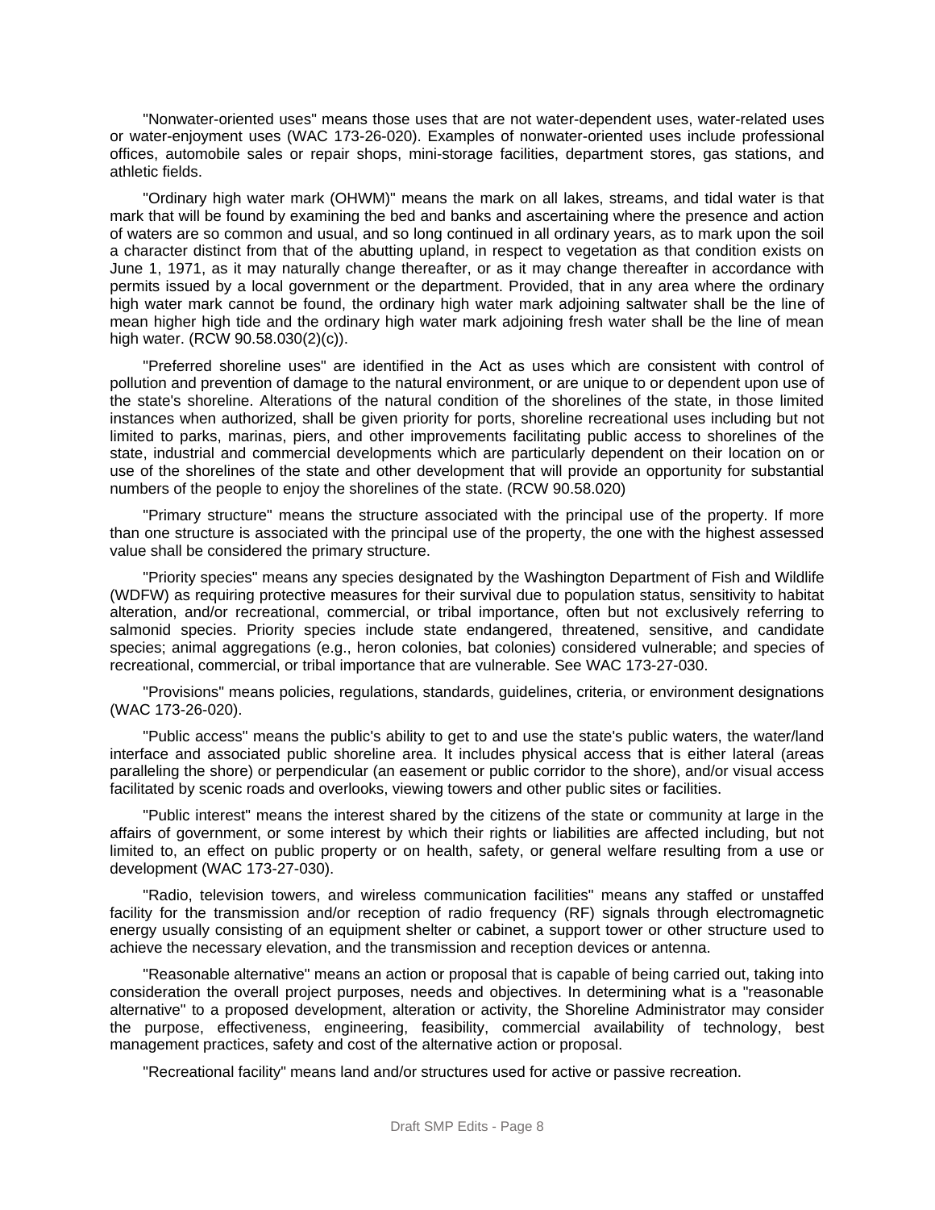"Nonwater-oriented uses" means those uses that are not water-dependent uses, water-related uses or water-enjoyment uses (WAC 173-26-020). Examples of nonwater-oriented uses include professional offices, automobile sales or repair shops, mini-storage facilities, department stores, gas stations, and athletic fields.

"Ordinary high water mark (OHWM)" means the mark on all lakes, streams, and tidal water is that mark that will be found by examining the bed and banks and ascertaining where the presence and action of waters are so common and usual, and so long continued in all ordinary years, as to mark upon the soil a character distinct from that of the abutting upland, in respect to vegetation as that condition exists on June 1, 1971, as it may naturally change thereafter, or as it may change thereafter in accordance with permits issued by a local government or the department. Provided, that in any area where the ordinary high water mark cannot be found, the ordinary high water mark adjoining saltwater shall be the line of mean higher high tide and the ordinary high water mark adjoining fresh water shall be the line of mean high water. (RCW 90.58.030(2)(c)).

"Preferred shoreline uses" are identified in the Act as uses which are consistent with control of pollution and prevention of damage to the natural environment, or are unique to or dependent upon use of the state's shoreline. Alterations of the natural condition of the shorelines of the state, in those limited instances when authorized, shall be given priority for ports, shoreline recreational uses including but not limited to parks, marinas, piers, and other improvements facilitating public access to shorelines of the state, industrial and commercial developments which are particularly dependent on their location on or use of the shorelines of the state and other development that will provide an opportunity for substantial numbers of the people to enjoy the shorelines of the state. (RCW 90.58.020)

"Primary structure" means the structure associated with the principal use of the property. If more than one structure is associated with the principal use of the property, the one with the highest assessed value shall be considered the primary structure.

"Priority species" means any species designated by the Washington Department of Fish and Wildlife (WDFW) as requiring protective measures for their survival due to population status, sensitivity to habitat alteration, and/or recreational, commercial, or tribal importance, often but not exclusively referring to salmonid species. Priority species include state endangered, threatened, sensitive, and candidate species; animal aggregations (e.g., heron colonies, bat colonies) considered vulnerable; and species of recreational, commercial, or tribal importance that are vulnerable. See WAC 173-27-030.

"Provisions" means policies, regulations, standards, guidelines, criteria, or environment designations (WAC 173-26-020).

"Public access" means the public's ability to get to and use the state's public waters, the water/land interface and associated public shoreline area. It includes physical access that is either lateral (areas paralleling the shore) or perpendicular (an easement or public corridor to the shore), and/or visual access facilitated by scenic roads and overlooks, viewing towers and other public sites or facilities.

"Public interest" means the interest shared by the citizens of the state or community at large in the affairs of government, or some interest by which their rights or liabilities are affected including, but not limited to, an effect on public property or on health, safety, or general welfare resulting from a use or development (WAC 173-27-030).

"Radio, television towers, and wireless communication facilities" means any staffed or unstaffed facility for the transmission and/or reception of radio frequency (RF) signals through electromagnetic energy usually consisting of an equipment shelter or cabinet, a support tower or other structure used to achieve the necessary elevation, and the transmission and reception devices or antenna.

"Reasonable alternative" means an action or proposal that is capable of being carried out, taking into consideration the overall project purposes, needs and objectives. In determining what is a "reasonable alternative" to a proposed development, alteration or activity, the Shoreline Administrator may consider the purpose, effectiveness, engineering, feasibility, commercial availability of technology, best management practices, safety and cost of the alternative action or proposal.

"Recreational facility" means land and/or structures used for active or passive recreation.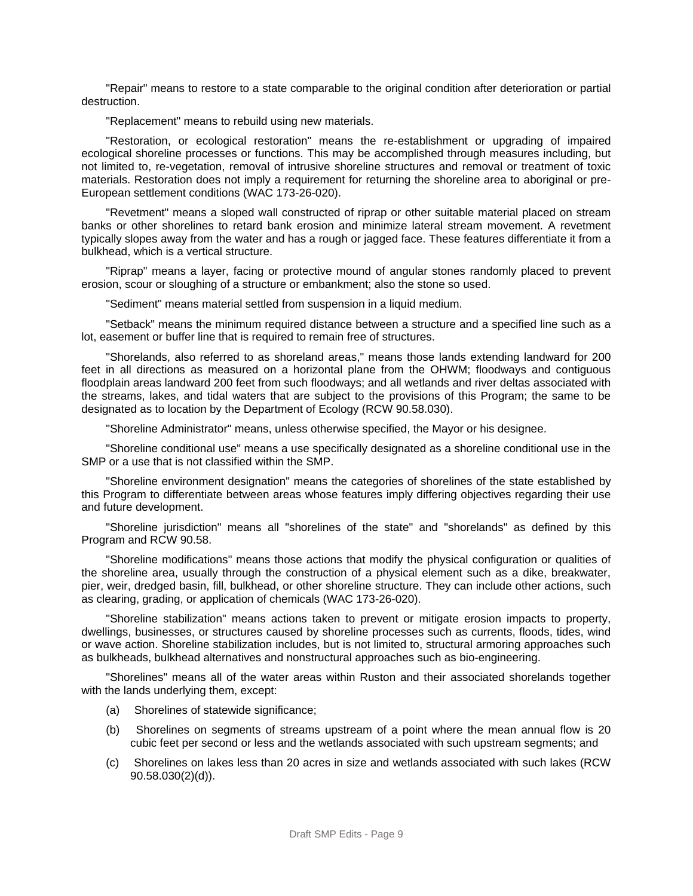"Repair" means to restore to a state comparable to the original condition after deterioration or partial destruction.

"Replacement" means to rebuild using new materials.

"Restoration, or ecological restoration" means the re-establishment or upgrading of impaired ecological shoreline processes or functions. This may be accomplished through measures including, but not limited to, re-vegetation, removal of intrusive shoreline structures and removal or treatment of toxic materials. Restoration does not imply a requirement for returning the shoreline area to aboriginal or pre-European settlement conditions (WAC 173-26-020).

"Revetment" means a sloped wall constructed of riprap or other suitable material placed on stream banks or other shorelines to retard bank erosion and minimize lateral stream movement. A revetment typically slopes away from the water and has a rough or jagged face. These features differentiate it from a bulkhead, which is a vertical structure.

"Riprap" means a layer, facing or protective mound of angular stones randomly placed to prevent erosion, scour or sloughing of a structure or embankment; also the stone so used.

"Sediment" means material settled from suspension in a liquid medium.

"Setback" means the minimum required distance between a structure and a specified line such as a lot, easement or buffer line that is required to remain free of structures.

"Shorelands, also referred to as shoreland areas," means those lands extending landward for 200 feet in all directions as measured on a horizontal plane from the OHWM; floodways and contiguous floodplain areas landward 200 feet from such floodways; and all wetlands and river deltas associated with the streams, lakes, and tidal waters that are subject to the provisions of this Program; the same to be designated as to location by the Department of Ecology (RCW 90.58.030).

"Shoreline Administrator" means, unless otherwise specified, the Mayor or his designee.

"Shoreline conditional use" means a use specifically designated as a shoreline conditional use in the SMP or a use that is not classified within the SMP.

"Shoreline environment designation" means the categories of shorelines of the state established by this Program to differentiate between areas whose features imply differing objectives regarding their use and future development.

"Shoreline jurisdiction" means all "shorelines of the state" and "shorelands" as defined by this Program and RCW 90.58.

"Shoreline modifications" means those actions that modify the physical configuration or qualities of the shoreline area, usually through the construction of a physical element such as a dike, breakwater, pier, weir, dredged basin, fill, bulkhead, or other shoreline structure. They can include other actions, such as clearing, grading, or application of chemicals (WAC 173-26-020).

"Shoreline stabilization" means actions taken to prevent or mitigate erosion impacts to property, dwellings, businesses, or structures caused by shoreline processes such as currents, floods, tides, wind or wave action. Shoreline stabilization includes, but is not limited to, structural armoring approaches such as bulkheads, bulkhead alternatives and nonstructural approaches such as bio-engineering.

"Shorelines" means all of the water areas within Ruston and their associated shorelands together with the lands underlying them, except:

(a) Shorelines of statewide significance;

(b) Shorelines on segments of streams upstream of a point where the mean annual flow is 20 cubic feet per second or less and the wetlands associated with such upstream segments; and

(c) Shorelines on lakes less than 20 acres in size and wetlands associated with such lakes (RCW 90.58.030(2)(d)).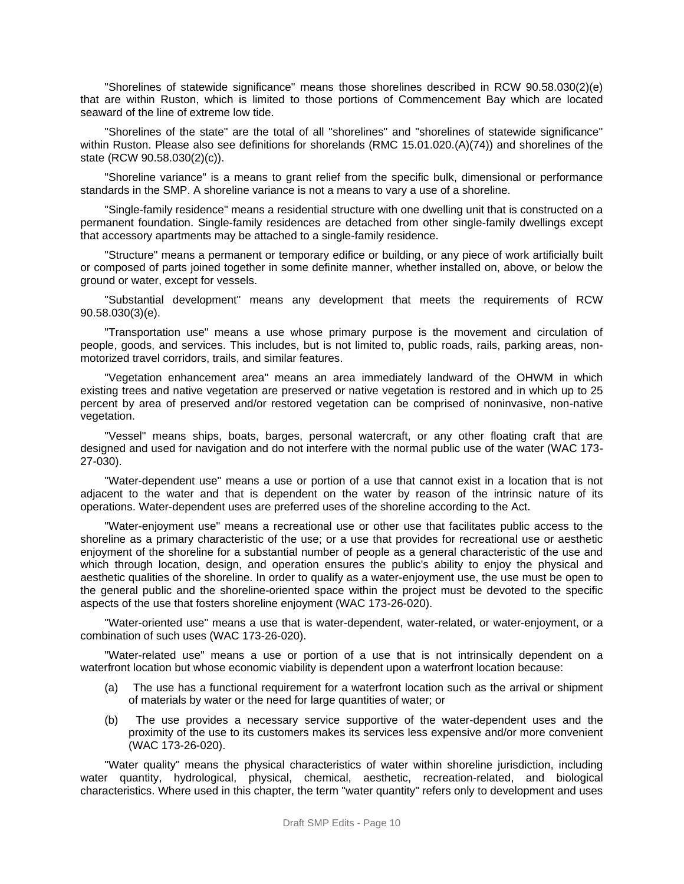"Shorelines of statewide significance" means those shorelines described in RCW 90.58.030(2)(e) that are within Ruston, which is limited to those portions of Commencement Bay which are located seaward of the line of extreme low tide.

"Shorelines of the state" are the total of all "shorelines" and "shorelines of statewide significance" within Ruston. Please also see definitions for shorelands (RMC 15.01.020.(A)(74)) and shorelines of the state (RCW 90.58.030(2)(c)).

"Shoreline variance" is a means to grant relief from the specific bulk, dimensional or performance standards in the SMP. A shoreline variance is not a means to vary a use of a shoreline.

"Single-family residence" means a residential structure with one dwelling unit that is constructed on a permanent foundation. Single-family residences are detached from other single-family dwellings except that accessory apartments may be attached to a single-family residence.

"Structure" means a permanent or temporary edifice or building, or any piece of work artificially built or composed of parts joined together in some definite manner, whether installed on, above, or below the ground or water, except for vessels.

"Substantial development" means any development that meets the requirements of RCW 90.58.030(3)(e).

"Transportation use" means a use whose primary purpose is the movement and circulation of people, goods, and services. This includes, but is not limited to, public roads, rails, parking areas, non-motorized travel corridors, trails, and similar features.

"Vegetation enhancement area" means an area immediately landward of the OHWM in which existing trees and native vegetation are preserved or native vegetation is restored and in which up to 25 percent by area of preserved and/or restored vegetation can be comprised of noninvasive, non-native vegetation.

"Vessel" means ships, boats, barges, personal watercraft, or any other floating craft that are designed and used for navigation and do not interfere with the normal public use of the water (WAC 173-27-030).

"Water-dependent use" means a use or portion of a use that cannot exist in a location that is not adjacent to the water and that is dependent on the water by reason of the intrinsic nature of its operations. Water-dependent uses are preferred uses of the shoreline according to the Act.

"Water-enjoyment use" means a recreational use or other use that facilitates public access to the shoreline as a primary characteristic of the use; or a use that provides for recreational use or aesthetic enjoyment of the shoreline for a substantial number of people as a general characteristic of the use and which through location, design, and operation ensures the public's ability to enjoy the physical and aesthetic qualities of the shoreline. In order to qualify as a water-enjoyment use, the use must be open to the general public and the shoreline-oriented space within the project must be devoted to the specific aspects of the use that fosters shoreline enjoyment (WAC 173-26-020).

"Water-oriented use" means a use that is water-dependent, water-related, or water-enjoyment, or a combination of such uses (WAC 173-26-020).

"Water-related use" means a use or portion of a use that is not intrinsically dependent on a waterfront location but whose economic viability is dependent upon a waterfront location because:

(a) The use has a functional requirement for a waterfront location such as the arrival or shipment of materials by water or the need for large quantities of water; or

(b) The use provides a necessary service supportive of the water-dependent uses and the proximity of the use to its customers makes its services less expensive and/or more convenient (WAC 173-26-020).

"Water quality" means the physical characteristics of water within shoreline jurisdiction, including water quantity, hydrological, physical, chemical, aesthetic, recreation-related, and biological characteristics. Where used in this chapter, the term "water quantity" refers only to development and uses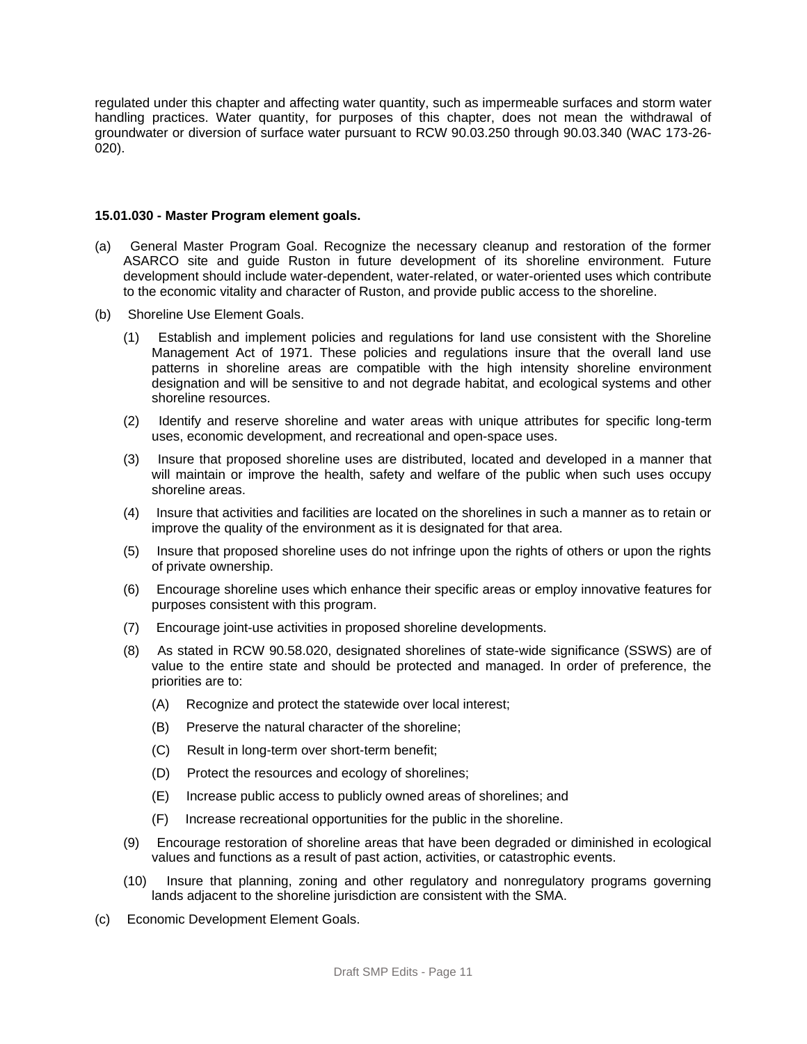regulated under this chapter and affecting water quantity, such as impermeable surfaces and storm water handling practices. Water quantity, for purposes of this chapter, does not mean the withdrawal of groundwater or diversion of surface water pursuant to RCW 90.03.250 through 90.03.340 (WAC 173-26-020).

**15.01.030 - Master Program element goals.**

(a) General Master Program Goal. Recognize the necessary cleanup and restoration of the former ASARCO site and guide Ruston in future development of its shoreline environment. Future development should include water-dependent, water-related, or water-oriented uses which contribute to the economic vitality and character of Ruston, and provide public access to the shoreline.

(b) Shoreline Use Element Goals.

(1) Establish and implement policies and regulations for land use consistent with the Shoreline Management Act of 1971. These policies and regulations insure that the overall land use patterns in shoreline areas are compatible with the high intensity shoreline environment designation and will be sensitive to and not degrade habitat, and ecological systems and other shoreline resources.

(2) Identify and reserve shoreline and water areas with unique attributes for specific long-term uses, economic development, and recreational and open-space uses.

(3) Insure that proposed shoreline uses are distributed, located and developed in a manner that will maintain or improve the health, safety and welfare of the public when such uses occupy shoreline areas.

(4) Insure that activities and facilities are located on the shorelines in such a manner as to retain or improve the quality of the environment as it is designated for that area.

(5) Insure that proposed shoreline uses do not infringe upon the rights of others or upon the rights of private ownership.

(6) Encourage shoreline uses which enhance their specific areas or employ innovative features for purposes consistent with this program.

(7) Encourage joint-use activities in proposed shoreline developments.

(8) As stated in RCW 90.58.020, designated shorelines of state-wide significance (SSWS) are of value to the entire state and should be protected and managed. In order of preference, the priorities are to:

(A) Recognize and protect the statewide over local interest;

(B) Preserve the natural character of the shoreline;

(C) Result in long-term over short-term benefit;

(D) Protect the resources and ecology of shorelines;

(E) Increase public access to publicly owned areas of shorelines; and

(F) Increase recreational opportunities for the public in the shoreline.

(9) Encourage restoration of shoreline areas that have been degraded or diminished in ecological values and functions as a result of past action, activities, or catastrophic events.

(10) Insure that planning, zoning and other regulatory and nonregulatory programs governing lands adjacent to the shoreline jurisdiction are consistent with the SMA.

(c) Economic Development Element Goals.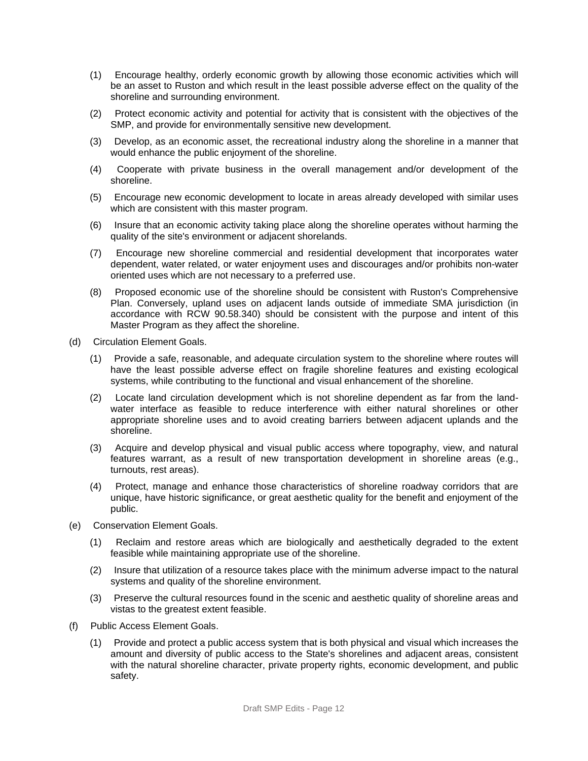(1) Encourage healthy, orderly economic growth by allowing those economic activities which will be an asset to Ruston and which result in the least possible adverse effect on the quality of the shoreline and surrounding environment.

(2) Protect economic activity and potential for activity that is consistent with the objectives of the SMP, and provide for environmentally sensitive new development.

(3) Develop, as an economic asset, the recreational industry along the shoreline in a manner that would enhance the public enjoyment of the shoreline.

(4) Cooperate with private business in the overall management and/or development of the shoreline.

(5) Encourage new economic development to locate in areas already developed with similar uses which are consistent with this master program.

(6) Insure that an economic activity taking place along the shoreline operates without harming the quality of the site's environment or adjacent shorelands.

(7) Encourage new shoreline commercial and residential development that incorporates water dependent, water related, or water enjoyment uses and discourages and/or prohibits non-water oriented uses which are not necessary to a preferred use.

(8) Proposed economic use of the shoreline should be consistent with Ruston's Comprehensive Plan. Conversely, upland uses on adjacent lands outside of immediate SMA jurisdiction (in accordance with RCW 90.58.340) should be consistent with the purpose and intent of this Master Program as they affect the shoreline.

(d) Circulation Element Goals.

(1) Provide a safe, reasonable, and adequate circulation system to the shoreline where routes will have the least possible adverse effect on fragile shoreline features and existing ecological systems, while contributing to the functional and visual enhancement of the shoreline.

(2) Locate land circulation development which is not shoreline dependent as far from the land-water interface as feasible to reduce interference with either natural shorelines or other appropriate shoreline uses and to avoid creating barriers between adjacent uplands and the shoreline.

(3) Acquire and develop physical and visual public access where topography, view, and natural features warrant, as a result of new transportation development in shoreline areas (e.g., turnouts, rest areas).

(4) Protect, manage and enhance those characteristics of shoreline roadway corridors that are unique, have historic significance, or great aesthetic quality for the benefit and enjoyment of the public.

(e) Conservation Element Goals.

(1) Reclaim and restore areas which are biologically and aesthetically degraded to the extent feasible while maintaining appropriate use of the shoreline.

(2) Insure that utilization of a resource takes place with the minimum adverse impact to the natural systems and quality of the shoreline environment.

(3) Preserve the cultural resources found in the scenic and aesthetic quality of shoreline areas and vistas to the greatest extent feasible.

(f) Public Access Element Goals.

(1) Provide and protect a public access system that is both physical and visual which increases the amount and diversity of public access to the State's shorelines and adjacent areas, consistent with the natural shoreline character, private property rights, economic development, and public safety.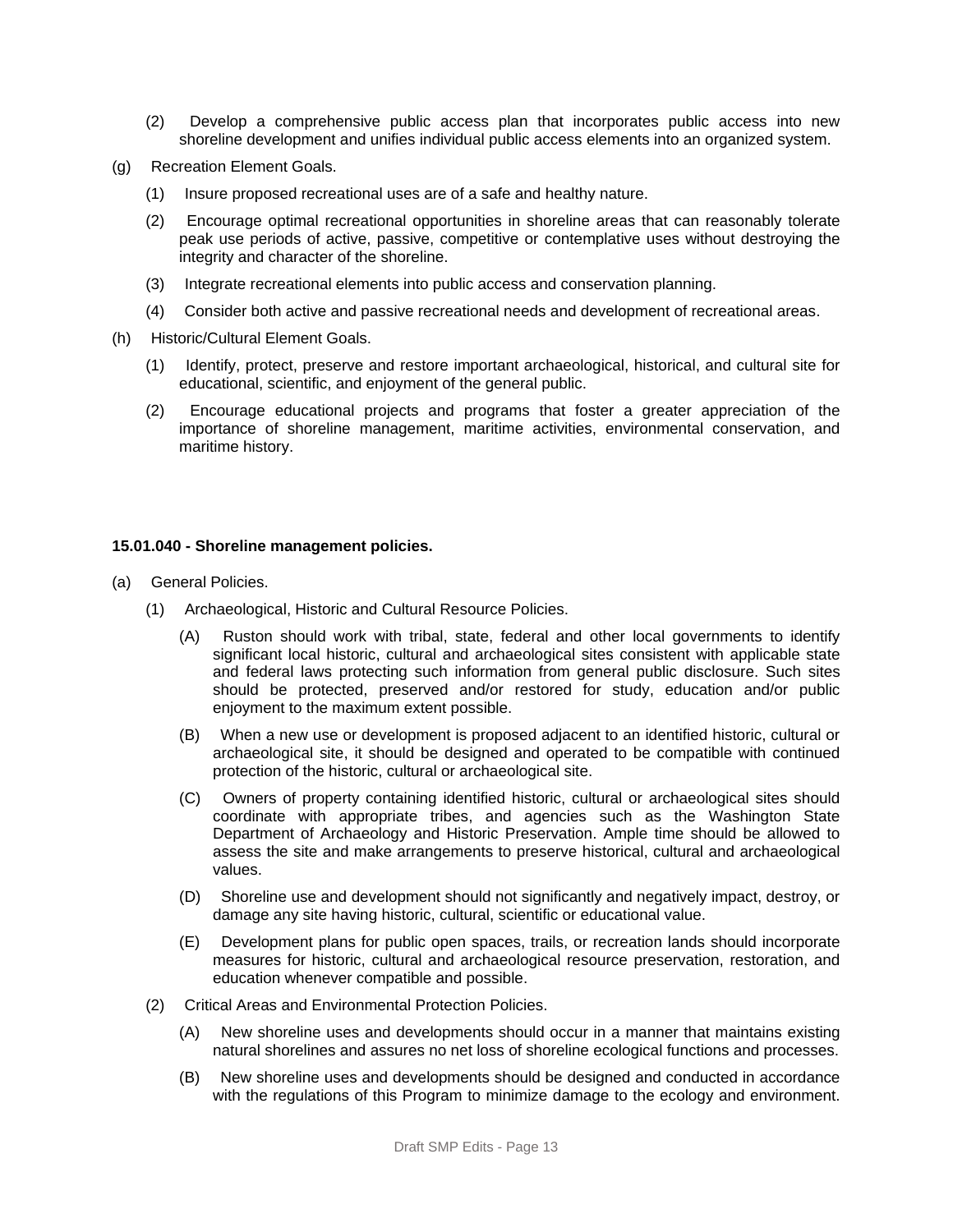(2) Develop a comprehensive public access plan that incorporates public access into new shoreline development and unifies individual public access elements into an organized system.

(g) Recreation Element Goals.

(1) Insure proposed recreational uses are of a safe and healthy nature.

(2) Encourage optimal recreational opportunities in shoreline areas that can reasonably tolerate peak use periods of active, passive, competitive or contemplative uses without destroying the integrity and character of the shoreline.

(3) Integrate recreational elements into public access and conservation planning.

(4) Consider both active and passive recreational needs and development of recreational areas.

(h) Historic/Cultural Element Goals.

(1) Identify, protect, preserve and restore important archaeological, historical, and cultural site for educational, scientific, and enjoyment of the general public.

(2) Encourage educational projects and programs that foster a greater appreciation of the importance of shoreline management, maritime activities, environmental conservation, and maritime history.

**15.01.040 - Shoreline management policies.**

(a) General Policies.

(1) Archaeological, Historic and Cultural Resource Policies.

(A) Ruston should work with tribal, state, federal and other local governments to identify significant local historic, cultural and archaeological sites consistent with applicable state and federal laws protecting such information from general public disclosure. Such sites should be protected, preserved and/or restored for study, education and/or public enjoyment to the maximum extent possible.

(B) When a new use or development is proposed adjacent to an identified historic, cultural or archaeological site, it should be designed and operated to be compatible with continued protection of the historic, cultural or archaeological site.

(C) Owners of property containing identified historic, cultural or archaeological sites should coordinate with appropriate tribes, and agencies such as the Washington State Department of Archaeology and Historic Preservation. Ample time should be allowed to assess the site and make arrangements to preserve historical, cultural and archaeological values.

(D) Shoreline use and development should not significantly and negatively impact, destroy, or damage any site having historic, cultural, scientific or educational value.

(E) Development plans for public open spaces, trails, or recreation lands should incorporate measures for historic, cultural and archaeological resource preservation, restoration, and education whenever compatible and possible.

(2) Critical Areas and Environmental Protection Policies.

(A) New shoreline uses and developments should occur in a manner that maintains existing natural shorelines and assures no net loss of shoreline ecological functions and processes.

(B) New shoreline uses and developments should be designed and conducted in accordance with the regulations of this Program to minimize damage to the ecology and environment.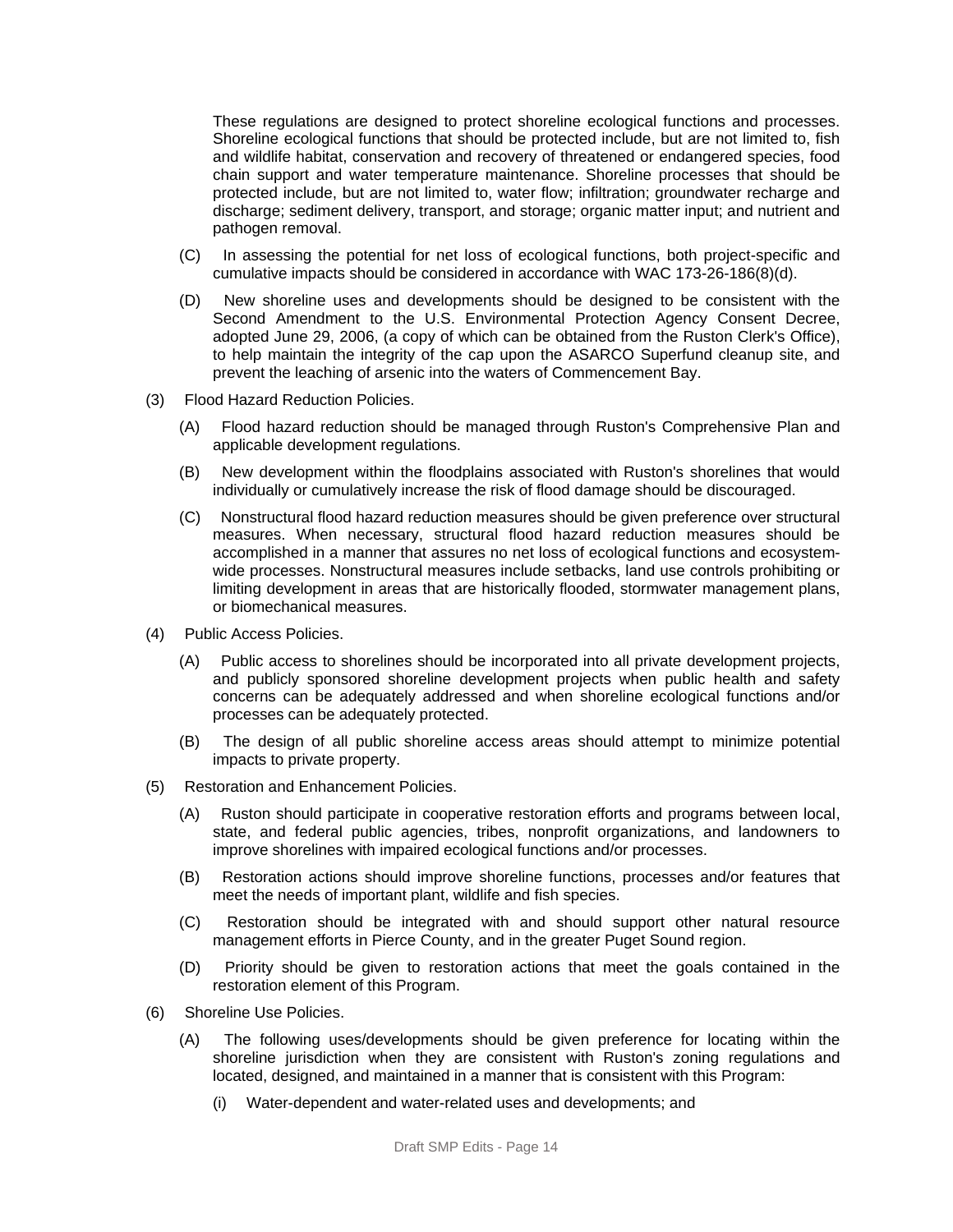These regulations are designed to protect shoreline ecological functions and processes. Shoreline ecological functions that should be protected include, but are not limited to, fish and wildlife habitat, conservation and recovery of threatened or endangered species, food chain support and water temperature maintenance. Shoreline processes that should be protected include, but are not limited to, water flow; infiltration; groundwater recharge and discharge; sediment delivery, transport, and storage; organic matter input; and nutrient and pathogen removal.

(C) In assessing the potential for net loss of ecological functions, both project-specific and cumulative impacts should be considered in accordance with WAC 173-26-186(8)(d).

(D) New shoreline uses and developments should be designed to be consistent with the Second Amendment to the U.S. Environmental Protection Agency Consent Decree, adopted June 29, 2006, (a copy of which can be obtained from the Ruston Clerk's Office), to help maintain the integrity of the cap upon the ASARCO Superfund cleanup site, and prevent the leaching of arsenic into the waters of Commencement Bay.

(3) Flood Hazard Reduction Policies.

(A) Flood hazard reduction should be managed through Ruston's Comprehensive Plan and applicable development regulations.

(B) New development within the floodplains associated with Ruston's shorelines that would individually or cumulatively increase the risk of flood damage should be discouraged.

(C) Nonstructural flood hazard reduction measures should be given preference over structural measures. When necessary, structural flood hazard reduction measures should be accomplished in a manner that assures no net loss of ecological functions and ecosystem-wide processes. Nonstructural measures include setbacks, land use controls prohibiting or limiting development in areas that are historically flooded, stormwater management plans, or biomechanical measures.

(4) Public Access Policies.

(A) Public access to shorelines should be incorporated into all private development projects, and publicly sponsored shoreline development projects when public health and safety concerns can be adequately addressed and when shoreline ecological functions and/or processes can be adequately protected.

(B) The design of all public shoreline access areas should attempt to minimize potential impacts to private property.

(5) Restoration and Enhancement Policies.

(A) Ruston should participate in cooperative restoration efforts and programs between local, state, and federal public agencies, tribes, nonprofit organizations, and landowners to improve shorelines with impaired ecological functions and/or processes.

(B) Restoration actions should improve shoreline functions, processes and/or features that meet the needs of important plant, wildlife and fish species.

(C) Restoration should be integrated with and should support other natural resource management efforts in Pierce County, and in the greater Puget Sound region.

(D) Priority should be given to restoration actions that meet the goals contained in the restoration element of this Program.

(6) Shoreline Use Policies.

(A) The following uses/developments should be given preference for locating within the shoreline jurisdiction when they are consistent with Ruston's zoning regulations and located, designed, and maintained in a manner that is consistent with this Program:

(i) Water-dependent and water-related uses and developments; and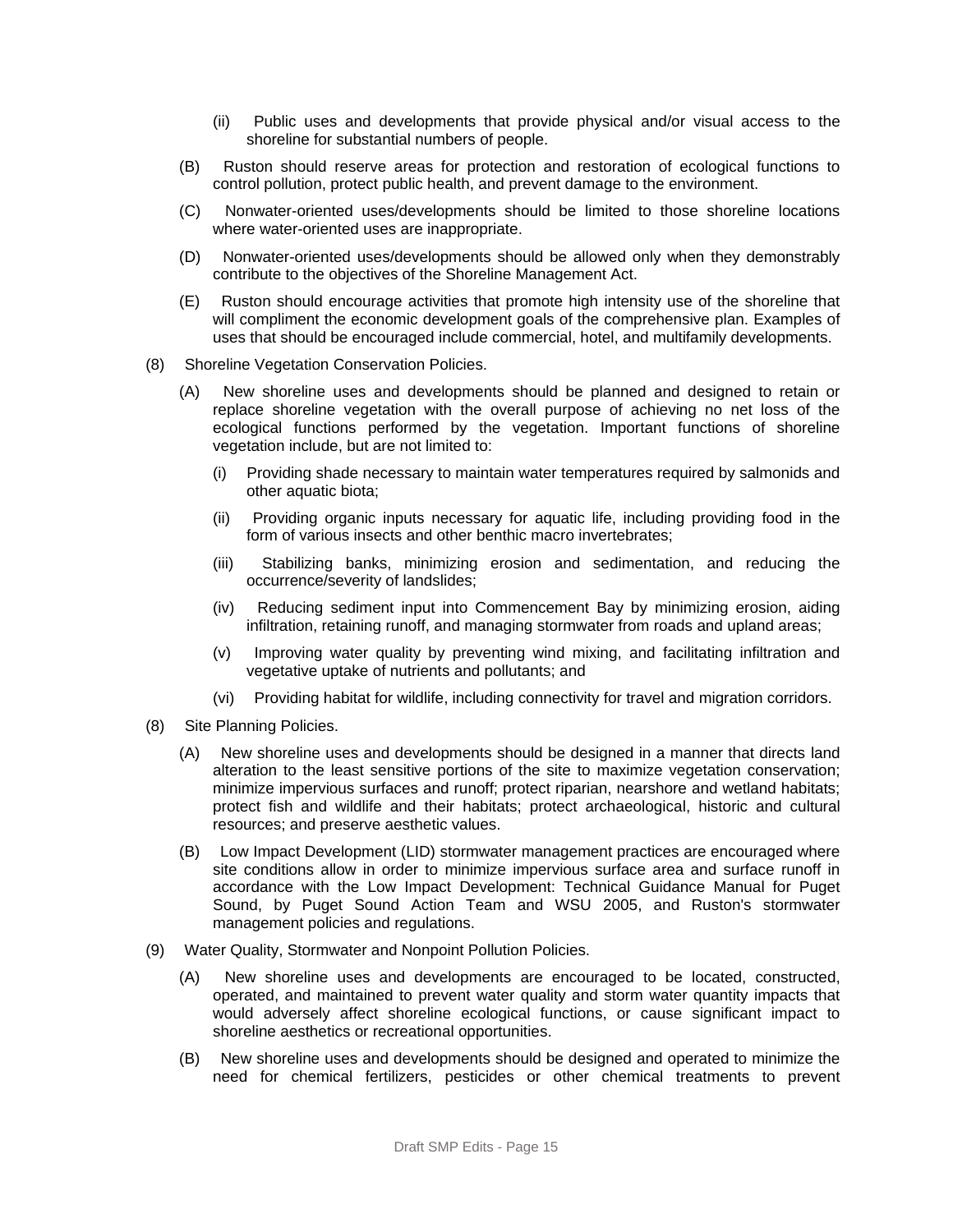(ii) Public uses and developments that provide physical and/or visual access to the shoreline for substantial numbers of people.

(B) Ruston should reserve areas for protection and restoration of ecological functions to control pollution, protect public health, and prevent damage to the environment.

(C) Nonwater-oriented uses/developments should be limited to those shoreline locations where water-oriented uses are inappropriate.

(D) Nonwater-oriented uses/developments should be allowed only when they demonstrably contribute to the objectives of the Shoreline Management Act.

(E) Ruston should encourage activities that promote high intensity use of the shoreline that will compliment the economic development goals of the comprehensive plan. Examples of uses that should be encouraged include commercial, hotel, and multifamily developments.

(8) Shoreline Vegetation Conservation Policies.

(A) New shoreline uses and developments should be planned and designed to retain or replace shoreline vegetation with the overall purpose of achieving no net loss of the ecological functions performed by the vegetation. Important functions of shoreline vegetation include, but are not limited to:

(i) Providing shade necessary to maintain water temperatures required by salmonids and other aquatic biota;

(ii) Providing organic inputs necessary for aquatic life, including providing food in the form of various insects and other benthic macro invertebrates;

(iii) Stabilizing banks, minimizing erosion and sedimentation, and reducing the occurrence/severity of landslides;

(iv) Reducing sediment input into Commencement Bay by minimizing erosion, aiding infiltration, retaining runoff, and managing stormwater from roads and upland areas;

(v) Improving water quality by preventing wind mixing, and facilitating infiltration and vegetative uptake of nutrients and pollutants; and

(vi) Providing habitat for wildlife, including connectivity for travel and migration corridors.

(8) Site Planning Policies.

(A) New shoreline uses and developments should be designed in a manner that directs land alteration to the least sensitive portions of the site to maximize vegetation conservation; minimize impervious surfaces and runoff; protect riparian, nearshore and wetland habitats; protect fish and wildlife and their habitats; protect archaeological, historic and cultural resources; and preserve aesthetic values.

(B) Low Impact Development (LID) stormwater management practices are encouraged where site conditions allow in order to minimize impervious surface area and surface runoff in accordance with the Low Impact Development: Technical Guidance Manual for Puget Sound, by Puget Sound Action Team and WSU 2005, and Ruston's stormwater management policies and regulations.

(9) Water Quality, Stormwater and Nonpoint Pollution Policies.

(A) New shoreline uses and developments are encouraged to be located, constructed, operated, and maintained to prevent water quality and storm water quantity impacts that would adversely affect shoreline ecological functions, or cause significant impact to shoreline aesthetics or recreational opportunities.

(B) New shoreline uses and developments should be designed and operated to minimize the need for chemical fertilizers, pesticides or other chemical treatments to prevent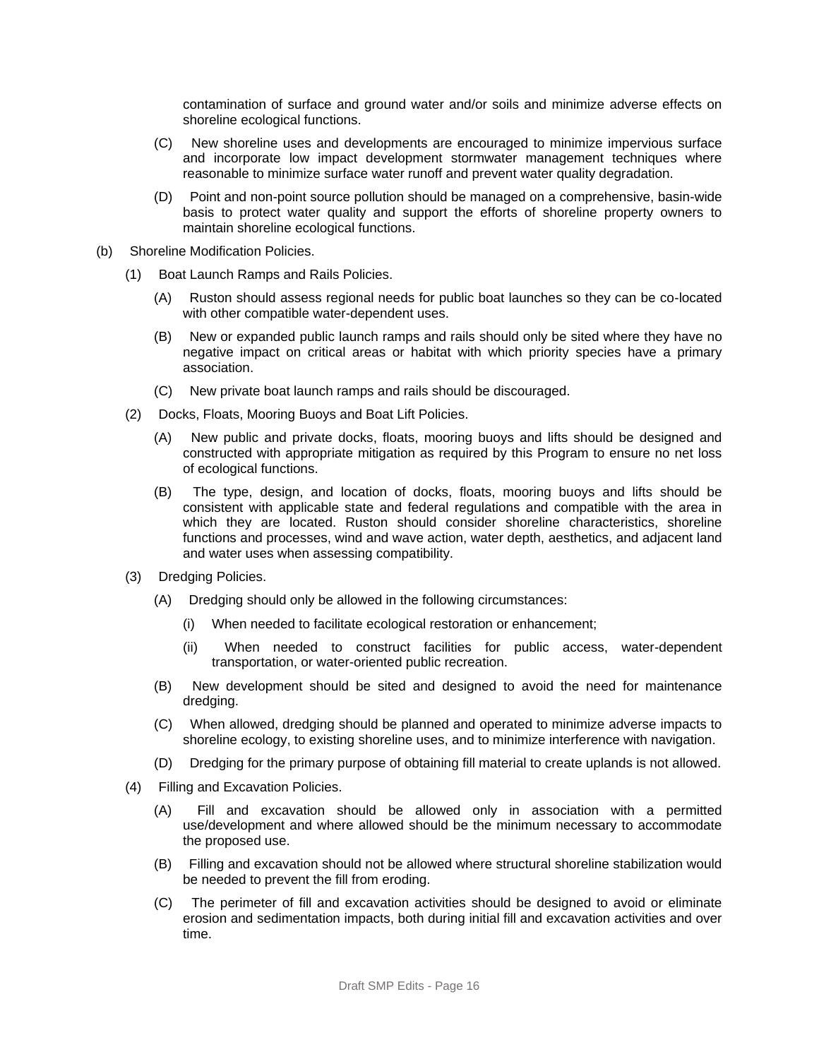contamination of surface and ground water and/or soils and minimize adverse effects on shoreline ecological functions.

(C) New shoreline uses and developments are encouraged to minimize impervious surface and incorporate low impact development stormwater management techniques where reasonable to minimize surface water runoff and prevent water quality degradation.

(D) Point and non-point source pollution should be managed on a comprehensive, basin-wide basis to protect water quality and support the efforts of shoreline property owners to maintain shoreline ecological functions.

(b) Shoreline Modification Policies.

(1) Boat Launch Ramps and Rails Policies.

(A) Ruston should assess regional needs for public boat launches so they can be co-located with other compatible water-dependent uses.

(B) New or expanded public launch ramps and rails should only be sited where they have no negative impact on critical areas or habitat with which priority species have a primary association.

(C) New private boat launch ramps and rails should be discouraged.

(2) Docks, Floats, Mooring Buoys and Boat Lift Policies.

(A) New public and private docks, floats, mooring buoys and lifts should be designed and constructed with appropriate mitigation as required by this Program to ensure no net loss of ecological functions.

(B) The type, design, and location of docks, floats, mooring buoys and lifts should be consistent with applicable state and federal regulations and compatible with the area in which they are located. Ruston should consider shoreline characteristics, shoreline functions and processes, wind and wave action, water depth, aesthetics, and adjacent land and water uses when assessing compatibility.

(3) Dredging Policies.

(A) Dredging should only be allowed in the following circumstances:

(i) When needed to facilitate ecological restoration or enhancement;

(ii) When needed to construct facilities for public access, water-dependent transportation, or water-oriented public recreation.

(B) New development should be sited and designed to avoid the need for maintenance dredging.

(C) When allowed, dredging should be planned and operated to minimize adverse impacts to shoreline ecology, to existing shoreline uses, and to minimize interference with navigation.

(D) Dredging for the primary purpose of obtaining fill material to create uplands is not allowed.

(4) Filling and Excavation Policies.

(A) Fill and excavation should be allowed only in association with a permitted use/development and where allowed should be the minimum necessary to accommodate the proposed use.

(B) Filling and excavation should not be allowed where structural shoreline stabilization would be needed to prevent the fill from eroding.

(C) The perimeter of fill and excavation activities should be designed to avoid or eliminate erosion and sedimentation impacts, both during initial fill and excavation activities and over time.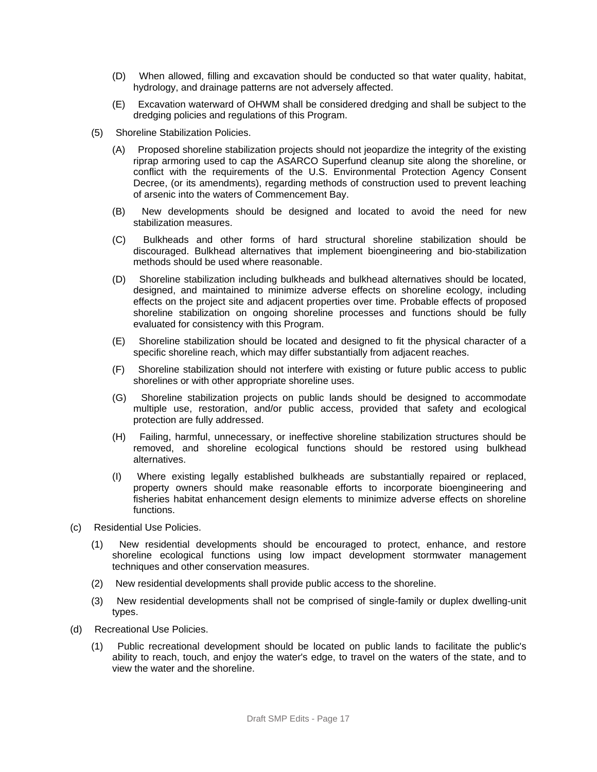(D) When allowed, filling and excavation should be conducted so that water quality, habitat, hydrology, and drainage patterns are not adversely affected.

(E) Excavation waterward of OHWM shall be considered dredging and shall be subject to the dredging policies and regulations of this Program.

(5) Shoreline Stabilization Policies.

(A) Proposed shoreline stabilization projects should not jeopardize the integrity of the existing riprap armoring used to cap the ASARCO Superfund cleanup site along the shoreline, or conflict with the requirements of the U.S. Environmental Protection Agency Consent Decree, (or its amendments), regarding methods of construction used to prevent leaching of arsenic into the waters of Commencement Bay.

(B) New developments should be designed and located to avoid the need for new stabilization measures.

(C) Bulkheads and other forms of hard structural shoreline stabilization should be discouraged. Bulkhead alternatives that implement bioengineering and bio-stabilization methods should be used where reasonable.

(D) Shoreline stabilization including bulkheads and bulkhead alternatives should be located, designed, and maintained to minimize adverse effects on shoreline ecology, including effects on the project site and adjacent properties over time. Probable effects of proposed shoreline stabilization on ongoing shoreline processes and functions should be fully evaluated for consistency with this Program.

(E) Shoreline stabilization should be located and designed to fit the physical character of a specific shoreline reach, which may differ substantially from adjacent reaches.

(F) Shoreline stabilization should not interfere with existing or future public access to public shorelines or with other appropriate shoreline uses.

(G) Shoreline stabilization projects on public lands should be designed to accommodate multiple use, restoration, and/or public access, provided that safety and ecological protection are fully addressed.

(H) Failing, harmful, unnecessary, or ineffective shoreline stabilization structures should be removed, and shoreline ecological functions should be restored using bulkhead alternatives.

(I) Where existing legally established bulkheads are substantially repaired or replaced, property owners should make reasonable efforts to incorporate bioengineering and fisheries habitat enhancement design elements to minimize adverse effects on shoreline functions.

(c) Residential Use Policies.

(1) New residential developments should be encouraged to protect, enhance, and restore shoreline ecological functions using low impact development stormwater management techniques and other conservation measures.

(2) New residential developments shall provide public access to the shoreline.

(3) New residential developments shall not be comprised of single-family or duplex dwelling-unit types.

(d) Recreational Use Policies.

(1) Public recreational development should be located on public lands to facilitate the public's ability to reach, touch, and enjoy the water's edge, to travel on the waters of the state, and to view the water and the shoreline.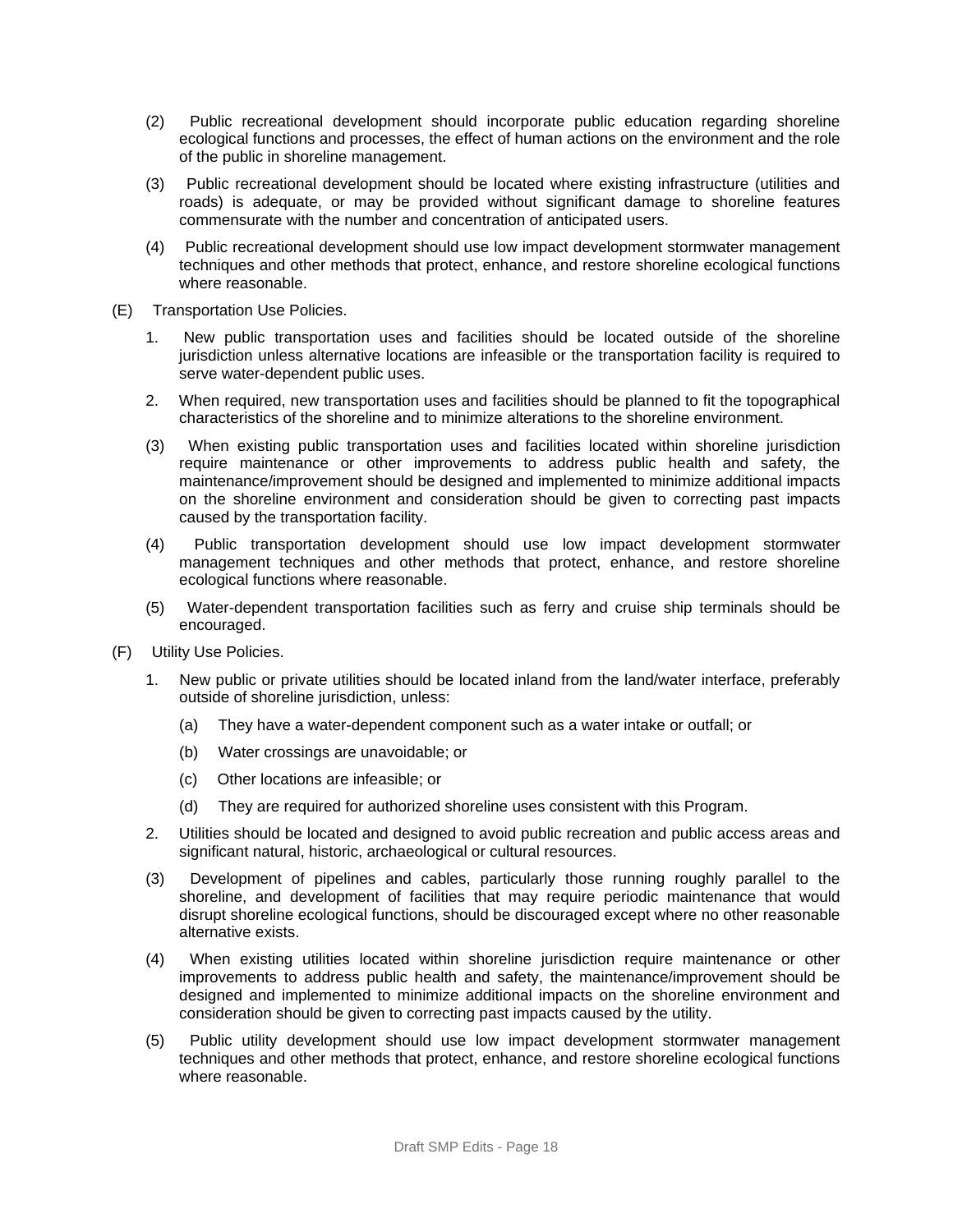(2) Public recreational development should incorporate public education regarding shoreline ecological functions and processes, the effect of human actions on the environment and the role of the public in shoreline management.

(3) Public recreational development should be located where existing infrastructure (utilities and roads) is adequate, or may be provided without significant damage to shoreline features commensurate with the number and concentration of anticipated users.

(4) Public recreational development should use low impact development stormwater management techniques and other methods that protect, enhance, and restore shoreline ecological functions where reasonable.

(E) Transportation Use Policies.

1. New public transportation uses and facilities should be located outside of the shoreline jurisdiction unless alternative locations are infeasible or the transportation facility is required to serve water-dependent public uses.

2. When required, new transportation uses and facilities should be planned to fit the topographical characteristics of the shoreline and to minimize alterations to the shoreline environment.

(3) When existing public transportation uses and facilities located within shoreline jurisdiction require maintenance or other improvements to address public health and safety, the maintenance/improvement should be designed and implemented to minimize additional impacts on the shoreline environment and consideration should be given to correcting past impacts caused by the transportation facility.

(4) Public transportation development should use low impact development stormwater management techniques and other methods that protect, enhance, and restore shoreline ecological functions where reasonable.

(5) Water-dependent transportation facilities such as ferry and cruise ship terminals should be encouraged.

(F) Utility Use Policies.

1. New public or private utilities should be located inland from the land/water interface, preferably outside of shoreline jurisdiction, unless:

   (a) They have a water-dependent component such as a water intake or outfall; or

   (b) Water crossings are unavoidable; or

   (c) Other locations are infeasible; or

   (d) They are required for authorized shoreline uses consistent with this Program.

2. Utilities should be located and designed to avoid public recreation and public access areas and significant natural, historic, archaeological or cultural resources.

(3) Development of pipelines and cables, particularly those running roughly parallel to the shoreline, and development of facilities that may require periodic maintenance that would disrupt shoreline ecological functions, should be discouraged except where no other reasonable alternative exists.

(4) When existing utilities located within shoreline jurisdiction require maintenance or other improvements to address public health and safety, the maintenance/improvement should be designed and implemented to minimize additional impacts on the shoreline environment and consideration should be given to correcting past impacts caused by the utility.

(5) Public utility development should use low impact development stormwater management techniques and other methods that protect, enhance, and restore shoreline ecological functions where reasonable.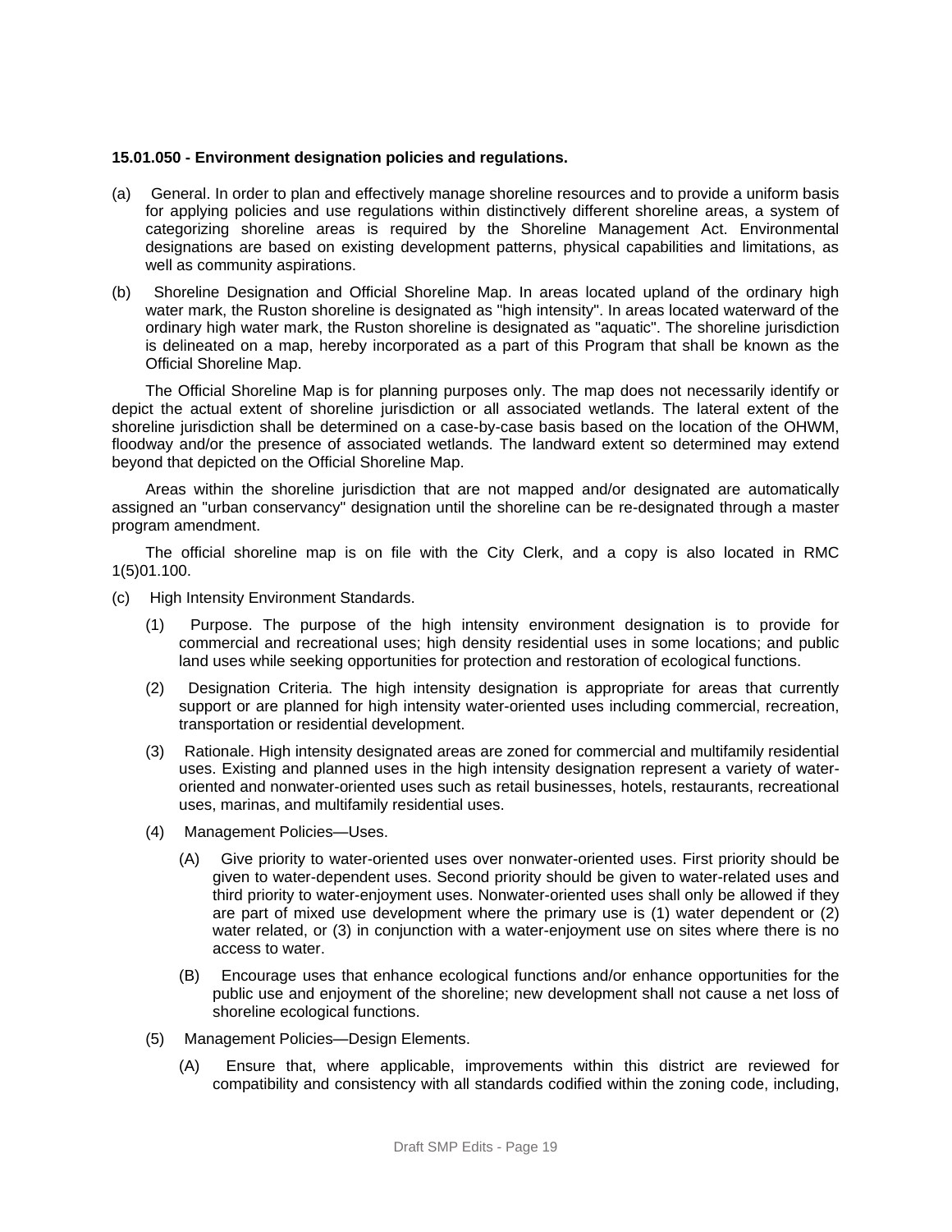**15.01.050 - Environment designation policies and regulations.**

(a) General. In order to plan and effectively manage shoreline resources and to provide a uniform basis for applying policies and use regulations within distinctively different shoreline areas, a system of categorizing shoreline areas is required by the Shoreline Management Act. Environmental designations are based on existing development patterns, physical capabilities and limitations, as well as community aspirations.

(b) Shoreline Designation and Official Shoreline Map. In areas located upland of the ordinary high water mark, the Ruston shoreline is designated as "high intensity". In areas located waterward of the ordinary high water mark, the Ruston shoreline is designated as "aquatic". The shoreline jurisdiction is delineated on a map, hereby incorporated as a part of this Program that shall be known as the Official Shoreline Map.

The Official Shoreline Map is for planning purposes only. The map does not necessarily identify or depict the actual extent of shoreline jurisdiction or all associated wetlands. The lateral extent of the shoreline jurisdiction shall be determined on a case-by-case basis based on the location of the OHWM, floodway and/or the presence of associated wetlands. The landward extent so determined may extend beyond that depicted on the Official Shoreline Map.

Areas within the shoreline jurisdiction that are not mapped and/or designated are automatically assigned an "urban conservancy" designation until the shoreline can be re-designated through a master program amendment.

The official shoreline map is on file with the City Clerk, and a copy is also located in RMC 1(5)01.100.

(c) High Intensity Environment Standards.

(1) Purpose. The purpose of the high intensity environment designation is to provide for commercial and recreational uses; high density residential uses in some locations; and public land uses while seeking opportunities for protection and restoration of ecological functions.

(2) Designation Criteria. The high intensity designation is appropriate for areas that currently support or are planned for high intensity water-oriented uses including commercial, recreation, transportation or residential development.

(3) Rationale. High intensity designated areas are zoned for commercial and multifamily residential uses. Existing and planned uses in the high intensity designation represent a variety of water-oriented and nonwater-oriented uses such as retail businesses, hotels, restaurants, recreational uses, marinas, and multifamily residential uses.

(4) Management Policies—Uses.

(A) Give priority to water-oriented uses over nonwater-oriented uses. First priority should be given to water-dependent uses. Second priority should be given to water-related uses and third priority to water-enjoyment uses. Nonwater-oriented uses shall only be allowed if they are part of mixed use development where the primary use is (1) water dependent or (2) water related, or (3) in conjunction with a water-enjoyment use on sites where there is no access to water.

(B) Encourage uses that enhance ecological functions and/or enhance opportunities for the public use and enjoyment of the shoreline; new development shall not cause a net loss of shoreline ecological functions.

(5) Management Policies—Design Elements.

(A) Ensure that, where applicable, improvements within this district are reviewed for compatibility and consistency with all standards codified within the zoning code, including,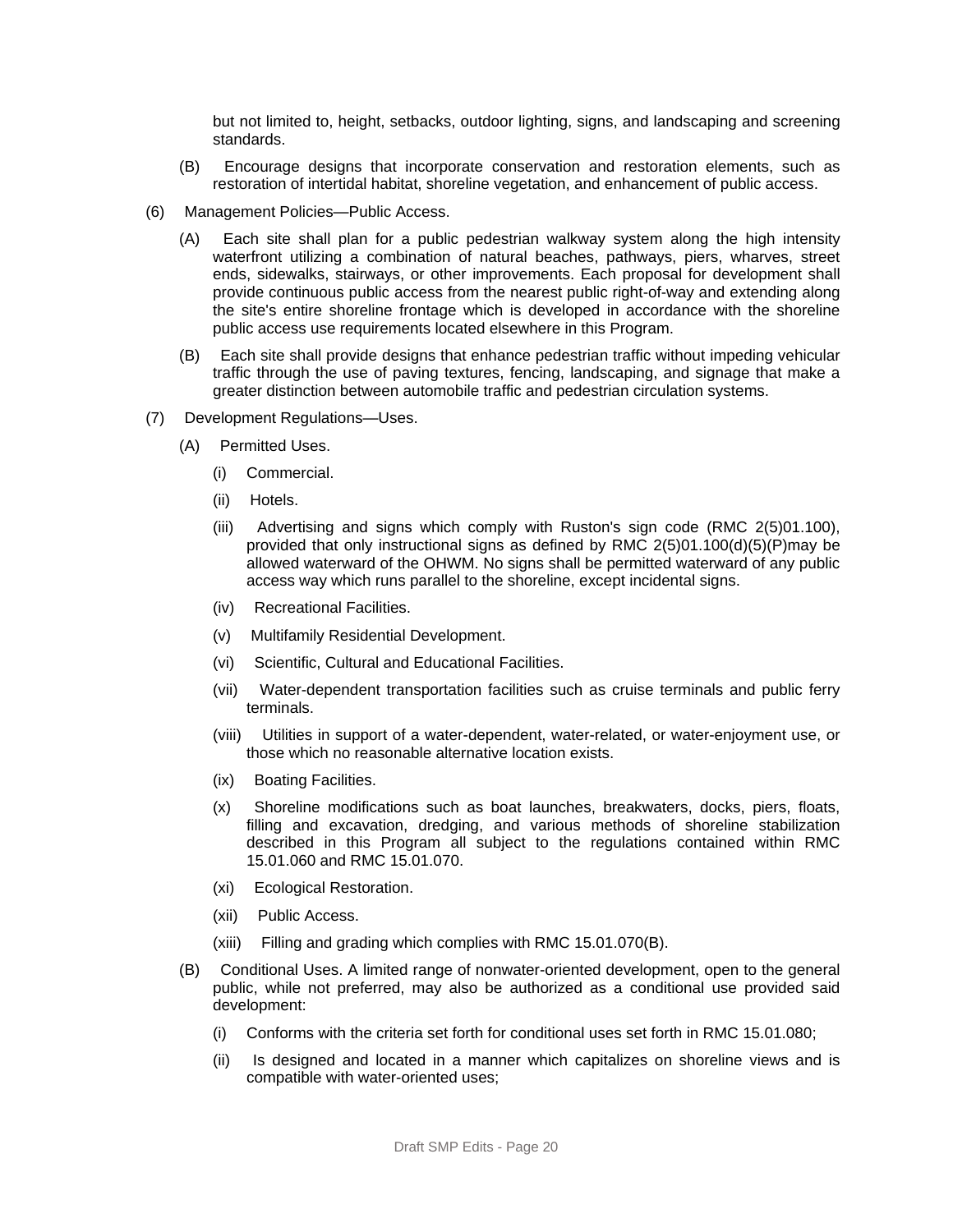but not limited to, height, setbacks, outdoor lighting, signs, and landscaping and screening standards.

(B) Encourage designs that incorporate conservation and restoration elements, such as restoration of intertidal habitat, shoreline vegetation, and enhancement of public access.

(6) Management Policies—Public Access.

(A) Each site shall plan for a public pedestrian walkway system along the high intensity waterfront utilizing a combination of natural beaches, pathways, piers, wharves, street ends, sidewalks, stairways, or other improvements. Each proposal for development shall provide continuous public access from the nearest public right-of-way and extending along the site's entire shoreline frontage which is developed in accordance with the shoreline public access use requirements located elsewhere in this Program.

(B) Each site shall provide designs that enhance pedestrian traffic without impeding vehicular traffic through the use of paving textures, fencing, landscaping, and signage that make a greater distinction between automobile traffic and pedestrian circulation systems.

(7) Development Regulations—Uses.

(A) Permitted Uses.

(i) Commercial.

(ii) Hotels.

(iii) Advertising and signs which comply with Ruston's sign code (RMC 2(5)01.100), provided that only instructional signs as defined by RMC 2(5)01.100(d)(5)(P)may be allowed waterward of the OHWM. No signs shall be permitted waterward of any public access way which runs parallel to the shoreline, except incidental signs.

(iv) Recreational Facilities.

(v) Multifamily Residential Development.

(vi) Scientific, Cultural and Educational Facilities.

(vii) Water-dependent transportation facilities such as cruise terminals and public ferry terminals.

(viii) Utilities in support of a water-dependent, water-related, or water-enjoyment use, or those which no reasonable alternative location exists.

(ix) Boating Facilities.

(x) Shoreline modifications such as boat launches, breakwaters, docks, piers, floats, filling and excavation, dredging, and various methods of shoreline stabilization described in this Program all subject to the regulations contained within RMC 15.01.060 and RMC 15.01.070.

(xi) Ecological Restoration.

(xii) Public Access.

(xiii) Filling and grading which complies with RMC 15.01.070(B).

(B) Conditional Uses. A limited range of nonwater-oriented development, open to the general public, while not preferred, may also be authorized as a conditional use provided said development:

(i) Conforms with the criteria set forth for conditional uses set forth in RMC 15.01.080;

(ii) Is designed and located in a manner which capitalizes on shoreline views and is compatible with water-oriented uses;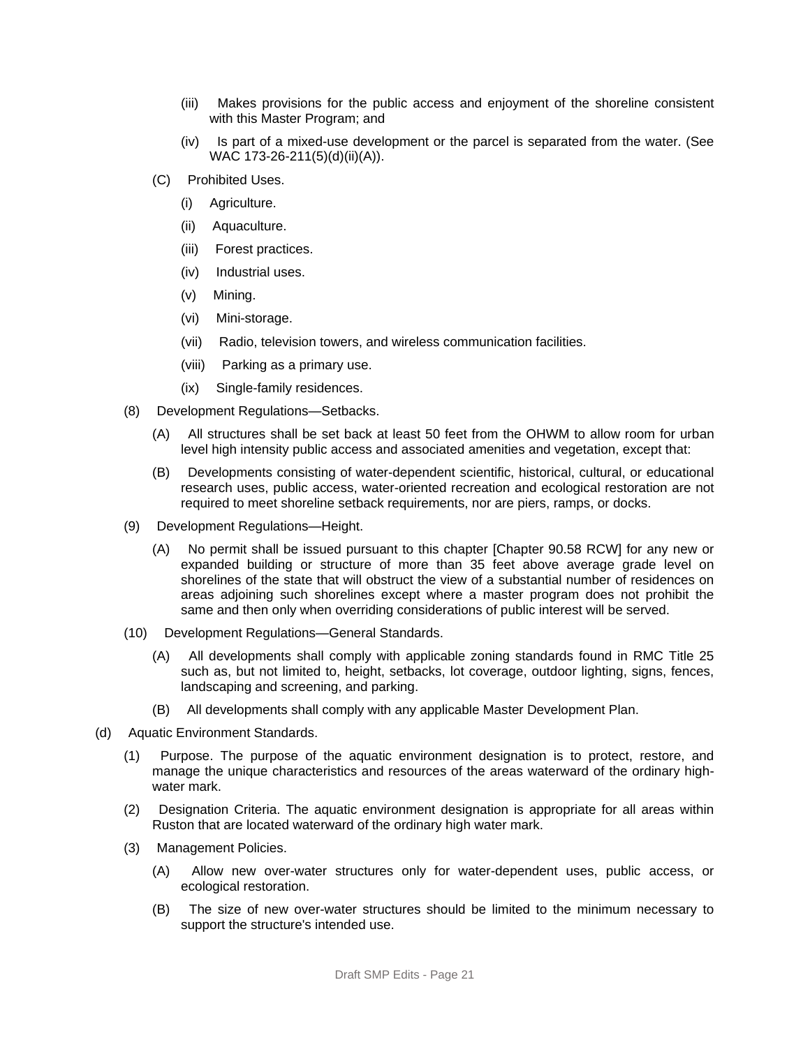(iii) Makes provisions for the public access and enjoyment of the shoreline consistent with this Master Program; and

(iv) Is part of a mixed-use development or the parcel is separated from the water. (See WAC 173-26-211(5)(d)(ii)(A)).

(C) Prohibited Uses.

(i) Agriculture.

(ii) Aquaculture.

(iii) Forest practices.

(iv) Industrial uses.

(v) Mining.

(vi) Mini-storage.

(vii) Radio, television towers, and wireless communication facilities.

(viii) Parking as a primary use.

(ix) Single-family residences.

(8) Development Regulations—Setbacks.

(A) All structures shall be set back at least 50 feet from the OHWM to allow room for urban level high intensity public access and associated amenities and vegetation, except that:

(B) Developments consisting of water-dependent scientific, historical, cultural, or educational research uses, public access, water-oriented recreation and ecological restoration are not required to meet shoreline setback requirements, nor are piers, ramps, or docks.

(9) Development Regulations—Height.

(A) No permit shall be issued pursuant to this chapter [Chapter 90.58 RCW] for any new or expanded building or structure of more than 35 feet above average grade level on shorelines of the state that will obstruct the view of a substantial number of residences on areas adjoining such shorelines except where a master program does not prohibit the same and then only when overriding considerations of public interest will be served.

(10) Development Regulations—General Standards.

(A) All developments shall comply with applicable zoning standards found in RMC Title 25 such as, but not limited to, height, setbacks, lot coverage, outdoor lighting, signs, fences, landscaping and screening, and parking.

(B) All developments shall comply with any applicable Master Development Plan.

(d) Aquatic Environment Standards.

(1) Purpose. The purpose of the aquatic environment designation is to protect, restore, and manage the unique characteristics and resources of the areas waterward of the ordinary high-water mark.

(2) Designation Criteria. The aquatic environment designation is appropriate for all areas within Ruston that are located waterward of the ordinary high water mark.

(3) Management Policies.

(A) Allow new over-water structures only for water-dependent uses, public access, or ecological restoration.

(B) The size of new over-water structures should be limited to the minimum necessary to support the structure's intended use.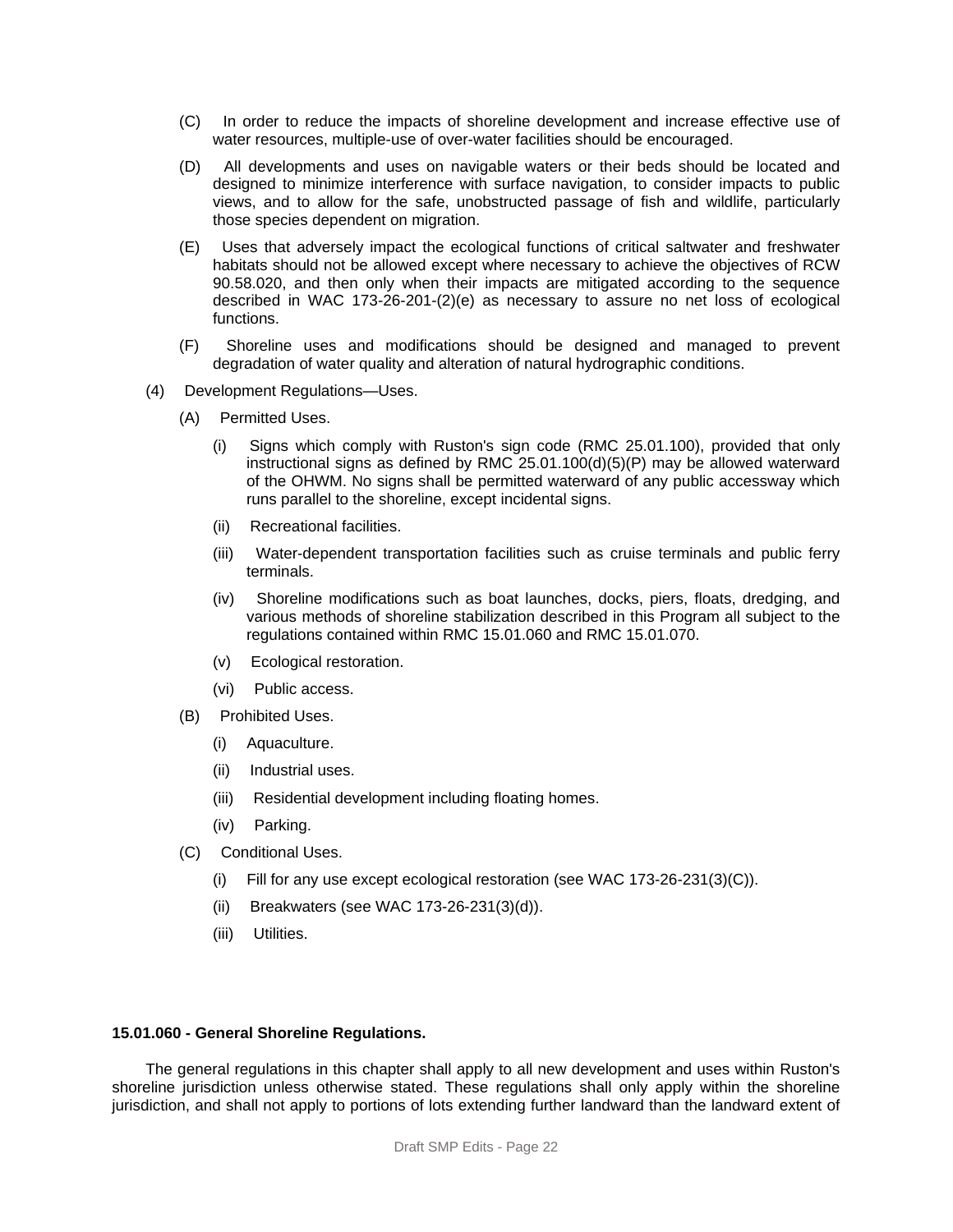(C) In order to reduce the impacts of shoreline development and increase effective use of water resources, multiple-use of over-water facilities should be encouraged.

(D) All developments and uses on navigable waters or their beds should be located and designed to minimize interference with surface navigation, to consider impacts to public views, and to allow for the safe, unobstructed passage of fish and wildlife, particularly those species dependent on migration.

(E) Uses that adversely impact the ecological functions of critical saltwater and freshwater habitats should not be allowed except where necessary to achieve the objectives of RCW 90.58.020, and then only when their impacts are mitigated according to the sequence described in WAC 173-26-201-(2)(e) as necessary to assure no net loss of ecological functions.

(F) Shoreline uses and modifications should be designed and managed to prevent degradation of water quality and alteration of natural hydrographic conditions.

(4) Development Regulations—Uses.

(A) Permitted Uses.

(i) Signs which comply with Ruston's sign code (RMC 25.01.100), provided that only instructional signs as defined by RMC 25.01.100(d)(5)(P) may be allowed waterward of the OHWM. No signs shall be permitted waterward of any public accessway which runs parallel to the shoreline, except incidental signs.

(ii) Recreational facilities.

(iii) Water-dependent transportation facilities such as cruise terminals and public ferry terminals.

(iv) Shoreline modifications such as boat launches, docks, piers, floats, dredging, and various methods of shoreline stabilization described in this Program all subject to the regulations contained within RMC 15.01.060 and RMC 15.01.070.

(v) Ecological restoration.

(vi) Public access.

(B) Prohibited Uses.

(i) Aquaculture.

(ii) Industrial uses.

(iii) Residential development including floating homes.

(iv) Parking.

(C) Conditional Uses.

(i) Fill for any use except ecological restoration (see WAC 173-26-231(3)(C)).

(ii) Breakwaters (see WAC 173-26-231(3)(d)).

(iii) Utilities.

**15.01.060 - General Shoreline Regulations.**

The general regulations in this chapter shall apply to all new development and uses within Ruston's shoreline jurisdiction unless otherwise stated. These regulations shall only apply within the shoreline jurisdiction, and shall not apply to portions of lots extending further landward than the landward extent of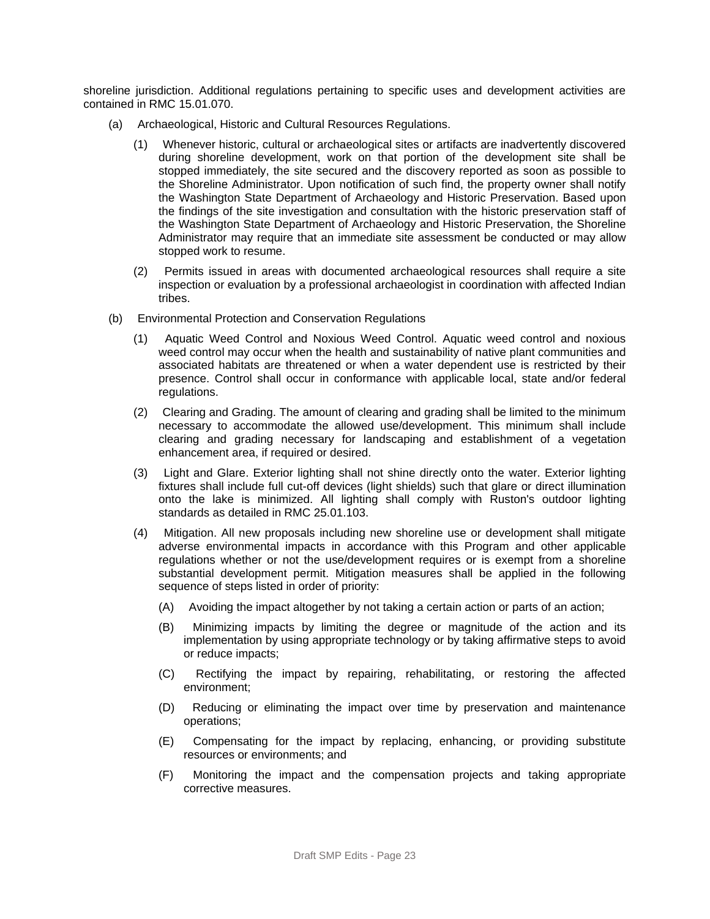shoreline jurisdiction. Additional regulations pertaining to specific uses and development activities are contained in RMC 15.01.070.

(a) Archaeological, Historic and Cultural Resources Regulations.

(1) Whenever historic, cultural or archaeological sites or artifacts are inadvertently discovered during shoreline development, work on that portion of the development site shall be stopped immediately, the site secured and the discovery reported as soon as possible to the Shoreline Administrator. Upon notification of such find, the property owner shall notify the Washington State Department of Archaeology and Historic Preservation. Based upon the findings of the site investigation and consultation with the historic preservation staff of the Washington State Department of Archaeology and Historic Preservation, the Shoreline Administrator may require that an immediate site assessment be conducted or may allow stopped work to resume.

(2) Permits issued in areas with documented archaeological resources shall require a site inspection or evaluation by a professional archaeologist in coordination with affected Indian tribes.

(b) Environmental Protection and Conservation Regulations

(1) Aquatic Weed Control and Noxious Weed Control. Aquatic weed control and noxious weed control may occur when the health and sustainability of native plant communities and associated habitats are threatened or when a water dependent use is restricted by their presence. Control shall occur in conformance with applicable local, state and/or federal regulations.

(2) Clearing and Grading. The amount of clearing and grading shall be limited to the minimum necessary to accommodate the allowed use/development. This minimum shall include clearing and grading necessary for landscaping and establishment of a vegetation enhancement area, if required or desired.

(3) Light and Glare. Exterior lighting shall not shine directly onto the water. Exterior lighting fixtures shall include full cut-off devices (light shields) such that glare or direct illumination onto the lake is minimized. All lighting shall comply with Ruston's outdoor lighting standards as detailed in RMC 25.01.103.

(4) Mitigation. All new proposals including new shoreline use or development shall mitigate adverse environmental impacts in accordance with this Program and other applicable regulations whether or not the use/development requires or is exempt from a shoreline substantial development permit. Mitigation measures shall be applied in the following sequence of steps listed in order of priority:

(A) Avoiding the impact altogether by not taking a certain action or parts of an action;

(B) Minimizing impacts by limiting the degree or magnitude of the action and its implementation by using appropriate technology or by taking affirmative steps to avoid or reduce impacts;

(C) Rectifying the impact by repairing, rehabilitating, or restoring the affected environment;

(D) Reducing or eliminating the impact over time by preservation and maintenance operations;

(E) Compensating for the impact by replacing, enhancing, or providing substitute resources or environments; and

(F) Monitoring the impact and the compensation projects and taking appropriate corrective measures.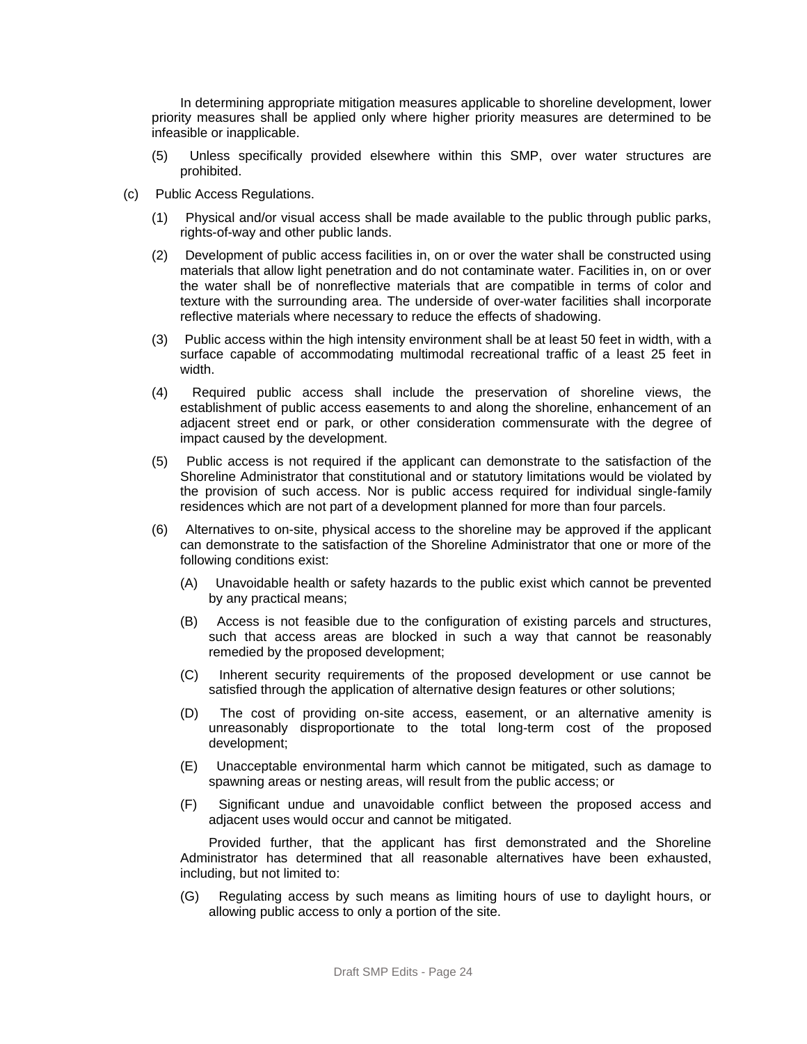In determining appropriate mitigation measures applicable to shoreline development, lower priority measures shall be applied only where higher priority measures are determined to be infeasible or inapplicable.

(5) Unless specifically provided elsewhere within this SMP, over water structures are prohibited.

(c) Public Access Regulations.

(1) Physical and/or visual access shall be made available to the public through public parks, rights-of-way and other public lands.

(2) Development of public access facilities in, on or over the water shall be constructed using materials that allow light penetration and do not contaminate water. Facilities in, on or over the water shall be of nonreflective materials that are compatible in terms of color and texture with the surrounding area. The underside of over-water facilities shall incorporate reflective materials where necessary to reduce the effects of shadowing.

(3) Public access within the high intensity environment shall be at least 50 feet in width, with a surface capable of accommodating multimodal recreational traffic of a least 25 feet in width.

(4) Required public access shall include the preservation of shoreline views, the establishment of public access easements to and along the shoreline, enhancement of an adjacent street end or park, or other consideration commensurate with the degree of impact caused by the development.

(5) Public access is not required if the applicant can demonstrate to the satisfaction of the Shoreline Administrator that constitutional and or statutory limitations would be violated by the provision of such access. Nor is public access required for individual single-family residences which are not part of a development planned for more than four parcels.

(6) Alternatives to on-site, physical access to the shoreline may be approved if the applicant can demonstrate to the satisfaction of the Shoreline Administrator that one or more of the following conditions exist:

(A) Unavoidable health or safety hazards to the public exist which cannot be prevented by any practical means;

(B) Access is not feasible due to the configuration of existing parcels and structures, such that access areas are blocked in such a way that cannot be reasonably remedied by the proposed development;

(C) Inherent security requirements of the proposed development or use cannot be satisfied through the application of alternative design features or other solutions;

(D) The cost of providing on-site access, easement, or an alternative amenity is unreasonably disproportionate to the total long-term cost of the proposed development;

(E) Unacceptable environmental harm which cannot be mitigated, such as damage to spawning areas or nesting areas, will result from the public access; or

(F) Significant undue and unavoidable conflict between the proposed access and adjacent uses would occur and cannot be mitigated.

Provided further, that the applicant has first demonstrated and the Shoreline Administrator has determined that all reasonable alternatives have been exhausted, including, but not limited to:

(G) Regulating access by such means as limiting hours of use to daylight hours, or allowing public access to only a portion of the site.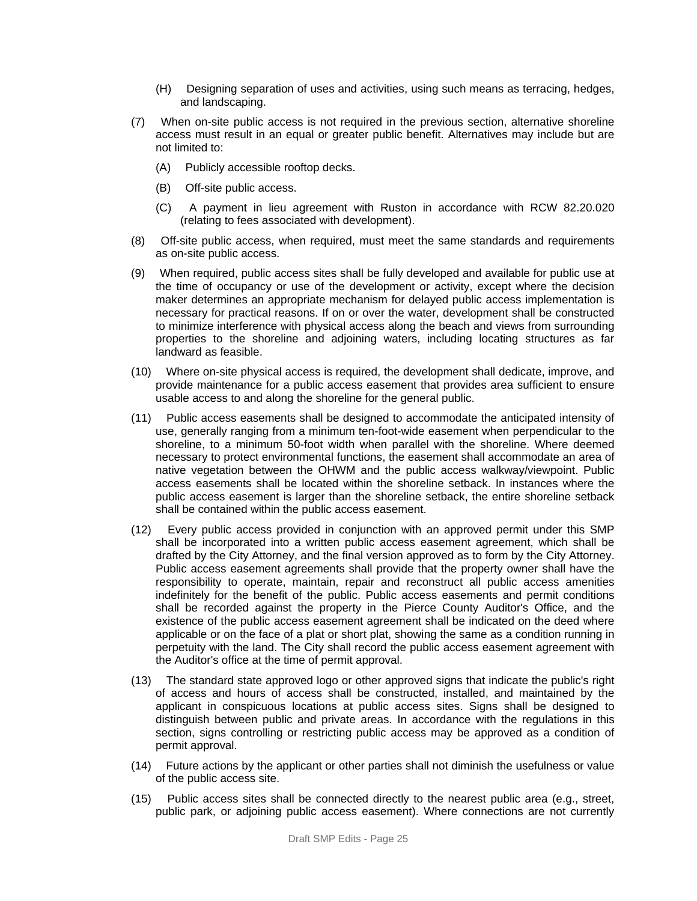(H) Designing separation of uses and activities, using such means as terracing, hedges, and landscaping.

(7) When on-site public access is not required in the previous section, alternative shoreline access must result in an equal or greater public benefit. Alternatives may include but are not limited to:

(A) Publicly accessible rooftop decks.

(B) Off-site public access.

(C) A payment in lieu agreement with Ruston in accordance with RCW 82.20.020 (relating to fees associated with development).

(8) Off-site public access, when required, must meet the same standards and requirements as on-site public access.

(9) When required, public access sites shall be fully developed and available for public use at the time of occupancy or use of the development or activity, except where the decision maker determines an appropriate mechanism for delayed public access implementation is necessary for practical reasons. If on or over the water, development shall be constructed to minimize interference with physical access along the beach and views from surrounding properties to the shoreline and adjoining waters, including locating structures as far landward as feasible.

(10) Where on-site physical access is required, the development shall dedicate, improve, and provide maintenance for a public access easement that provides area sufficient to ensure usable access to and along the shoreline for the general public.

(11) Public access easements shall be designed to accommodate the anticipated intensity of use, generally ranging from a minimum ten-foot-wide easement when perpendicular to the shoreline, to a minimum 50-foot width when parallel with the shoreline. Where deemed necessary to protect environmental functions, the easement shall accommodate an area of native vegetation between the OHWM and the public access walkway/viewpoint. Public access easements shall be located within the shoreline setback. In instances where the public access easement is larger than the shoreline setback, the entire shoreline setback shall be contained within the public access easement.

(12) Every public access provided in conjunction with an approved permit under this SMP shall be incorporated into a written public access easement agreement, which shall be drafted by the City Attorney, and the final version approved as to form by the City Attorney. Public access easement agreements shall provide that the property owner shall have the responsibility to operate, maintain, repair and reconstruct all public access amenities indefinitely for the benefit of the public. Public access easements and permit conditions shall be recorded against the property in the Pierce County Auditor's Office, and the existence of the public access easement agreement shall be indicated on the deed where applicable or on the face of a plat or short plat, showing the same as a condition running in perpetuity with the land. The City shall record the public access easement agreement with the Auditor's office at the time of permit approval.

(13) The standard state approved logo or other approved signs that indicate the public's right of access and hours of access shall be constructed, installed, and maintained by the applicant in conspicuous locations at public access sites. Signs shall be designed to distinguish between public and private areas. In accordance with the regulations in this section, signs controlling or restricting public access may be approved as a condition of permit approval.

(14) Future actions by the applicant or other parties shall not diminish the usefulness or value of the public access site.

(15) Public access sites shall be connected directly to the nearest public area (e.g., street, public park, or adjoining public access easement). Where connections are not currently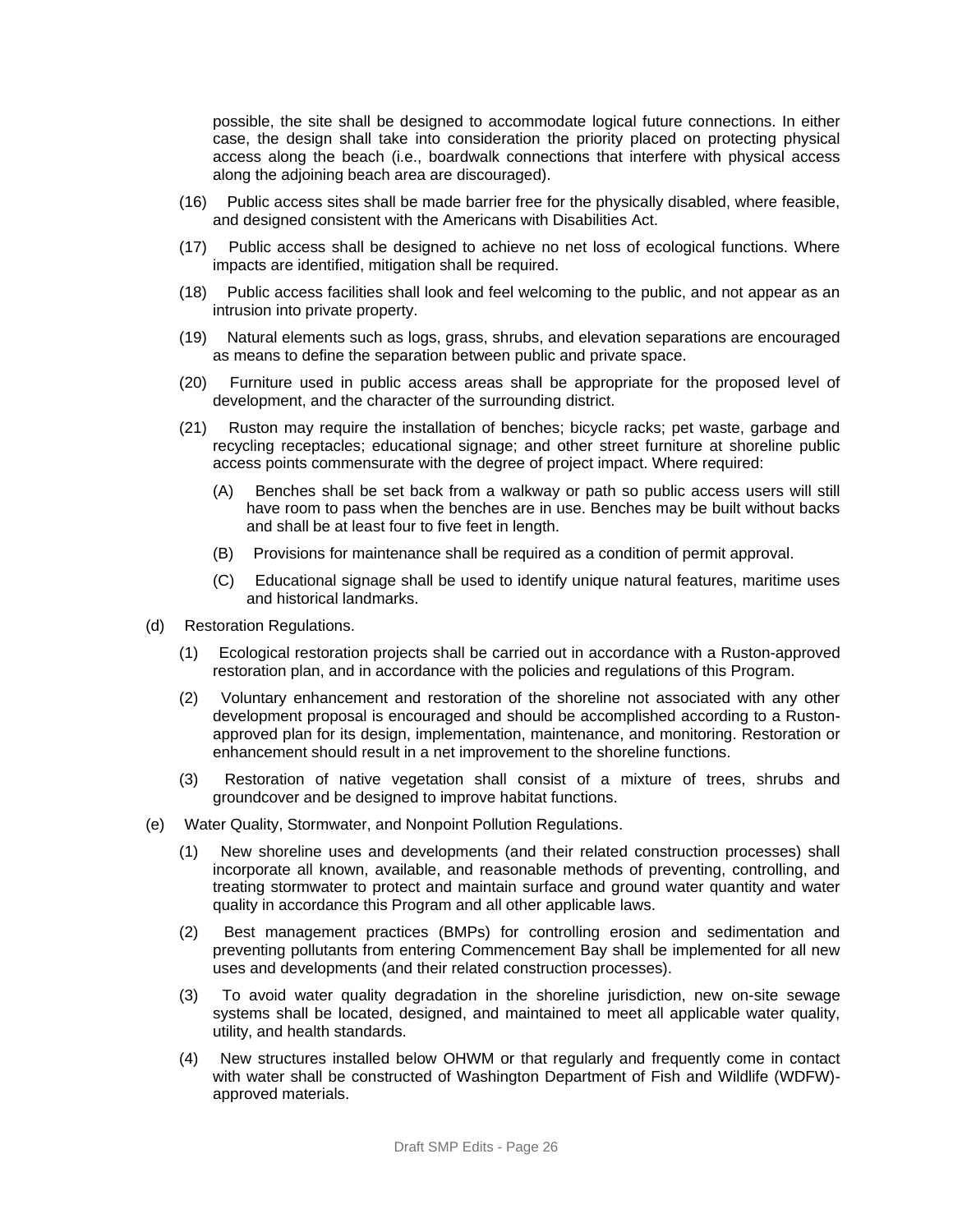possible, the site shall be designed to accommodate logical future connections. In either case, the design shall take into consideration the priority placed on protecting physical access along the beach (i.e., boardwalk connections that interfere with physical access along the adjoining beach area are discouraged).

(16) Public access sites shall be made barrier free for the physically disabled, where feasible, and designed consistent with the Americans with Disabilities Act.

(17) Public access shall be designed to achieve no net loss of ecological functions. Where impacts are identified, mitigation shall be required.

(18) Public access facilities shall look and feel welcoming to the public, and not appear as an intrusion into private property.

(19) Natural elements such as logs, grass, shrubs, and elevation separations are encouraged as means to define the separation between public and private space.

(20) Furniture used in public access areas shall be appropriate for the proposed level of development, and the character of the surrounding district.

(21) Ruston may require the installation of benches; bicycle racks; pet waste, garbage and recycling receptacles; educational signage; and other street furniture at shoreline public access points commensurate with the degree of project impact. Where required:

(A) Benches shall be set back from a walkway or path so public access users will still have room to pass when the benches are in use. Benches may be built without backs and shall be at least four to five feet in length.

(B) Provisions for maintenance shall be required as a condition of permit approval.

(C) Educational signage shall be used to identify unique natural features, maritime uses and historical landmarks.

(d) Restoration Regulations.

(1) Ecological restoration projects shall be carried out in accordance with a Ruston-approved restoration plan, and in accordance with the policies and regulations of this Program.

(2) Voluntary enhancement and restoration of the shoreline not associated with any other development proposal is encouraged and should be accomplished according to a Ruston-approved plan for its design, implementation, maintenance, and monitoring. Restoration or enhancement should result in a net improvement to the shoreline functions.

(3) Restoration of native vegetation shall consist of a mixture of trees, shrubs and groundcover and be designed to improve habitat functions.

(e) Water Quality, Stormwater, and Nonpoint Pollution Regulations.

(1) New shoreline uses and developments (and their related construction processes) shall incorporate all known, available, and reasonable methods of preventing, controlling, and treating stormwater to protect and maintain surface and ground water quantity and water quality in accordance this Program and all other applicable laws.

(2) Best management practices (BMPs) for controlling erosion and sedimentation and preventing pollutants from entering Commencement Bay shall be implemented for all new uses and developments (and their related construction processes).

(3) To avoid water quality degradation in the shoreline jurisdiction, new on-site sewage systems shall be located, designed, and maintained to meet all applicable water quality, utility, and health standards.

(4) New structures installed below OHWM or that regularly and frequently come in contact with water shall be constructed of Washington Department of Fish and Wildlife (WDFW)-approved materials.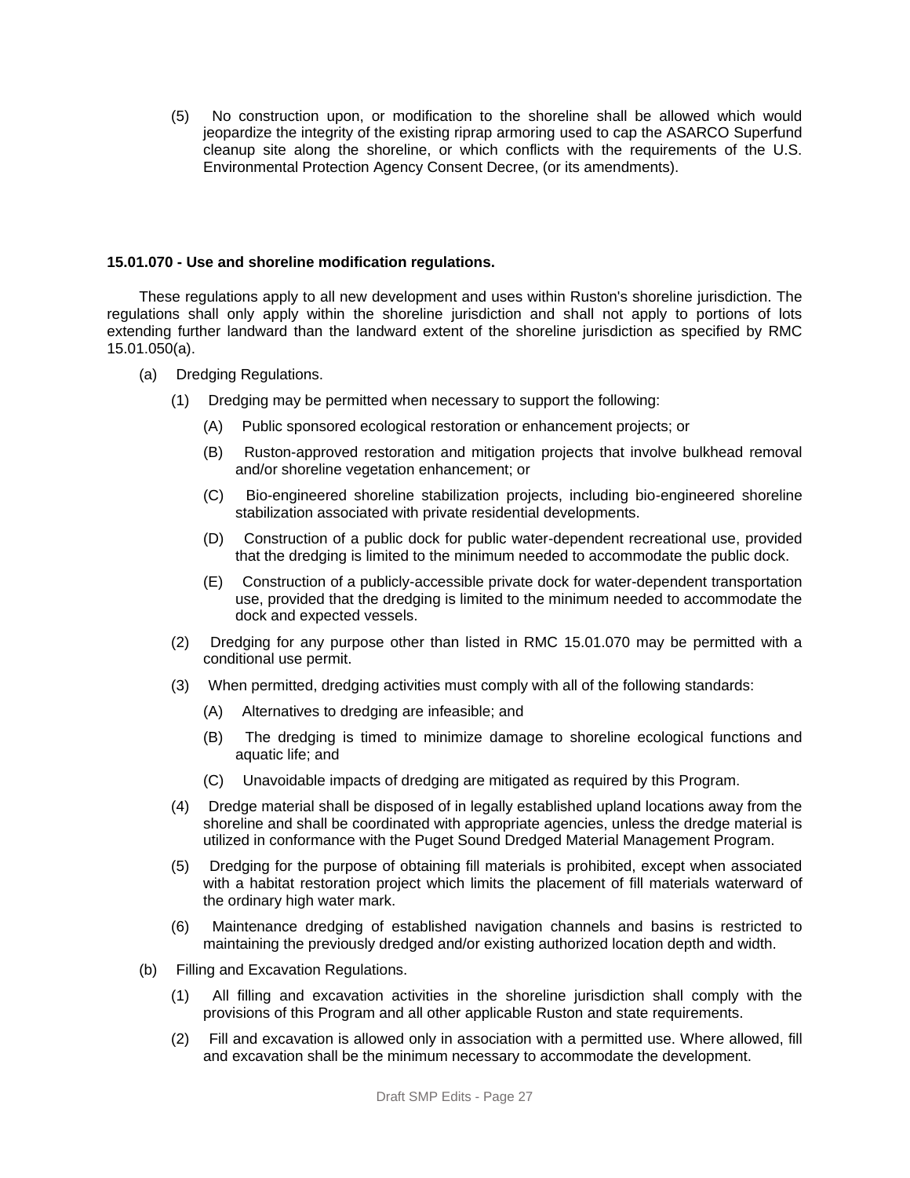(5) No construction upon, or modification to the shoreline shall be allowed which would jeopardize the integrity of the existing riprap armoring used to cap the ASARCO Superfund cleanup site along the shoreline, or which conflicts with the requirements of the U.S. Environmental Protection Agency Consent Decree, (or its amendments).

**15.01.070 - Use and shoreline modification regulations.**

These regulations apply to all new development and uses within Ruston's shoreline jurisdiction. The regulations shall only apply within the shoreline jurisdiction and shall not apply to portions of lots extending further landward than the landward extent of the shoreline jurisdiction as specified by RMC 15.01.050(a).

(a) Dredging Regulations.

(1) Dredging may be permitted when necessary to support the following:

(A) Public sponsored ecological restoration or enhancement projects; or

(B) Ruston-approved restoration and mitigation projects that involve bulkhead removal and/or shoreline vegetation enhancement; or

(C) Bio-engineered shoreline stabilization projects, including bio-engineered shoreline stabilization associated with private residential developments.

(D) Construction of a public dock for public water-dependent recreational use, provided that the dredging is limited to the minimum needed to accommodate the public dock.

(E) Construction of a publicly-accessible private dock for water-dependent transportation use, provided that the dredging is limited to the minimum needed to accommodate the dock and expected vessels.

(2) Dredging for any purpose other than listed in RMC 15.01.070 may be permitted with a conditional use permit.

(3) When permitted, dredging activities must comply with all of the following standards:

(A) Alternatives to dredging are infeasible; and

(B) The dredging is timed to minimize damage to shoreline ecological functions and aquatic life; and

(C) Unavoidable impacts of dredging are mitigated as required by this Program.

(4) Dredge material shall be disposed of in legally established upland locations away from the shoreline and shall be coordinated with appropriate agencies, unless the dredge material is utilized in conformance with the Puget Sound Dredged Material Management Program.

(5) Dredging for the purpose of obtaining fill materials is prohibited, except when associated with a habitat restoration project which limits the placement of fill materials waterward of the ordinary high water mark.

(6) Maintenance dredging of established navigation channels and basins is restricted to maintaining the previously dredged and/or existing authorized location depth and width.

(b) Filling and Excavation Regulations.

(1) All filling and excavation activities in the shoreline jurisdiction shall comply with the provisions of this Program and all other applicable Ruston and state requirements.

(2) Fill and excavation is allowed only in association with a permitted use. Where allowed, fill and excavation shall be the minimum necessary to accommodate the development.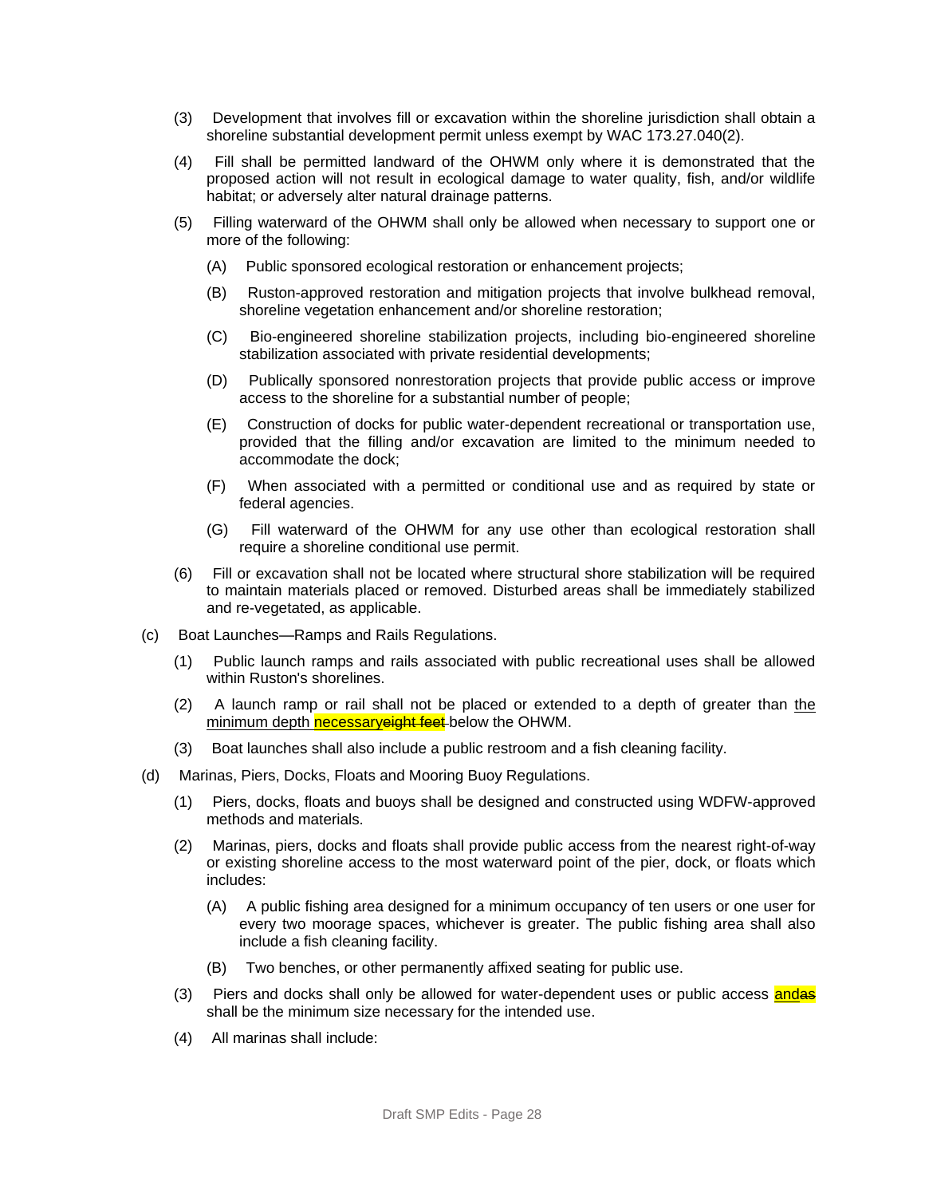(3) Development that involves fill or excavation within the shoreline jurisdiction shall obtain a shoreline substantial development permit unless exempt by WAC 173.27.040(2).

(4) Fill shall be permitted landward of the OHWM only where it is demonstrated that the proposed action will not result in ecological damage to water quality, fish, and/or wildlife habitat; or adversely alter natural drainage patterns.

(5) Filling waterward of the OHWM shall only be allowed when necessary to support one or more of the following:

(A) Public sponsored ecological restoration or enhancement projects;

(B) Ruston-approved restoration and mitigation projects that involve bulkhead removal, shoreline vegetation enhancement and/or shoreline restoration;

(C) Bio-engineered shoreline stabilization projects, including bio-engineered shoreline stabilization associated with private residential developments;

(D) Publically sponsored nonrestoration projects that provide public access or improve access to the shoreline for a substantial number of people;

(E) Construction of docks for public water-dependent recreational or transportation use, provided that the filling and/or excavation are limited to the minimum needed to accommodate the dock;

(F) When associated with a permitted or conditional use and as required by state or federal agencies.

(G) Fill waterward of the OHWM for any use other than ecological restoration shall require a shoreline conditional use permit.

(6) Fill or excavation shall not be located where structural shore stabilization will be required to maintain materials placed or removed. Disturbed areas shall be immediately stabilized and re-vegetated, as applicable.

(c) Boat Launches—Ramps and Rails Regulations.

(1) Public launch ramps and rails associated with public recreational uses shall be allowed within Ruston's shorelines.

(2) A launch ramp or rail shall not be placed or extended to a depth of greater than <u>the minimum depth necessary</u>~~eight feet~~ below the OHWM.

(3) Boat launches shall also include a public restroom and a fish cleaning facility.

(d) Marinas, Piers, Docks, Floats and Mooring Buoy Regulations.

(1) Piers, docks, floats and buoys shall be designed and constructed using WDFW-approved methods and materials.

(2) Marinas, piers, docks and floats shall provide public access from the nearest right-of-way or existing shoreline access to the most waterward point of the pier, dock, or floats which includes:

(A) A public fishing area designed for a minimum occupancy of ten users or one user for every two moorage spaces, whichever is greater. The public fishing area shall also include a fish cleaning facility.

(B) Two benches, or other permanently affixed seating for public use.

(3) Piers and docks shall only be allowed for water-dependent uses or public access <u>and</u>~~as~~ shall be the minimum size necessary for the intended use.

(4) All marinas shall include: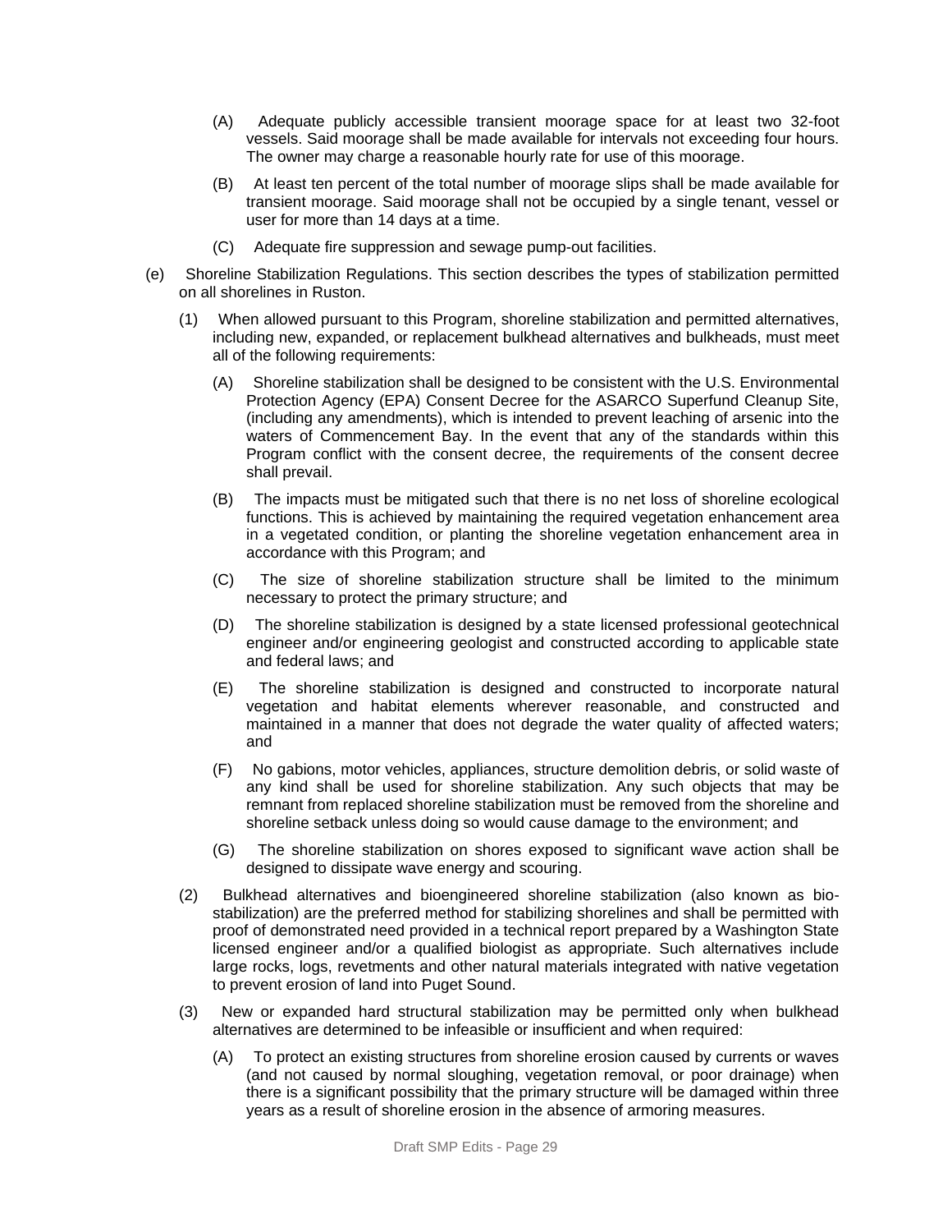(A) Adequate publicly accessible transient moorage space for at least two 32-foot vessels. Said moorage shall be made available for intervals not exceeding four hours. The owner may charge a reasonable hourly rate for use of this moorage.

(B) At least ten percent of the total number of moorage slips shall be made available for transient moorage. Said moorage shall not be occupied by a single tenant, vessel or user for more than 14 days at a time.

(C) Adequate fire suppression and sewage pump-out facilities.

(e) Shoreline Stabilization Regulations. This section describes the types of stabilization permitted on all shorelines in Ruston.

(1) When allowed pursuant to this Program, shoreline stabilization and permitted alternatives, including new, expanded, or replacement bulkhead alternatives and bulkheads, must meet all of the following requirements:

(A) Shoreline stabilization shall be designed to be consistent with the U.S. Environmental Protection Agency (EPA) Consent Decree for the ASARCO Superfund Cleanup Site, (including any amendments), which is intended to prevent leaching of arsenic into the waters of Commencement Bay. In the event that any of the standards within this Program conflict with the consent decree, the requirements of the consent decree shall prevail.

(B) The impacts must be mitigated such that there is no net loss of shoreline ecological functions. This is achieved by maintaining the required vegetation enhancement area in a vegetated condition, or planting the shoreline vegetation enhancement area in accordance with this Program; and

(C) The size of shoreline stabilization structure shall be limited to the minimum necessary to protect the primary structure; and

(D) The shoreline stabilization is designed by a state licensed professional geotechnical engineer and/or engineering geologist and constructed according to applicable state and federal laws; and

(E) The shoreline stabilization is designed and constructed to incorporate natural vegetation and habitat elements wherever reasonable, and constructed and maintained in a manner that does not degrade the water quality of affected waters; and

(F) No gabions, motor vehicles, appliances, structure demolition debris, or solid waste of any kind shall be used for shoreline stabilization. Any such objects that may be remnant from replaced shoreline stabilization must be removed from the shoreline and shoreline setback unless doing so would cause damage to the environment; and

(G) The shoreline stabilization on shores exposed to significant wave action shall be designed to dissipate wave energy and scouring.

(2) Bulkhead alternatives and bioengineered shoreline stabilization (also known as bio-stabilization) are the preferred method for stabilizing shorelines and shall be permitted with proof of demonstrated need provided in a technical report prepared by a Washington State licensed engineer and/or a qualified biologist as appropriate. Such alternatives include large rocks, logs, revetments and other natural materials integrated with native vegetation to prevent erosion of land into Puget Sound.

(3) New or expanded hard structural stabilization may be permitted only when bulkhead alternatives are determined to be infeasible or insufficient and when required:

(A) To protect an existing structures from shoreline erosion caused by currents or waves (and not caused by normal sloughing, vegetation removal, or poor drainage) when there is a significant possibility that the primary structure will be damaged within three years as a result of shoreline erosion in the absence of armoring measures.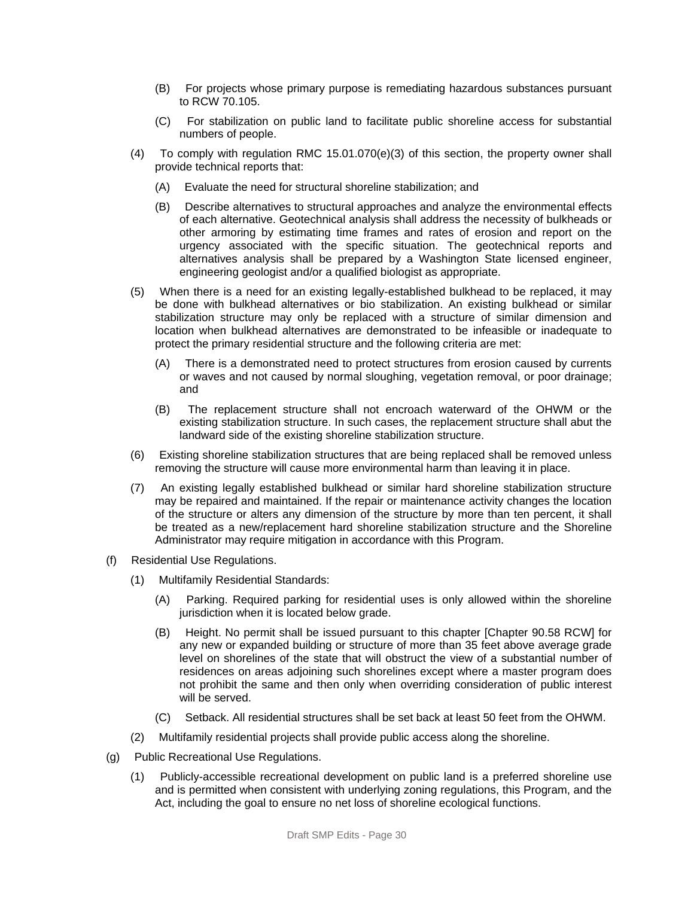(B) For projects whose primary purpose is remediating hazardous substances pursuant to RCW 70.105.

(C) For stabilization on public land to facilitate public shoreline access for substantial numbers of people.

(4) To comply with regulation RMC 15.01.070(e)(3) of this section, the property owner shall provide technical reports that:

(A) Evaluate the need for structural shoreline stabilization; and

(B) Describe alternatives to structural approaches and analyze the environmental effects of each alternative. Geotechnical analysis shall address the necessity of bulkheads or other armoring by estimating time frames and rates of erosion and report on the urgency associated with the specific situation. The geotechnical reports and alternatives analysis shall be prepared by a Washington State licensed engineer, engineering geologist and/or a qualified biologist as appropriate.

(5) When there is a need for an existing legally-established bulkhead to be replaced, it may be done with bulkhead alternatives or bio stabilization. An existing bulkhead or similar stabilization structure may only be replaced with a structure of similar dimension and location when bulkhead alternatives are demonstrated to be infeasible or inadequate to protect the primary residential structure and the following criteria are met:

(A) There is a demonstrated need to protect structures from erosion caused by currents or waves and not caused by normal sloughing, vegetation removal, or poor drainage; and

(B) The replacement structure shall not encroach waterward of the OHWM or the existing stabilization structure. In such cases, the replacement structure shall abut the landward side of the existing shoreline stabilization structure.

(6) Existing shoreline stabilization structures that are being replaced shall be removed unless removing the structure will cause more environmental harm than leaving it in place.

(7) An existing legally established bulkhead or similar hard shoreline stabilization structure may be repaired and maintained. If the repair or maintenance activity changes the location of the structure or alters any dimension of the structure by more than ten percent, it shall be treated as a new/replacement hard shoreline stabilization structure and the Shoreline Administrator may require mitigation in accordance with this Program.

(f) Residential Use Regulations.

(1) Multifamily Residential Standards:

(A) Parking. Required parking for residential uses is only allowed within the shoreline jurisdiction when it is located below grade.

(B) Height. No permit shall be issued pursuant to this chapter [Chapter 90.58 RCW] for any new or expanded building or structure of more than 35 feet above average grade level on shorelines of the state that will obstruct the view of a substantial number of residences on areas adjoining such shorelines except where a master program does not prohibit the same and then only when overriding consideration of public interest will be served.

(C) Setback. All residential structures shall be set back at least 50 feet from the OHWM.

(2) Multifamily residential projects shall provide public access along the shoreline.

(g) Public Recreational Use Regulations.

(1) Publicly-accessible recreational development on public land is a preferred shoreline use and is permitted when consistent with underlying zoning regulations, this Program, and the Act, including the goal to ensure no net loss of shoreline ecological functions.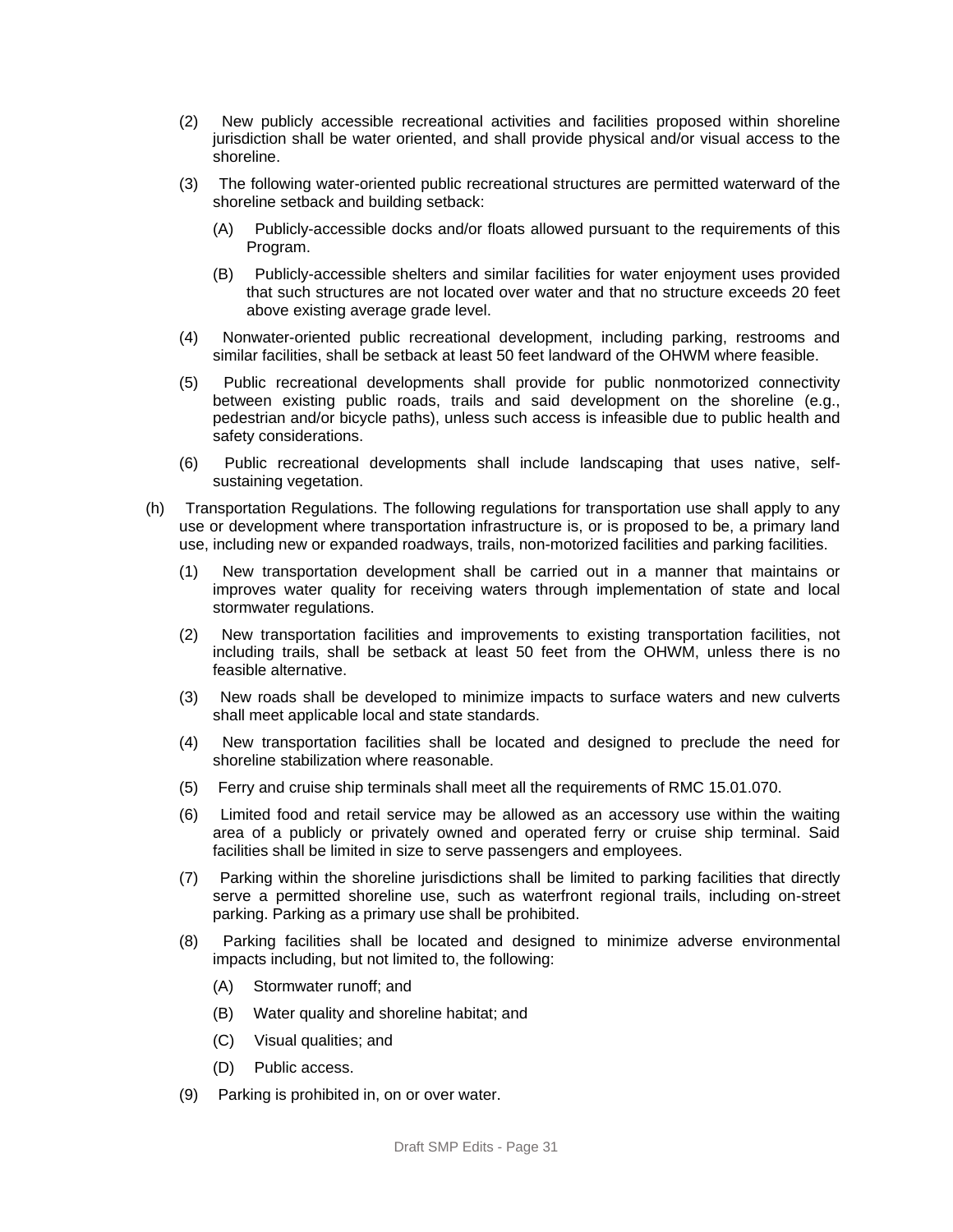(2) New publicly accessible recreational activities and facilities proposed within shoreline jurisdiction shall be water oriented, and shall provide physical and/or visual access to the shoreline.

(3) The following water-oriented public recreational structures are permitted waterward of the shoreline setback and building setback:

(A) Publicly-accessible docks and/or floats allowed pursuant to the requirements of this Program.

(B) Publicly-accessible shelters and similar facilities for water enjoyment uses provided that such structures are not located over water and that no structure exceeds 20 feet above existing average grade level.

(4) Nonwater-oriented public recreational development, including parking, restrooms and similar facilities, shall be setback at least 50 feet landward of the OHWM where feasible.

(5) Public recreational developments shall provide for public nonmotorized connectivity between existing public roads, trails and said development on the shoreline (e.g., pedestrian and/or bicycle paths), unless such access is infeasible due to public health and safety considerations.

(6) Public recreational developments shall include landscaping that uses native, self-sustaining vegetation.

(h) Transportation Regulations. The following regulations for transportation use shall apply to any use or development where transportation infrastructure is, or is proposed to be, a primary land use, including new or expanded roadways, trails, non-motorized facilities and parking facilities.

(1) New transportation development shall be carried out in a manner that maintains or improves water quality for receiving waters through implementation of state and local stormwater regulations.

(2) New transportation facilities and improvements to existing transportation facilities, not including trails, shall be setback at least 50 feet from the OHWM, unless there is no feasible alternative.

(3) New roads shall be developed to minimize impacts to surface waters and new culverts shall meet applicable local and state standards.

(4) New transportation facilities shall be located and designed to preclude the need for shoreline stabilization where reasonable.

(5) Ferry and cruise ship terminals shall meet all the requirements of RMC 15.01.070.

(6) Limited food and retail service may be allowed as an accessory use within the waiting area of a publicly or privately owned and operated ferry or cruise ship terminal. Said facilities shall be limited in size to serve passengers and employees.

(7) Parking within the shoreline jurisdictions shall be limited to parking facilities that directly serve a permitted shoreline use, such as waterfront regional trails, including on-street parking. Parking as a primary use shall be prohibited.

(8) Parking facilities shall be located and designed to minimize adverse environmental impacts including, but not limited to, the following:

(A) Stormwater runoff; and

(B) Water quality and shoreline habitat; and

(C) Visual qualities; and

(D) Public access.

(9) Parking is prohibited in, on or over water.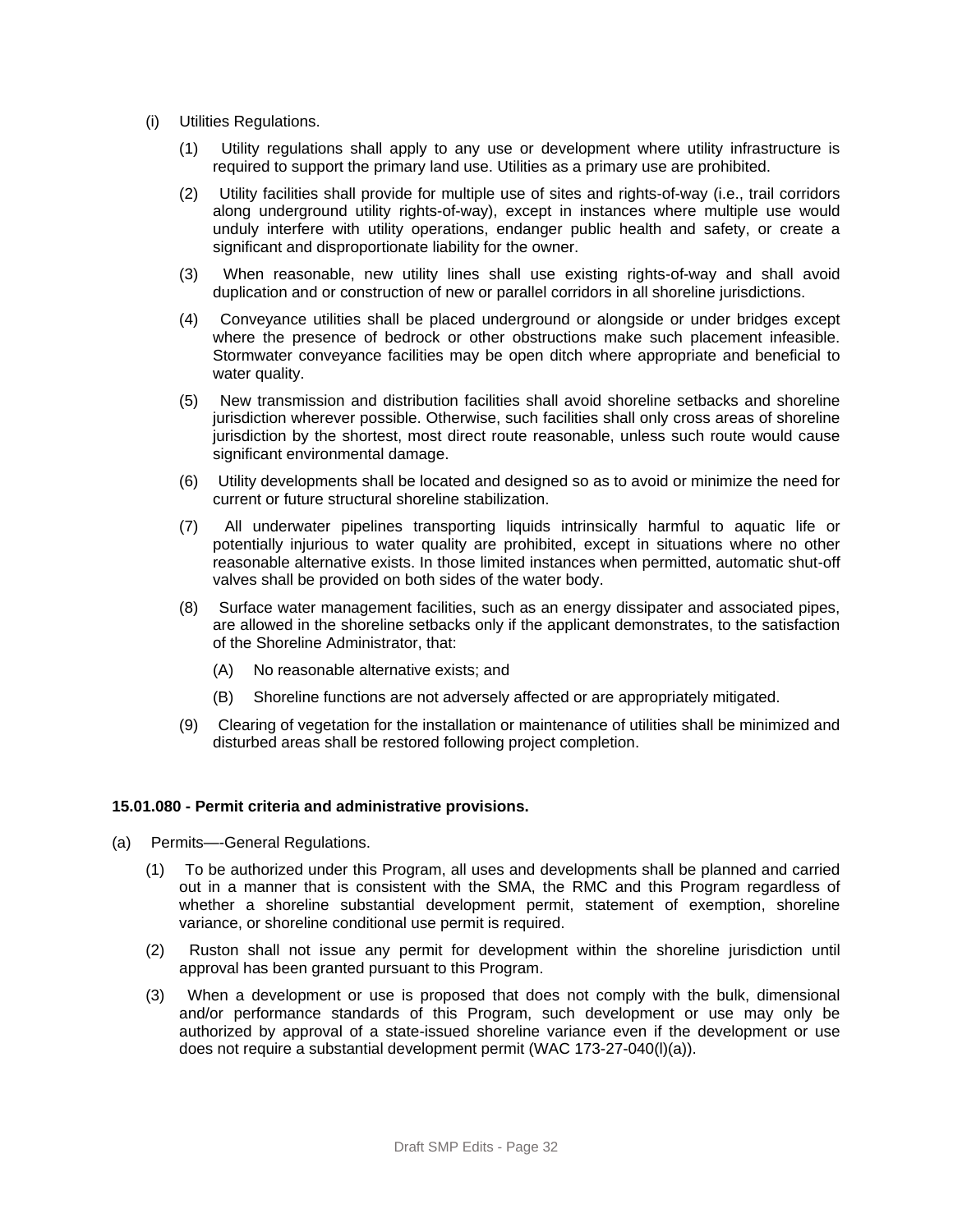(i) Utilities Regulations.

(1) Utility regulations shall apply to any use or development where utility infrastructure is required to support the primary land use. Utilities as a primary use are prohibited.

(2) Utility facilities shall provide for multiple use of sites and rights-of-way (i.e., trail corridors along underground utility rights-of-way), except in instances where multiple use would unduly interfere with utility operations, endanger public health and safety, or create a significant and disproportionate liability for the owner.

(3) When reasonable, new utility lines shall use existing rights-of-way and shall avoid duplication and or construction of new or parallel corridors in all shoreline jurisdictions.

(4) Conveyance utilities shall be placed underground or alongside or under bridges except where the presence of bedrock or other obstructions make such placement infeasible. Stormwater conveyance facilities may be open ditch where appropriate and beneficial to water quality.

(5) New transmission and distribution facilities shall avoid shoreline setbacks and shoreline jurisdiction wherever possible. Otherwise, such facilities shall only cross areas of shoreline jurisdiction by the shortest, most direct route reasonable, unless such route would cause significant environmental damage.

(6) Utility developments shall be located and designed so as to avoid or minimize the need for current or future structural shoreline stabilization.

(7) All underwater pipelines transporting liquids intrinsically harmful to aquatic life or potentially injurious to water quality are prohibited, except in situations where no other reasonable alternative exists. In those limited instances when permitted, automatic shut-off valves shall be provided on both sides of the water body.

(8) Surface water management facilities, such as an energy dissipater and associated pipes, are allowed in the shoreline setbacks only if the applicant demonstrates, to the satisfaction of the Shoreline Administrator, that:

(A) No reasonable alternative exists; and

(B) Shoreline functions are not adversely affected or are appropriately mitigated.

(9) Clearing of vegetation for the installation or maintenance of utilities shall be minimized and disturbed areas shall be restored following project completion.

**15.01.080 - Permit criteria and administrative provisions.**

(a) Permits—-General Regulations.

(1) To be authorized under this Program, all uses and developments shall be planned and carried out in a manner that is consistent with the SMA, the RMC and this Program regardless of whether a shoreline substantial development permit, statement of exemption, shoreline variance, or shoreline conditional use permit is required.

(2) Ruston shall not issue any permit for development within the shoreline jurisdiction until approval has been granted pursuant to this Program.

(3) When a development or use is proposed that does not comply with the bulk, dimensional and/or performance standards of this Program, such development or use may only be authorized by approval of a state-issued shoreline variance even if the development or use does not require a substantial development permit (WAC 173-27-040(l)(a)).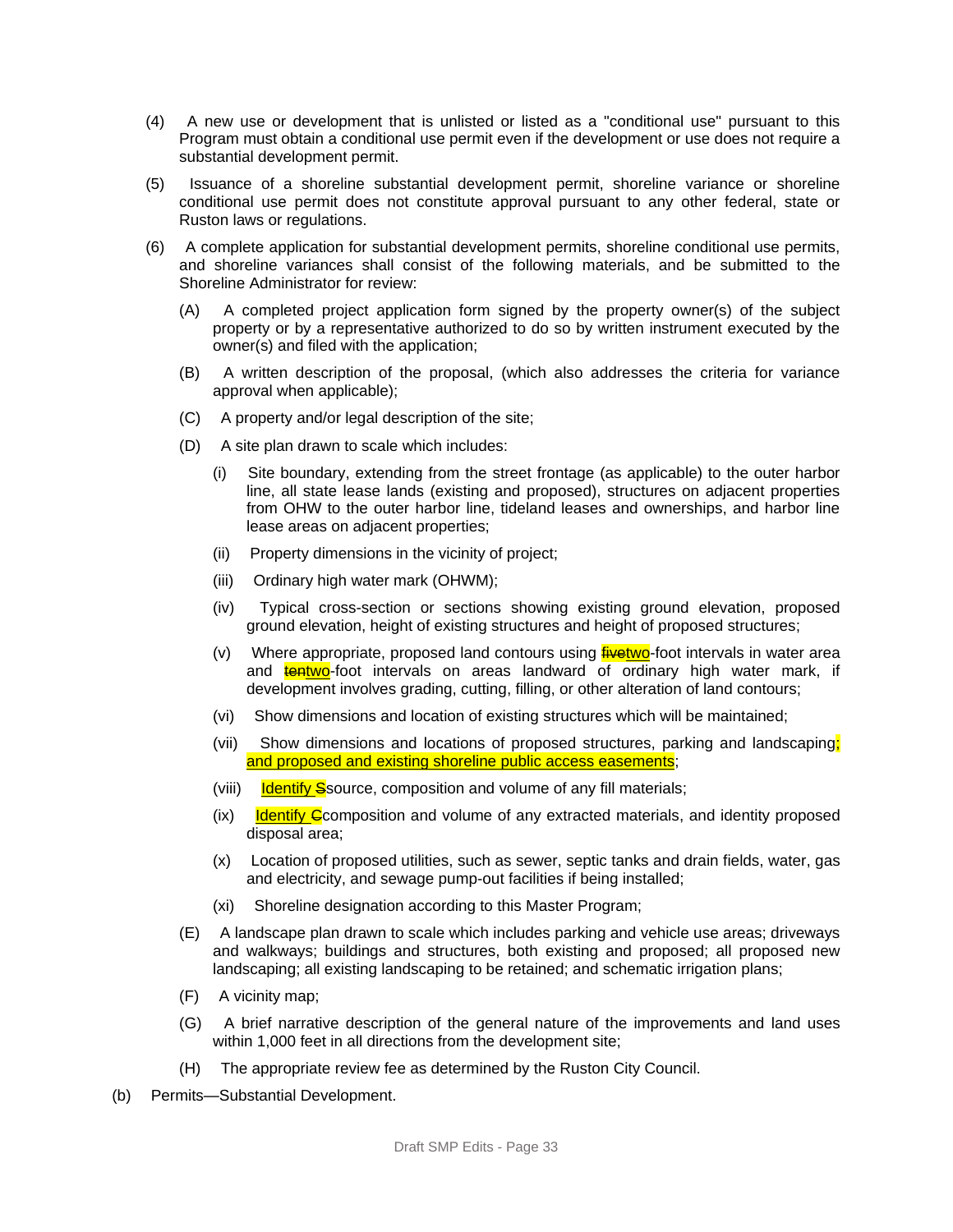(4) A new use or development that is unlisted or listed as a "conditional use" pursuant to this Program must obtain a conditional use permit even if the development or use does not require a substantial development permit.

(5) Issuance of a shoreline substantial development permit, shoreline variance or shoreline conditional use permit does not constitute approval pursuant to any other federal, state or Ruston laws or regulations.

(6) A complete application for substantial development permits, shoreline conditional use permits, and shoreline variances shall consist of the following materials, and be submitted to the Shoreline Administrator for review:

(A) A completed project application form signed by the property owner(s) of the subject property or by a representative authorized to do so by written instrument executed by the owner(s) and filed with the application;

(B) A written description of the proposal, (which also addresses the criteria for variance approval when applicable);

(C) A property and/or legal description of the site;

(D) A site plan drawn to scale which includes:

(i) Site boundary, extending from the street frontage (as applicable) to the outer harbor line, all state lease lands (existing and proposed), structures on adjacent properties from OHW to the outer harbor line, tideland leases and ownerships, and harbor line lease areas on adjacent properties;

(ii) Property dimensions in the vicinity of project;

(iii) Ordinary high water mark (OHWM);

(iv) Typical cross-section or sections showing existing ground elevation, proposed ground elevation, height of existing structures and height of proposed structures;

(v) Where appropriate, proposed land contours using ~~five~~two-foot intervals in water area and ~~ten~~two-foot intervals on areas landward of ordinary high water mark, if development involves grading, cutting, filling, or other alteration of land contours;

(vi) Show dimensions and location of existing structures which will be maintained;

(vii) Show dimensions and locations of proposed structures, parking and landscaping; and proposed and existing shoreline public access easements;

(viii) Identify ~~S~~source, composition and volume of any fill materials;

(ix) Identify ~~C~~composition and volume of any extracted materials, and identity proposed disposal area;

(x) Location of proposed utilities, such as sewer, septic tanks and drain fields, water, gas and electricity, and sewage pump-out facilities if being installed;

(xi) Shoreline designation according to this Master Program;

(E) A landscape plan drawn to scale which includes parking and vehicle use areas; driveways and walkways; buildings and structures, both existing and proposed; all proposed new landscaping; all existing landscaping to be retained; and schematic irrigation plans;

(F) A vicinity map;

(G) A brief narrative description of the general nature of the improvements and land uses within 1,000 feet in all directions from the development site;

(H) The appropriate review fee as determined by the Ruston City Council.

(b) Permits—Substantial Development.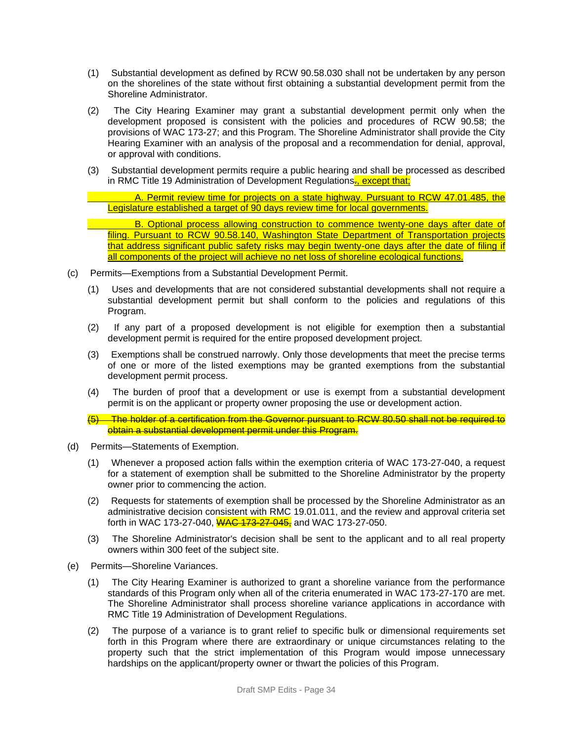(1) Substantial development as defined by RCW 90.58.030 shall not be undertaken by any person on the shorelines of the state without first obtaining a substantial development permit from the Shoreline Administrator.

(2) The City Hearing Examiner may grant a substantial development permit only when the development proposed is consistent with the policies and procedures of RCW 90.58; the provisions of WAC 173-27; and this Program. The Shoreline Administrator shall provide the City Hearing Examiner with an analysis of the proposal and a recommendation for denial, approval, or approval with conditions.

(3) Substantial development permits require a public hearing and shall be processed as described in RMC Title 19 Administration of Development Regulations~~.~~, except that;

A. Permit review time for projects on a state highway. Pursuant to RCW 47.01.485, the Legislature established a target of 90 days review time for local governments.

B. Optional process allowing construction to commence twenty-one days after date of filing. Pursuant to RCW 90.58.140, Washington State Department of Transportation projects that address significant public safety risks may begin twenty-one days after the date of filing if all components of the project will achieve no net loss of shoreline ecological functions.

(c) Permits—Exemptions from a Substantial Development Permit.

(1) Uses and developments that are not considered substantial developments shall not require a substantial development permit but shall conform to the policies and regulations of this Program.

(2) If any part of a proposed development is not eligible for exemption then a substantial development permit is required for the entire proposed development project.

(3) Exemptions shall be construed narrowly. Only those developments that meet the precise terms of one or more of the listed exemptions may be granted exemptions from the substantial development permit process.

(4) The burden of proof that a development or use is exempt from a substantial development permit is on the applicant or property owner proposing the use or development action.

~~(5) The holder of a certification from the Governor pursuant to RCW 80.50 shall not be required to obtain a substantial development permit under this Program.~~

(d) Permits—Statements of Exemption.

(1) Whenever a proposed action falls within the exemption criteria of WAC 173-27-040, a request for a statement of exemption shall be submitted to the Shoreline Administrator by the property owner prior to commencing the action.

(2) Requests for statements of exemption shall be processed by the Shoreline Administrator as an administrative decision consistent with RMC 19.01.011, and the review and approval criteria set forth in WAC 173-27-040, ~~WAC 173-27-045,~~ and WAC 173-27-050.

(3) The Shoreline Administrator's decision shall be sent to the applicant and to all real property owners within 300 feet of the subject site.

(e) Permits—Shoreline Variances.

(1) The City Hearing Examiner is authorized to grant a shoreline variance from the performance standards of this Program only when all of the criteria enumerated in WAC 173-27-170 are met. The Shoreline Administrator shall process shoreline variance applications in accordance with RMC Title 19 Administration of Development Regulations.

(2) The purpose of a variance is to grant relief to specific bulk or dimensional requirements set forth in this Program where there are extraordinary or unique circumstances relating to the property such that the strict implementation of this Program would impose unnecessary hardships on the applicant/property owner or thwart the policies of this Program.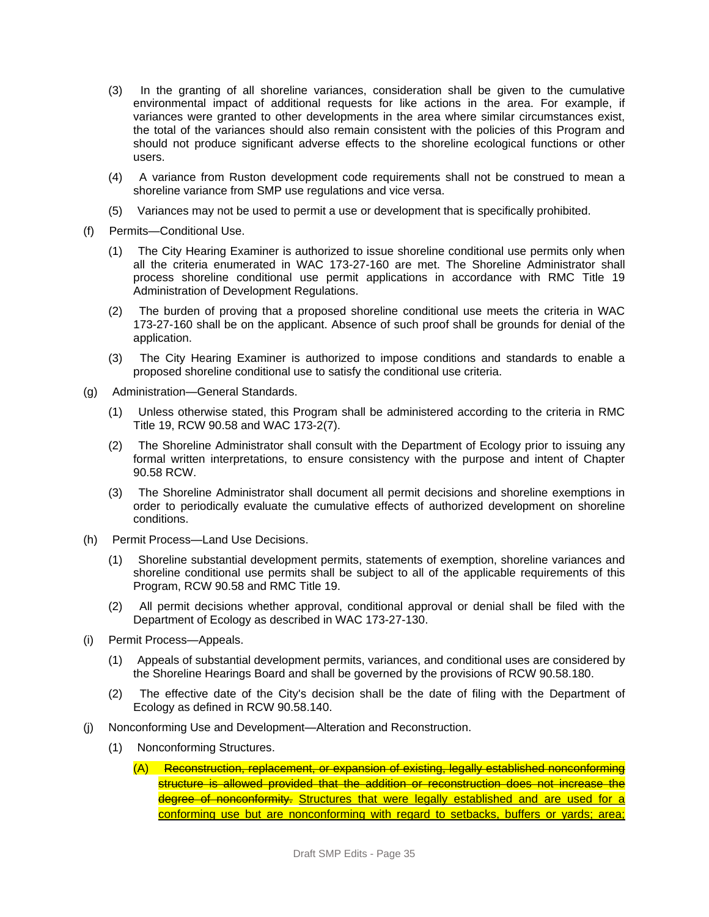(3) In the granting of all shoreline variances, consideration shall be given to the cumulative environmental impact of additional requests for like actions in the area. For example, if variances were granted to other developments in the area where similar circumstances exist, the total of the variances should also remain consistent with the policies of this Program and should not produce significant adverse effects to the shoreline ecological functions or other users.

(4) A variance from Ruston development code requirements shall not be construed to mean a shoreline variance from SMP use regulations and vice versa.

(5) Variances may not be used to permit a use or development that is specifically prohibited.

(f) Permits—Conditional Use.

(1) The City Hearing Examiner is authorized to issue shoreline conditional use permits only when all the criteria enumerated in WAC 173-27-160 are met. The Shoreline Administrator shall process shoreline conditional use permit applications in accordance with RMC Title 19 Administration of Development Regulations.

(2) The burden of proving that a proposed shoreline conditional use meets the criteria in WAC 173-27-160 shall be on the applicant. Absence of such proof shall be grounds for denial of the application.

(3) The City Hearing Examiner is authorized to impose conditions and standards to enable a proposed shoreline conditional use to satisfy the conditional use criteria.

(g) Administration—General Standards.

(1) Unless otherwise stated, this Program shall be administered according to the criteria in RMC Title 19, RCW 90.58 and WAC 173-2(7).

(2) The Shoreline Administrator shall consult with the Department of Ecology prior to issuing any formal written interpretations, to ensure consistency with the purpose and intent of Chapter 90.58 RCW.

(3) The Shoreline Administrator shall document all permit decisions and shoreline exemptions in order to periodically evaluate the cumulative effects of authorized development on shoreline conditions.

(h) Permit Process—Land Use Decisions.

(1) Shoreline substantial development permits, statements of exemption, shoreline variances and shoreline conditional use permits shall be subject to all of the applicable requirements of this Program, RCW 90.58 and RMC Title 19.

(2) All permit decisions whether approval, conditional approval or denial shall be filed with the Department of Ecology as described in WAC 173-27-130.

(i) Permit Process—Appeals.

(1) Appeals of substantial development permits, variances, and conditional uses are considered by the Shoreline Hearings Board and shall be governed by the provisions of RCW 90.58.180.

(2) The effective date of the City's decision shall be the date of filing with the Department of Ecology as defined in RCW 90.58.140.

(j) Nonconforming Use and Development—Alteration and Reconstruction.

(1) Nonconforming Structures.

(A) ~~Reconstruction, replacement, or expansion of existing, legally established nonconforming structure is allowed provided that the addition or reconstruction does not increase the degree of nonconformity.~~ <u>Structures that were legally established and are used for a conforming use but are nonconforming with regard to setbacks, buffers or yards; area;</u>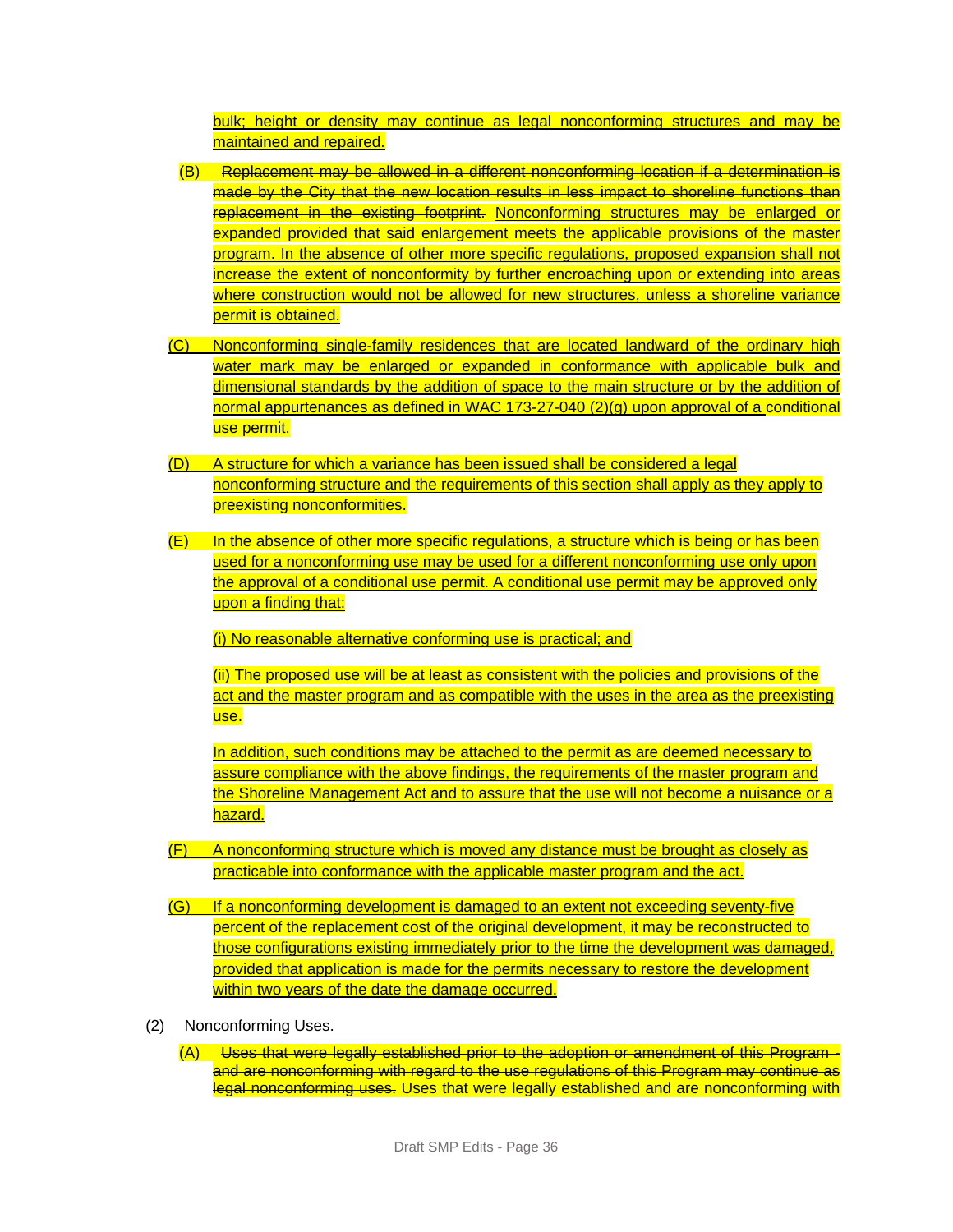bulk; height or density may continue as legal nonconforming structures and may be maintained and repaired.

(B) ~~Replacement may be allowed in a different nonconforming location if a determination is made by the City that the new location results in less impact to shoreline functions than replacement in the existing footprint.~~ Nonconforming structures may be enlarged or expanded provided that said enlargement meets the applicable provisions of the master program. In the absence of other more specific regulations, proposed expansion shall not increase the extent of nonconformity by further encroaching upon or extending into areas where construction would not be allowed for new structures, unless a shoreline variance permit is obtained.

(C) Nonconforming single-family residences that are located landward of the ordinary high water mark may be enlarged or expanded in conformance with applicable bulk and dimensional standards by the addition of space to the main structure or by the addition of normal appurtenances as defined in WAC 173-27-040 (2)(g) upon approval of a conditional use permit.

(D) A structure for which a variance has been issued shall be considered a legal nonconforming structure and the requirements of this section shall apply as they apply to preexisting nonconformities.

(E) In the absence of other more specific regulations, a structure which is being or has been used for a nonconforming use may be used for a different nonconforming use only upon the approval of a conditional use permit. A conditional use permit may be approved only upon a finding that:

(i) No reasonable alternative conforming use is practical; and

(ii) The proposed use will be at least as consistent with the policies and provisions of the act and the master program and as compatible with the uses in the area as the preexisting use.

In addition, such conditions may be attached to the permit as are deemed necessary to assure compliance with the above findings, the requirements of the master program and the Shoreline Management Act and to assure that the use will not become a nuisance or a hazard.

(F) A nonconforming structure which is moved any distance must be brought as closely as practicable into conformance with the applicable master program and the act.

(G) If a nonconforming development is damaged to an extent not exceeding seventy-five percent of the replacement cost of the original development, it may be reconstructed to those configurations existing immediately prior to the time the development was damaged, provided that application is made for the permits necessary to restore the development within two years of the date the damage occurred.

(2) Nonconforming Uses.

(A) ~~Uses that were legally established prior to the adoption or amendment of this Program and are nonconforming with regard to the use regulations of this Program may continue as legal nonconforming uses.~~ Uses that were legally established and are nonconforming with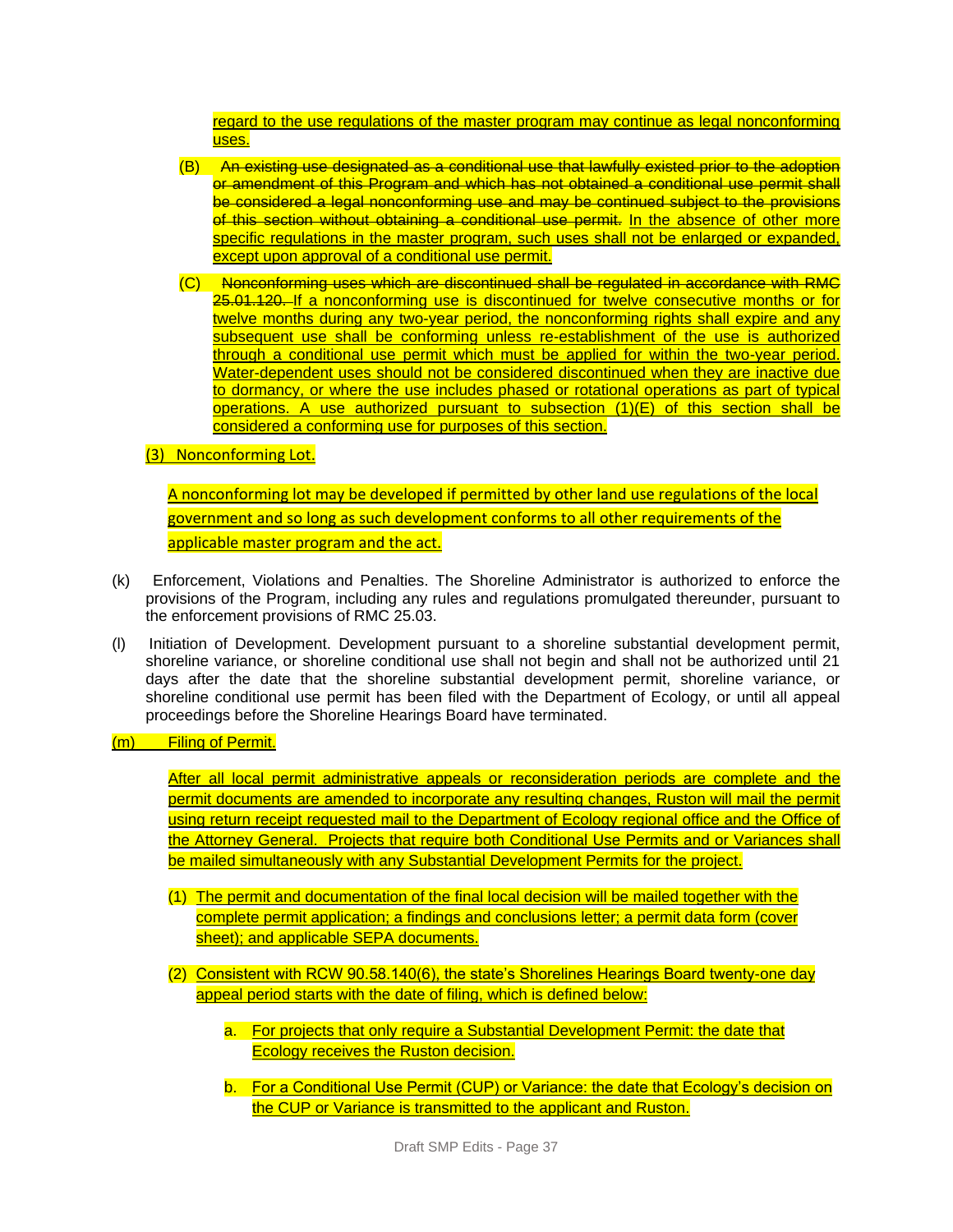regard to the use regulations of the master program may continue as legal nonconforming uses.

(B) ~~An existing use designated as a conditional use that lawfully existed prior to the adoption or amendment of this Program and which has not obtained a conditional use permit shall be considered a legal nonconforming use and may be continued subject to the provisions of this section without obtaining a conditional use permit.~~ In the absence of other more specific regulations in the master program, such uses shall not be enlarged or expanded, except upon approval of a conditional use permit.

(C) ~~Nonconforming uses which are discontinued shall be regulated in accordance with RMC 25.01.120.~~ If a nonconforming use is discontinued for twelve consecutive months or for twelve months during any two-year period, the nonconforming rights shall expire and any subsequent use shall be conforming unless re-establishment of the use is authorized through a conditional use permit which must be applied for within the two-year period. Water-dependent uses should not be considered discontinued when they are inactive due to dormancy, or where the use includes phased or rotational operations as part of typical operations. A use authorized pursuant to subsection (1)(E) of this section shall be considered a conforming use for purposes of this section.

(3) Nonconforming Lot.

A nonconforming lot may be developed if permitted by other land use regulations of the local government and so long as such development conforms to all other requirements of the applicable master program and the act.

(k) Enforcement, Violations and Penalties. The Shoreline Administrator is authorized to enforce the provisions of the Program, including any rules and regulations promulgated thereunder, pursuant to the enforcement provisions of RMC 25.03.

(l) Initiation of Development. Development pursuant to a shoreline substantial development permit, shoreline variance, or shoreline conditional use shall not begin and shall not be authorized until 21 days after the date that the shoreline substantial development permit, shoreline variance, or shoreline conditional use permit has been filed with the Department of Ecology, or until all appeal proceedings before the Shoreline Hearings Board have terminated.

(m) Filing of Permit.

After all local permit administrative appeals or reconsideration periods are complete and the permit documents are amended to incorporate any resulting changes, Ruston will mail the permit using return receipt requested mail to the Department of Ecology regional office and the Office of the Attorney General. Projects that require both Conditional Use Permits and or Variances shall be mailed simultaneously with any Substantial Development Permits for the project.

(1) The permit and documentation of the final local decision will be mailed together with the complete permit application; a findings and conclusions letter; a permit data form (cover sheet); and applicable SEPA documents.

(2) Consistent with RCW 90.58.140(6), the state's Shorelines Hearings Board twenty-one day appeal period starts with the date of filing, which is defined below:

a. For projects that only require a Substantial Development Permit: the date that Ecology receives the Ruston decision.

b. For a Conditional Use Permit (CUP) or Variance: the date that Ecology's decision on the CUP or Variance is transmitted to the applicant and Ruston.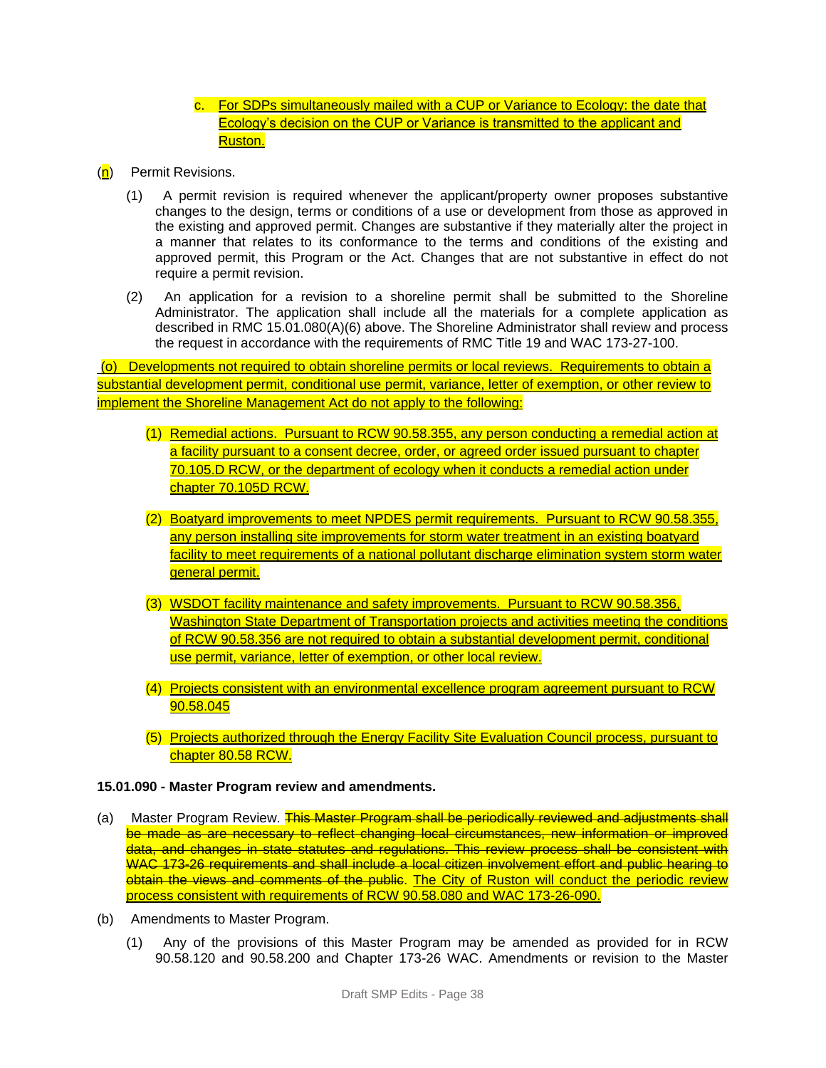c. For SDPs simultaneously mailed with a CUP or Variance to Ecology: the date that Ecology's decision on the CUP or Variance is transmitted to the applicant and Ruston.

(n) Permit Revisions.

(1) A permit revision is required whenever the applicant/property owner proposes substantive changes to the design, terms or conditions of a use or development from those as approved in the existing and approved permit. Changes are substantive if they materially alter the project in a manner that relates to its conformance to the terms and conditions of the existing and approved permit, this Program or the Act. Changes that are not substantive in effect do not require a permit revision.

(2) An application for a revision to a shoreline permit shall be submitted to the Shoreline Administrator. The application shall include all the materials for a complete application as described in RMC 15.01.080(A)(6) above. The Shoreline Administrator shall review and process the request in accordance with the requirements of RMC Title 19 and WAC 173-27-100.

(o) Developments not required to obtain shoreline permits or local reviews. Requirements to obtain a substantial development permit, conditional use permit, variance, letter of exemption, or other review to implement the Shoreline Management Act do not apply to the following:

(1) Remedial actions. Pursuant to RCW 90.58.355, any person conducting a remedial action at a facility pursuant to a consent decree, order, or agreed order issued pursuant to chapter 70.105.D RCW, or the department of ecology when it conducts a remedial action under chapter 70.105D RCW.

(2) Boatyard improvements to meet NPDES permit requirements. Pursuant to RCW 90.58.355, any person installing site improvements for storm water treatment in an existing boatyard facility to meet requirements of a national pollutant discharge elimination system storm water general permit.

(3) WSDOT facility maintenance and safety improvements. Pursuant to RCW 90.58.356, Washington State Department of Transportation projects and activities meeting the conditions of RCW 90.58.356 are not required to obtain a substantial development permit, conditional use permit, variance, letter of exemption, or other local review.

(4) Projects consistent with an environmental excellence program agreement pursuant to RCW 90.58.045

(5) Projects authorized through the Energy Facility Site Evaluation Council process, pursuant to chapter 80.58 RCW.

**15.01.090 - Master Program review and amendments.**

(a) Master Program Review. ~~This Master Program shall be periodically reviewed and adjustments shall be made as are necessary to reflect changing local circumstances, new information or improved data, and changes in state statutes and regulations. This review process shall be consistent with WAC 173-26 requirements and shall include a local citizen involvement effort and public hearing to obtain the views and comments of the public~~. The City of Ruston will conduct the periodic review process consistent with requirements of RCW 90.58.080 and WAC 173-26-090.

(b) Amendments to Master Program.

(1) Any of the provisions of this Master Program may be amended as provided for in RCW 90.58.120 and 90.58.200 and Chapter 173-26 WAC. Amendments or revision to the Master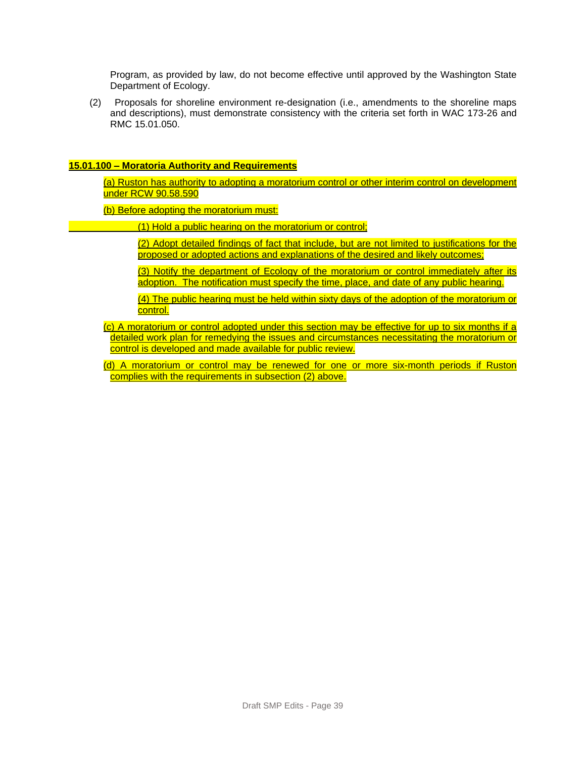Program, as provided by law, do not become effective until approved by the Washington State Department of Ecology.

(2) Proposals for shoreline environment re-designation (i.e., amendments to the shoreline maps and descriptions), must demonstrate consistency with the criteria set forth in WAC 173-26 and RMC 15.01.050.

**15.01.100 – Moratoria Authority and Requirements**

(a) Ruston has authority to adopting a moratorium control or other interim control on development under RCW 90.58.590

(b) Before adopting the moratorium must:

(1) Hold a public hearing on the moratorium or control;

(2) Adopt detailed findings of fact that include, but are not limited to justifications for the proposed or adopted actions and explanations of the desired and likely outcomes;

(3) Notify the department of Ecology of the moratorium or control immediately after its adoption. The notification must specify the time, place, and date of any public hearing.

(4) The public hearing must be held within sixty days of the adoption of the moratorium or control.

(c) A moratorium or control adopted under this section may be effective for up to six months if a detailed work plan for remedying the issues and circumstances necessitating the moratorium or control is developed and made available for public review.

(d) A moratorium or control may be renewed for one or more six-month periods if Ruston complies with the requirements in subsection (2) above.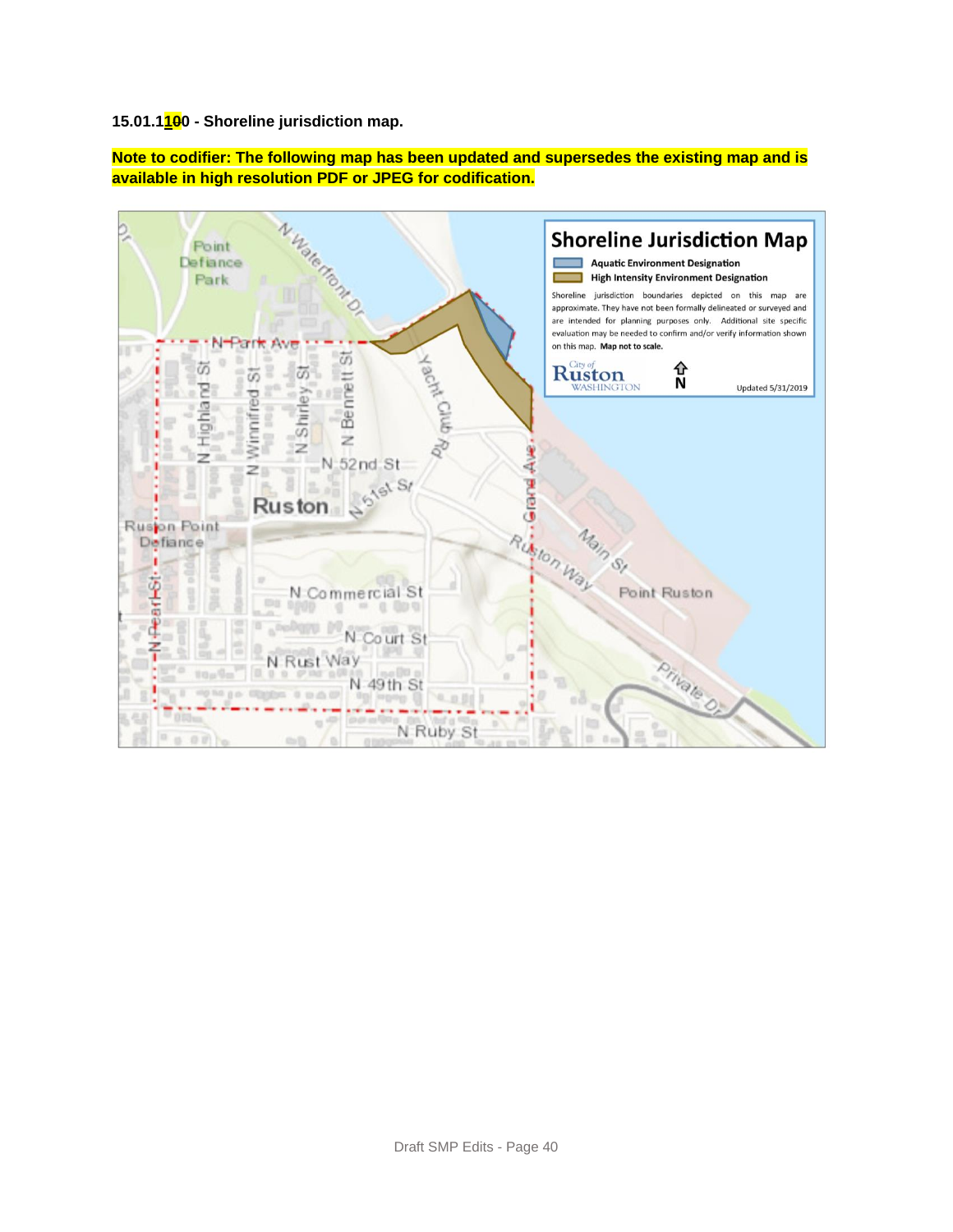**15.01.11~~0~~0 - Shoreline jurisdiction map.**

**Note to codifier: The following map has been updated and supersedes the existing map and is available in high resolution PDF or JPEG for codification.**

Shoreline Jurisdiction Map

Aquatic Environment Designation

High Intensity Environment Designation

Shoreline jurisdiction boundaries depicted on this map are approximate. They have not been formally delineated or surveyed and are intended for planning purposes only. Additional site specific evaluation may be needed to confirm and/or verify information shown on this map. **Map not to scale.**

City of Ruston WASHINGTON

N

Updated 5/31/2019